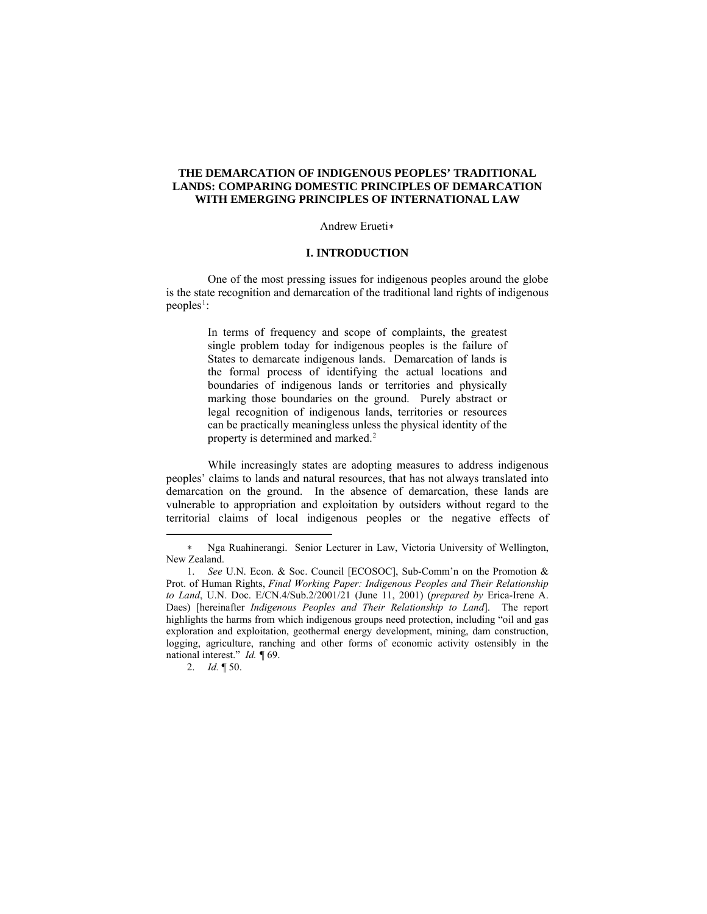# THE DEMARCATION OF INDIGENOUS PEOPLES' TRADITIONAL LANDS: COMPARING DOMESTIC PRINCIPLES OF DEMARCATION WITH EMERGING PRINCIPLES OF INTERNATIONAL LAW

Andrew Erueti*

## I. INTRODUCTION

One of the most pressing issues for indigenous peoples around the globe is the state recognition and demarcation of the traditional land rights of indigenous peoples[1]:

> In terms of frequency and scope of complaints, the greatest single problem today for indigenous peoples is the failure of States to demarcate indigenous lands. Demarcation of lands is the formal process of identifying the actual locations and boundaries of indigenous lands or territories and physically marking those boundaries on the ground. Purely abstract or legal recognition of indigenous lands, territories or resources can be practically meaningless unless the physical identity of the property is determined and marked.[2]

While increasingly states are adopting measures to address indigenous peoples' claims to lands and natural resources, that has not always translated into demarcation on the ground. In the absence of demarcation, these lands are vulnerable to appropriation and exploitation by outsiders without regard to the territorial claims of local indigenous peoples or the negative effects of

---

\* Nga Ruahinerangi. Senior Lecturer in Law, Victoria University of Wellington, New Zealand.

1. *See* U.N. Econ. & Soc. Council [ECOSOC], Sub-Comm'n on the Promotion & Prot. of Human Rights, *Final Working Paper: Indigenous Peoples and Their Relationship to Land*, U.N. Doc. E/CN.4/Sub.2/2001/21 (June 11, 2001) (*prepared by* Erica-Irene A. Daes) [hereinafter *Indigenous Peoples and Their Relationship to Land*]. The report highlights the harms from which indigenous groups need protection, including "oil and gas exploration and exploitation, geothermal energy development, mining, dam construction, logging, agriculture, ranching and other forms of economic activity ostensibly in the national interest." *Id.* ¶ 69.

2. *Id.* ¶ 50.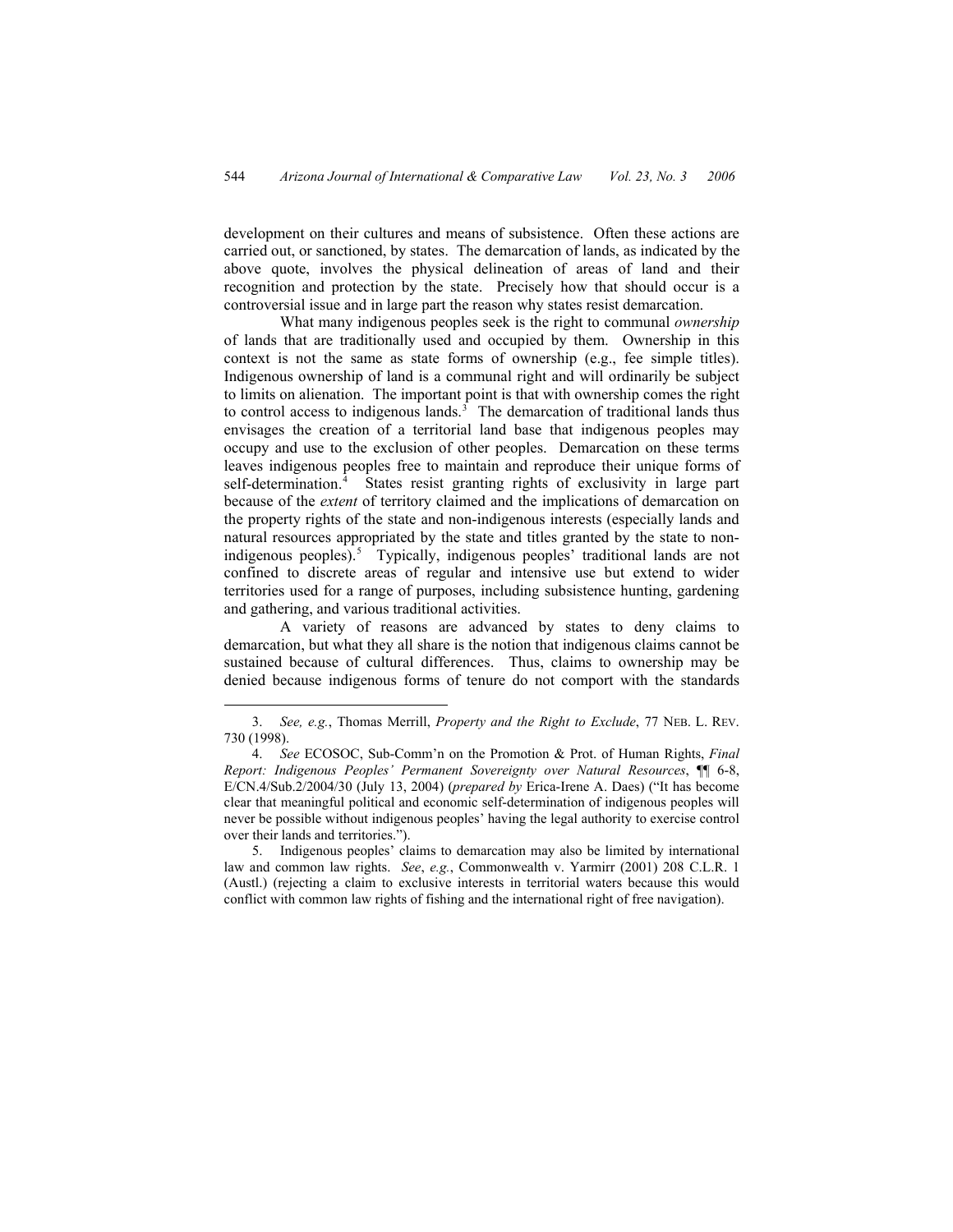development on their cultures and means of subsistence. Often these actions are carried out, or sanctioned, by states. The demarcation of lands, as indicated by the above quote, involves the physical delineation of areas of land and their recognition and protection by the state. Precisely how that should occur is a controversial issue and in large part the reason why states resist demarcation.

What many indigenous peoples seek is the right to communal *ownership* of lands that are traditionally used and occupied by them. Ownership in this context is not the same as state forms of ownership (e.g., fee simple titles). Indigenous ownership of land is a communal right and will ordinarily be subject to limits on alienation. The important point is that with ownership comes the right to control access to indigenous lands.[3] The demarcation of traditional lands thus envisages the creation of a territorial land base that indigenous peoples may occupy and use to the exclusion of other peoples. Demarcation on these terms leaves indigenous peoples free to maintain and reproduce their unique forms of self-determination.[4] States resist granting rights of exclusivity in large part because of the *extent* of territory claimed and the implications of demarcation on the property rights of the state and non-indigenous interests (especially lands and natural resources appropriated by the state and titles granted by the state to non-indigenous peoples).[5] Typically, indigenous peoples' traditional lands are not confined to discrete areas of regular and intensive use but extend to wider territories used for a range of purposes, including subsistence hunting, gardening and gathering, and various traditional activities.

A variety of reasons are advanced by states to deny claims to demarcation, but what they all share is the notion that indigenous claims cannot be sustained because of cultural differences. Thus, claims to ownership may be denied because indigenous forms of tenure do not comport with the standards

---

3. *See, e.g.*, Thomas Merrill, *Property and the Right to Exclude*, 77 NEB. L. REV. 730 (1998).

4. *See* ECOSOC, Sub-Comm'n on the Promotion & Prot. of Human Rights, *Final Report: Indigenous Peoples' Permanent Sovereignty over Natural Resources*, ¶¶ 6-8, E/CN.4/Sub.2/2004/30 (July 13, 2004) (*prepared by* Erica-Irene A. Daes) ("It has become clear that meaningful political and economic self-determination of indigenous peoples will never be possible without indigenous peoples' having the legal authority to exercise control over their lands and territories.").

5. Indigenous peoples' claims to demarcation may also be limited by international law and common law rights. *See*, *e.g.*, Commonwealth v. Yarmirr (2001) 208 C.L.R. 1 (Austl.) (rejecting a claim to exclusive interests in territorial waters because this would conflict with common law rights of fishing and the international right of free navigation).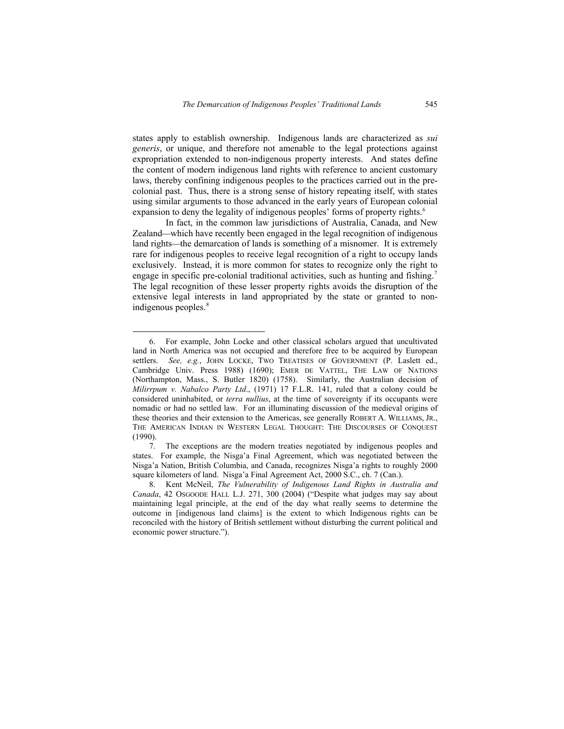states apply to establish ownership. Indigenous lands are characterized as *sui generis*, or unique, and therefore not amenable to the legal protections against expropriation extended to non-indigenous property interests. And states define the content of modern indigenous land rights with reference to ancient customary laws, thereby confining indigenous peoples to the practices carried out in the pre-colonial past. Thus, there is a strong sense of history repeating itself, with states using similar arguments to those advanced in the early years of European colonial expansion to deny the legality of indigenous peoples' forms of property rights.[6]

In fact, in the common law jurisdictions of Australia, Canada, and New Zealand—which have recently been engaged in the legal recognition of indigenous land rights—the demarcation of lands is something of a misnomer. It is extremely rare for indigenous peoples to receive legal recognition of a right to occupy lands exclusively. Instead, it is more common for states to recognize only the right to engage in specific pre-colonial traditional activities, such as hunting and fishing.[7] The legal recognition of these lesser property rights avoids the disruption of the extensive legal interests in land appropriated by the state or granted to non-indigenous peoples.[8]

---

6. For example, John Locke and other classical scholars argued that uncultivated land in North America was not occupied and therefore free to be acquired by European settlers. *See, e.g.*, JOHN LOCKE, TWO TREATISES OF GOVERNMENT (P. Laslett ed., Cambridge Univ. Press 1988) (1690); EMER DE VATTEL, THE LAW OF NATIONS (Northampton, Mass., S. Butler 1820) (1758). Similarly, the Australian decision of *Milirrpum v. Nabalco Party Ltd*., (1971) 17 F.L.R. 141, ruled that a colony could be considered uninhabited, or *terra nullius*, at the time of sovereignty if its occupants were nomadic or had no settled law. For an illuminating discussion of the medieval origins of these theories and their extension to the Americas, see generally ROBERT A. WILLIAMS, JR., THE AMERICAN INDIAN IN WESTERN LEGAL THOUGHT: THE DISCOURSES OF CONQUEST (1990).

7. The exceptions are the modern treaties negotiated by indigenous peoples and states. For example, the Nisga'a Final Agreement, which was negotiated between the Nisga'a Nation, British Columbia, and Canada, recognizes Nisga'a rights to roughly 2000 square kilometers of land. Nisga'a Final Agreement Act, 2000 S.C., ch. 7 (Can.).

8. Kent McNeil, *The Vulnerability of Indigenous Land Rights in Australia and Canada*, 42 OSGOODE HALL L.J. 271, 300 (2004) ("Despite what judges may say about maintaining legal principle, at the end of the day what really seems to determine the outcome in [indigenous land claims] is the extent to which Indigenous rights can be reconciled with the history of British settlement without disturbing the current political and economic power structure.").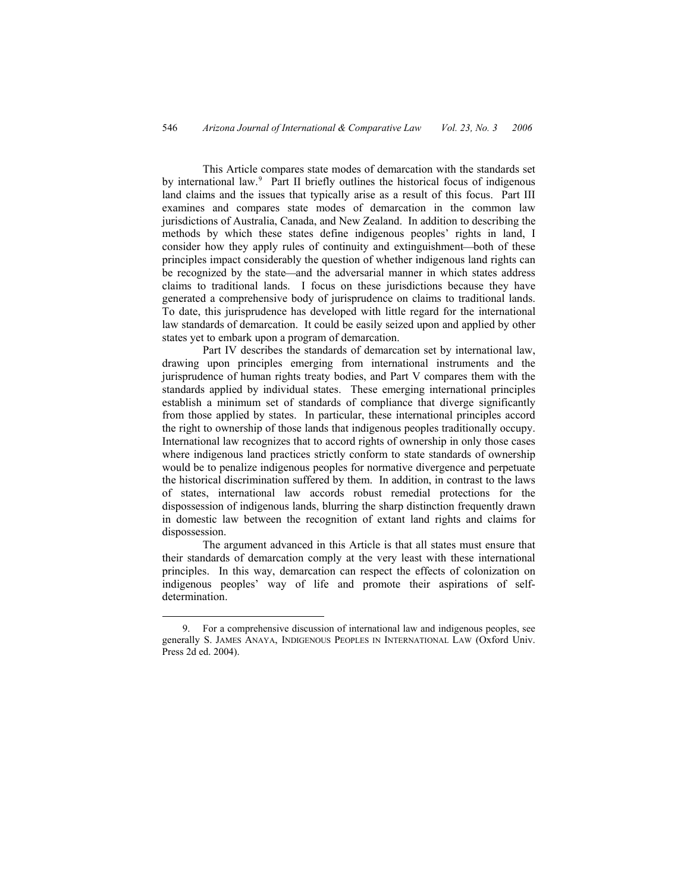This Article compares state modes of demarcation with the standards set by international law.[9] Part II briefly outlines the historical focus of indigenous land claims and the issues that typically arise as a result of this focus. Part III examines and compares state modes of demarcation in the common law jurisdictions of Australia, Canada, and New Zealand. In addition to describing the methods by which these states define indigenous peoples' rights in land, I consider how they apply rules of continuity and extinguishment—both of these principles impact considerably the question of whether indigenous land rights can be recognized by the state—and the adversarial manner in which states address claims to traditional lands. I focus on these jurisdictions because they have generated a comprehensive body of jurisprudence on claims to traditional lands. To date, this jurisprudence has developed with little regard for the international law standards of demarcation. It could be easily seized upon and applied by other states yet to embark upon a program of demarcation.

Part IV describes the standards of demarcation set by international law, drawing upon principles emerging from international instruments and the jurisprudence of human rights treaty bodies, and Part V compares them with the standards applied by individual states. These emerging international principles establish a minimum set of standards of compliance that diverge significantly from those applied by states. In particular, these international principles accord the right to ownership of those lands that indigenous peoples traditionally occupy. International law recognizes that to accord rights of ownership in only those cases where indigenous land practices strictly conform to state standards of ownership would be to penalize indigenous peoples for normative divergence and perpetuate the historical discrimination suffered by them. In addition, in contrast to the laws of states, international law accords robust remedial protections for the dispossession of indigenous lands, blurring the sharp distinction frequently drawn in domestic law between the recognition of extant land rights and claims for dispossession.

The argument advanced in this Article is that all states must ensure that their standards of demarcation comply at the very least with these international principles. In this way, demarcation can respect the effects of colonization on indigenous peoples' way of life and promote their aspirations of self-determination.

---

9. For a comprehensive discussion of international law and indigenous peoples, see generally S. JAMES ANAYA, INDIGENOUS PEOPLES IN INTERNATIONAL LAW (Oxford Univ. Press 2d ed. 2004).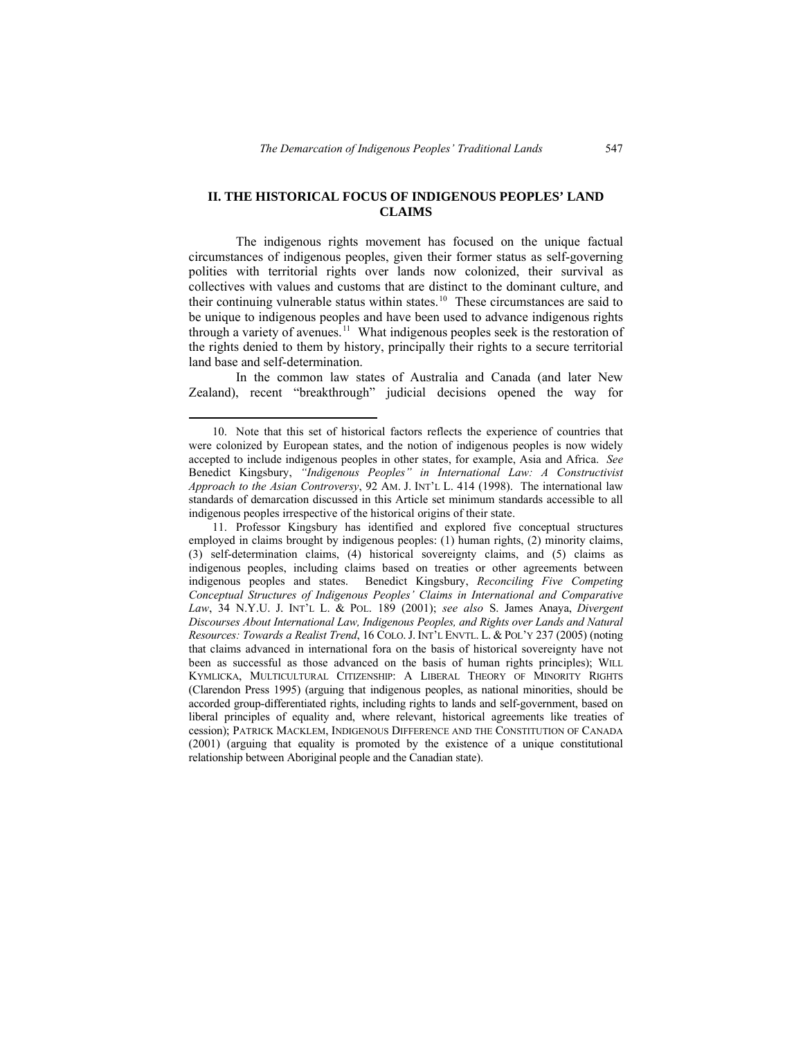## II. THE HISTORICAL FOCUS OF INDIGENOUS PEOPLES' LAND CLAIMS

The indigenous rights movement has focused on the unique factual circumstances of indigenous peoples, given their former status as self-governing polities with territorial rights over lands now colonized, their survival as collectives with values and customs that are distinct to the dominant culture, and their continuing vulnerable status within states.[10] These circumstances are said to be unique to indigenous peoples and have been used to advance indigenous rights through a variety of avenues.[11] What indigenous peoples seek is the restoration of the rights denied to them by history, principally their rights to a secure territorial land base and self-determination.

In the common law states of Australia and Canada (and later New Zealand), recent "breakthrough" judicial decisions opened the way for

---

10. Note that this set of historical factors reflects the experience of countries that were colonized by European states, and the notion of indigenous peoples is now widely accepted to include indigenous peoples in other states, for example, Asia and Africa. *See* Benedict Kingsbury, *"Indigenous Peoples" in International Law: A Constructivist Approach to the Asian Controversy*, 92 AM. J. INT'L L. 414 (1998). The international law standards of demarcation discussed in this Article set minimum standards accessible to all indigenous peoples irrespective of the historical origins of their state.

11. Professor Kingsbury has identified and explored five conceptual structures employed in claims brought by indigenous peoples: (1) human rights, (2) minority claims, (3) self-determination claims, (4) historical sovereignty claims, and (5) claims as indigenous peoples, including claims based on treaties or other agreements between indigenous peoples and states. Benedict Kingsbury, *Reconciling Five Competing Conceptual Structures of Indigenous Peoples' Claims in International and Comparative Law*, 34 N.Y.U. J. INT'L L. & POL. 189 (2001); *see also* S. James Anaya, *Divergent Discourses About International Law, Indigenous Peoples, and Rights over Lands and Natural Resources: Towards a Realist Trend*, 16 COLO. J. INT'L ENVTL. L. & POL'Y 237 (2005) (noting that claims advanced in international fora on the basis of historical sovereignty have not been as successful as those advanced on the basis of human rights principles); WILL KYMLICKA, MULTICULTURAL CITIZENSHIP: A LIBERAL THEORY OF MINORITY RIGHTS (Clarendon Press 1995) (arguing that indigenous peoples, as national minorities, should be accorded group-differentiated rights, including rights to lands and self-government, based on liberal principles of equality and, where relevant, historical agreements like treaties of cession); PATRICK MACKLEM, INDIGENOUS DIFFERENCE AND THE CONSTITUTION OF CANADA (2001) (arguing that equality is promoted by the existence of a unique constitutional relationship between Aboriginal people and the Canadian state).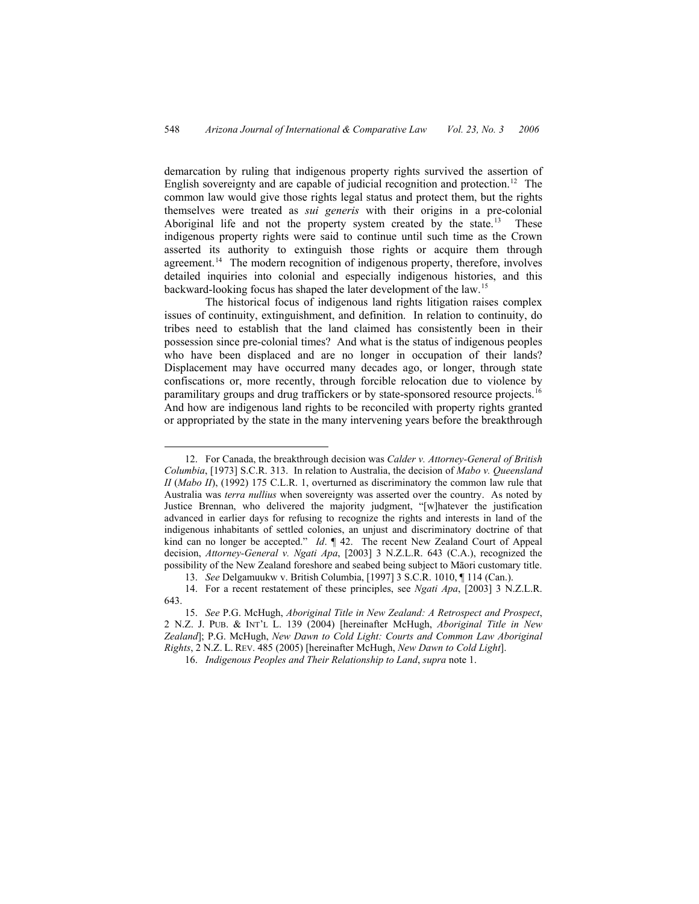demarcation by ruling that indigenous property rights survived the assertion of English sovereignty and are capable of judicial recognition and protection.[12] The common law would give those rights legal status and protect them, but the rights themselves were treated as *sui generis* with their origins in a pre-colonial Aboriginal life and not the property system created by the state.[13] These indigenous property rights were said to continue until such time as the Crown asserted its authority to extinguish those rights or acquire them through agreement.[14] The modern recognition of indigenous property, therefore, involves detailed inquiries into colonial and especially indigenous histories, and this backward-looking focus has shaped the later development of the law.[15]

The historical focus of indigenous land rights litigation raises complex issues of continuity, extinguishment, and definition. In relation to continuity, do tribes need to establish that the land claimed has consistently been in their possession since pre-colonial times? And what is the status of indigenous peoples who have been displaced and are no longer in occupation of their lands? Displacement may have occurred many decades ago, or longer, through state confiscations or, more recently, through forcible relocation due to violence by paramilitary groups and drug traffickers or by state-sponsored resource projects.[16] And how are indigenous land rights to be reconciled with property rights granted or appropriated by the state in the many intervening years before the breakthrough

---

12. For Canada, the breakthrough decision was *Calder v. Attorney-General of British Columbia*, [1973] S.C.R. 313. In relation to Australia, the decision of *Mabo v. Queensland II* (*Mabo II*), (1992) 175 C.L.R. 1, overturned as discriminatory the common law rule that Australia was *terra nullius* when sovereignty was asserted over the country. As noted by Justice Brennan, who delivered the majority judgment, "[w]hatever the justification advanced in earlier days for refusing to recognize the rights and interests in land of the indigenous inhabitants of settled colonies, an unjust and discriminatory doctrine of that kind can no longer be accepted." *Id*. ¶ 42. The recent New Zealand Court of Appeal decision, *Attorney-General v. Ngati Apa*, [2003] 3 N.Z.L.R. 643 (C.A.), recognized the possibility of the New Zealand foreshore and seabed being subject to Māori customary title.

13. *See* Delgamuukw v. British Columbia, [1997] 3 S.C.R. 1010, ¶ 114 (Can.).

14. For a recent restatement of these principles, see *Ngati Apa*, [2003] 3 N.Z.L.R. 643.

15. *See* P.G. McHugh, *Aboriginal Title in New Zealand: A Retrospect and Prospect*, 2 N.Z. J. PUB. & INT'L L. 139 (2004) [hereinafter McHugh, *Aboriginal Title in New Zealand*]; P.G. McHugh, *New Dawn to Cold Light: Courts and Common Law Aboriginal Rights*, 2 N.Z. L. REV. 485 (2005) [hereinafter McHugh, *New Dawn to Cold Light*].

16. *Indigenous Peoples and Their Relationship to Land*, *supra* note 1.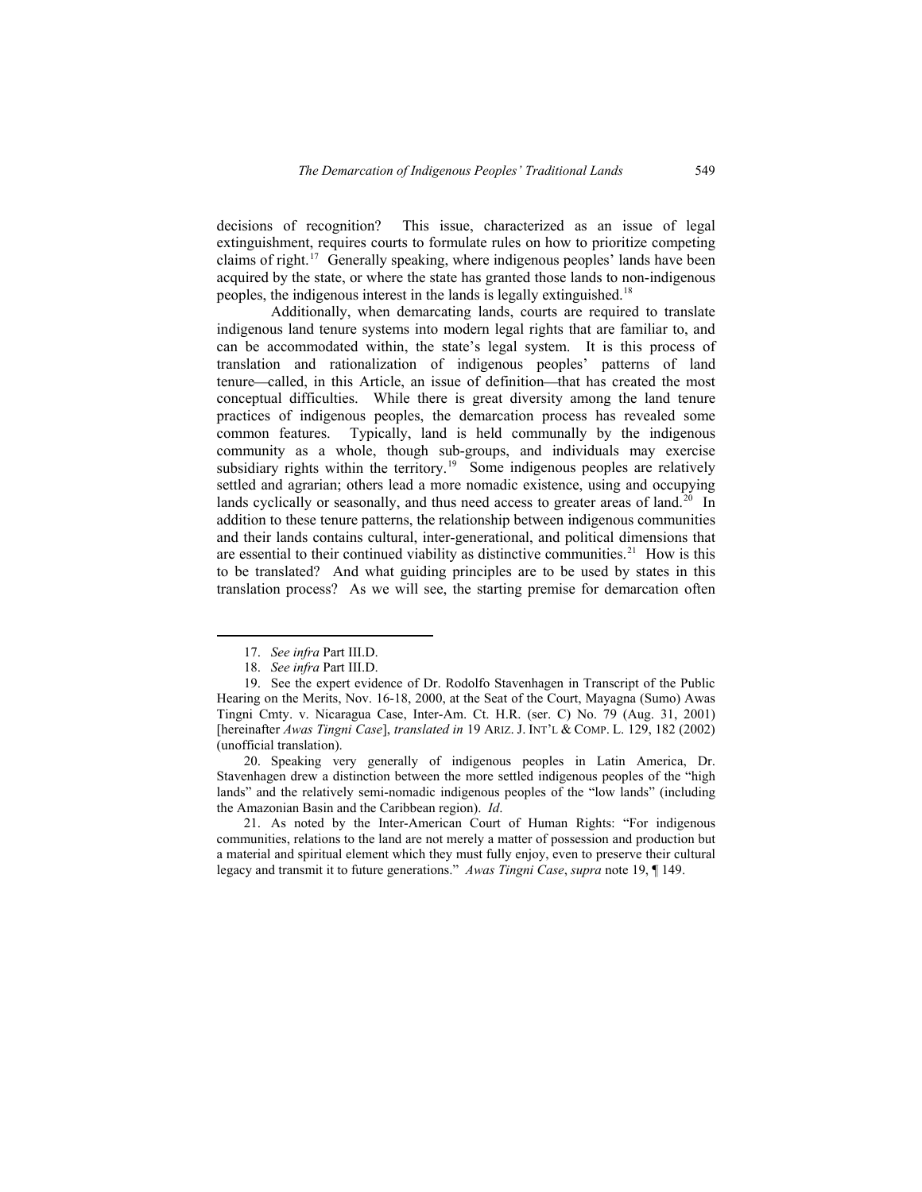decisions of recognition? This issue, characterized as an issue of legal extinguishment, requires courts to formulate rules on how to prioritize competing claims of right.[17] Generally speaking, where indigenous peoples' lands have been acquired by the state, or where the state has granted those lands to non-indigenous peoples, the indigenous interest in the lands is legally extinguished.[18]

Additionally, when demarcating lands, courts are required to translate indigenous land tenure systems into modern legal rights that are familiar to, and can be accommodated within, the state's legal system. It is this process of translation and rationalization of indigenous peoples' patterns of land tenure—called, in this Article, an issue of definition—that has created the most conceptual difficulties. While there is great diversity among the land tenure practices of indigenous peoples, the demarcation process has revealed some common features. Typically, land is held communally by the indigenous community as a whole, though sub-groups, and individuals may exercise subsidiary rights within the territory.[19] Some indigenous peoples are relatively settled and agrarian; others lead a more nomadic existence, using and occupying lands cyclically or seasonally, and thus need access to greater areas of land.[20] In addition to these tenure patterns, the relationship between indigenous communities and their lands contains cultural, inter-generational, and political dimensions that are essential to their continued viability as distinctive communities.[21] How is this to be translated? And what guiding principles are to be used by states in this translation process? As we will see, the starting premise for demarcation often

---

17. *See infra* Part III.D.

18. *See infra* Part III.D.

19. See the expert evidence of Dr. Rodolfo Stavenhagen in Transcript of the Public Hearing on the Merits, Nov. 16-18, 2000, at the Seat of the Court, Mayagna (Sumo) Awas Tingni Cmty. v. Nicaragua Case, Inter-Am. Ct. H.R. (ser. C) No. 79 (Aug. 31, 2001) [hereinafter *Awas Tingni Case*], *translated in* 19 ARIZ. J. INT'L & COMP. L. 129, 182 (2002) (unofficial translation).

20. Speaking very generally of indigenous peoples in Latin America, Dr. Stavenhagen drew a distinction between the more settled indigenous peoples of the "high lands" and the relatively semi-nomadic indigenous peoples of the "low lands" (including the Amazonian Basin and the Caribbean region). *Id*.

21. As noted by the Inter-American Court of Human Rights: "For indigenous communities, relations to the land are not merely a matter of possession and production but a material and spiritual element which they must fully enjoy, even to preserve their cultural legacy and transmit it to future generations." *Awas Tingni Case*, *supra* note 19, ¶ 149.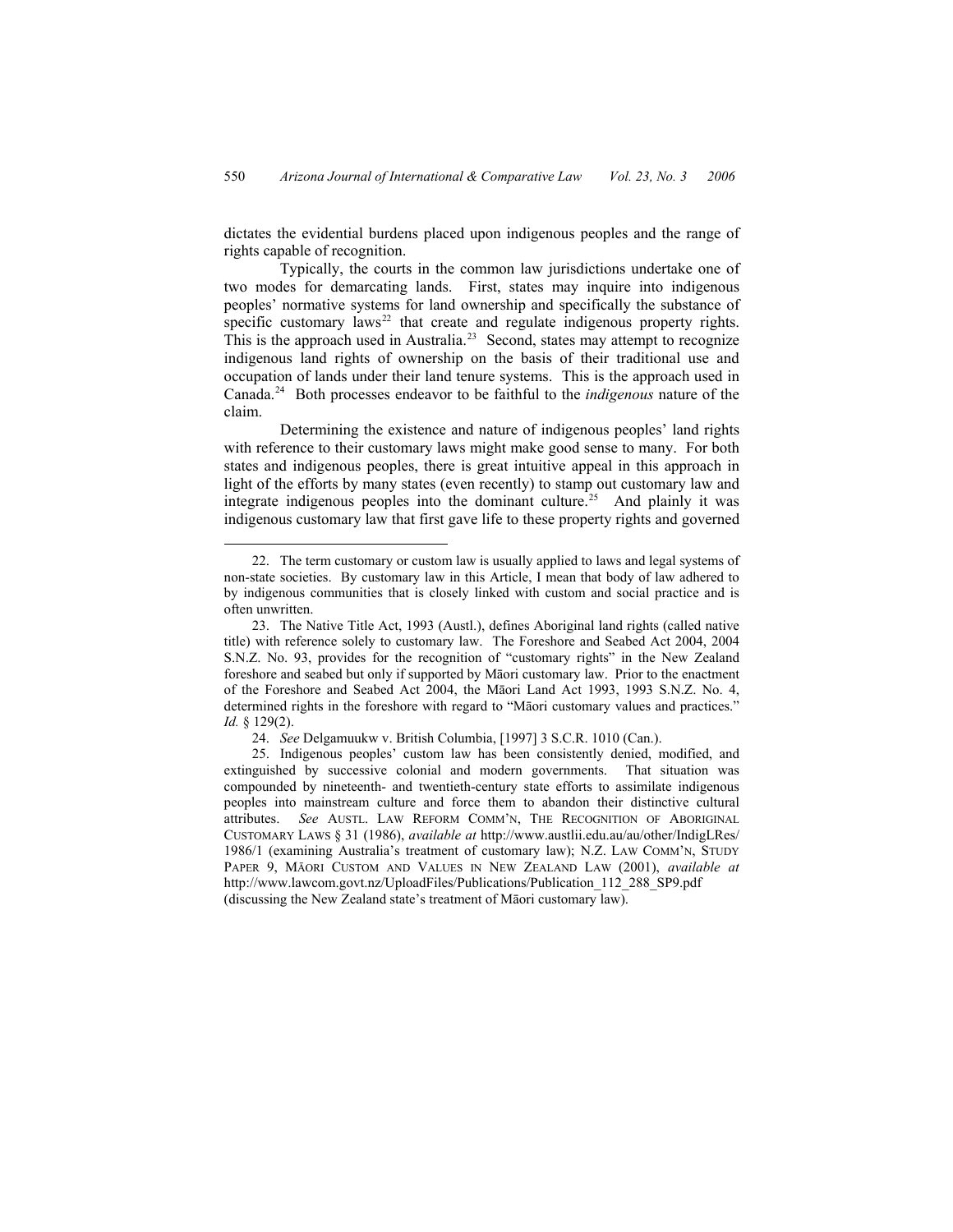dictates the evidential burdens placed upon indigenous peoples and the range of rights capable of recognition.

Typically, the courts in the common law jurisdictions undertake one of two modes for demarcating lands. First, states may inquire into indigenous peoples' normative systems for land ownership and specifically the substance of specific customary laws[22] that create and regulate indigenous property rights. This is the approach used in Australia.[23] Second, states may attempt to recognize indigenous land rights of ownership on the basis of their traditional use and occupation of lands under their land tenure systems. This is the approach used in Canada.[24] Both processes endeavor to be faithful to the *indigenous* nature of the claim.

Determining the existence and nature of indigenous peoples' land rights with reference to their customary laws might make good sense to many. For both states and indigenous peoples, there is great intuitive appeal in this approach in light of the efforts by many states (even recently) to stamp out customary law and integrate indigenous peoples into the dominant culture.[25] And plainly it was indigenous customary law that first gave life to these property rights and governed

---

22. The term customary or custom law is usually applied to laws and legal systems of non-state societies. By customary law in this Article, I mean that body of law adhered to by indigenous communities that is closely linked with custom and social practice and is often unwritten.

23. The Native Title Act, 1993 (Austl.), defines Aboriginal land rights (called native title) with reference solely to customary law. The Foreshore and Seabed Act 2004, 2004 S.N.Z. No. 93, provides for the recognition of "customary rights" in the New Zealand foreshore and seabed but only if supported by Māori customary law. Prior to the enactment of the Foreshore and Seabed Act 2004, the Māori Land Act 1993, 1993 S.N.Z. No. 4, determined rights in the foreshore with regard to "Māori customary values and practices." *Id.* § 129(2).

24. *See* Delgamuukw v. British Columbia, [1997] 3 S.C.R. 1010 (Can.).

25. Indigenous peoples' custom law has been consistently denied, modified, and extinguished by successive colonial and modern governments. That situation was compounded by nineteenth- and twentieth-century state efforts to assimilate indigenous peoples into mainstream culture and force them to abandon their distinctive cultural attributes. *See* AUSTL. LAW REFORM COMM'N, THE RECOGNITION OF ABORIGINAL CUSTOMARY LAWS § 31 (1986), *available at* http://www.austlii.edu.au/au/other/IndigLRes/1986/1 (examining Australia's treatment of customary law); N.Z. LAW COMM'N, STUDY PAPER 9, MĀORI CUSTOM AND VALUES IN NEW ZEALAND LAW (2001), *available at* http://www.lawcom.govt.nz/UploadFiles/Publications/Publication_112_288_SP9.pdf (discussing the New Zealand state's treatment of Māori customary law).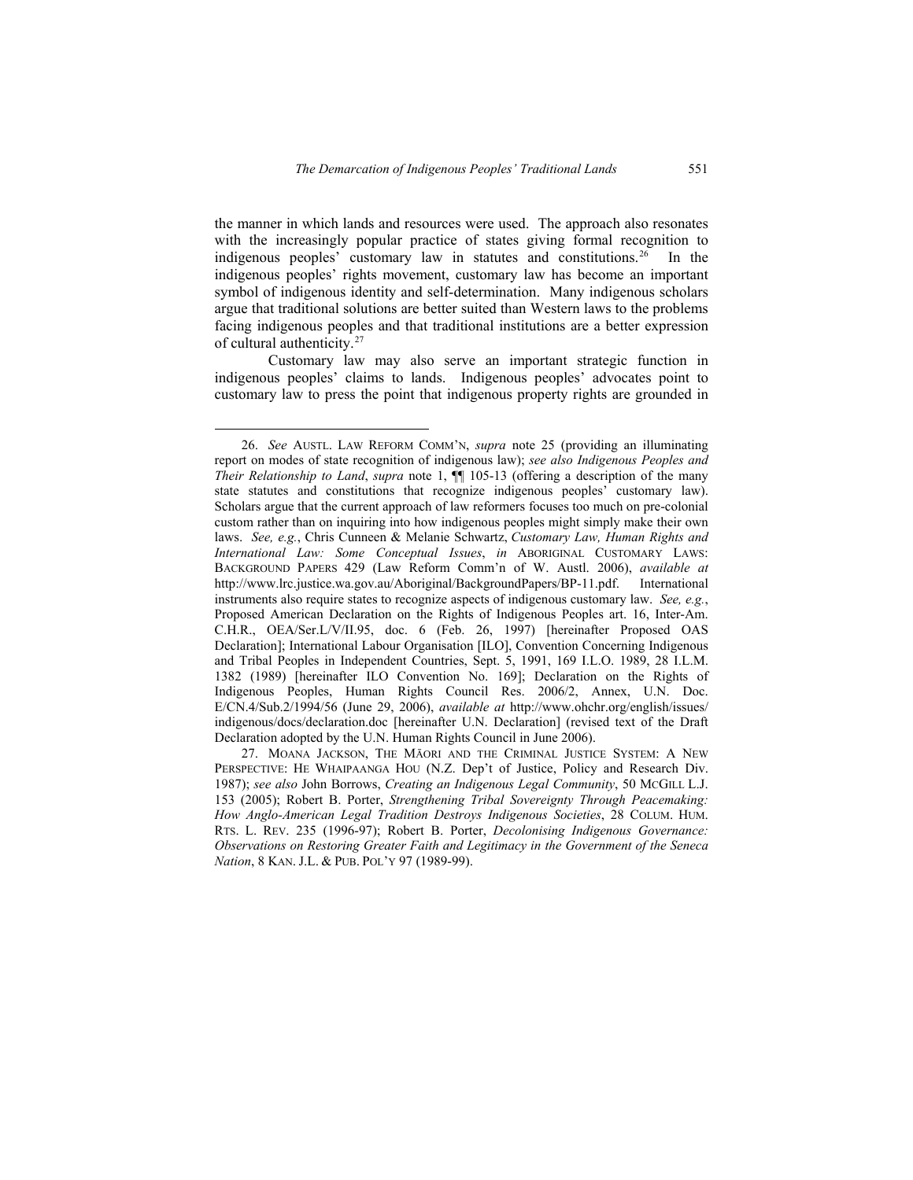the manner in which lands and resources were used. The approach also resonates with the increasingly popular practice of states giving formal recognition to indigenous peoples' customary law in statutes and constitutions.[26] In the indigenous peoples' rights movement, customary law has become an important symbol of indigenous identity and self-determination. Many indigenous scholars argue that traditional solutions are better suited than Western laws to the problems facing indigenous peoples and that traditional institutions are a better expression of cultural authenticity.[27]

Customary law may also serve an important strategic function in indigenous peoples' claims to lands. Indigenous peoples' advocates point to customary law to press the point that indigenous property rights are grounded in

---

26. *See* AUSTL. LAW REFORM COMM'N, *supra* note 25 (providing an illuminating report on modes of state recognition of indigenous law); *see also Indigenous Peoples and Their Relationship to Land*, *supra* note 1, ¶¶ 105-13 (offering a description of the many state statutes and constitutions that recognize indigenous peoples' customary law). Scholars argue that the current approach of law reformers focuses too much on pre-colonial custom rather than on inquiring into how indigenous peoples might simply make their own laws. *See, e.g.*, Chris Cunneen & Melanie Schwartz, *Customary Law, Human Rights and International Law: Some Conceptual Issues*, *in* ABORIGINAL CUSTOMARY LAWS: BACKGROUND PAPERS 429 (Law Reform Comm'n of W. Austl. 2006), *available at* http://www.lrc.justice.wa.gov.au/Aboriginal/BackgroundPapers/BP-11.pdf. International instruments also require states to recognize aspects of indigenous customary law. *See, e.g.*, Proposed American Declaration on the Rights of Indigenous Peoples art. 16, Inter-Am. C.H.R., OEA/Ser.L/V/II.95, doc. 6 (Feb. 26, 1997) [hereinafter Proposed OAS Declaration]; International Labour Organisation [ILO], Convention Concerning Indigenous and Tribal Peoples in Independent Countries, Sept. 5, 1991, 169 I.L.O. 1989, 28 I.L.M. 1382 (1989) [hereinafter ILO Convention No. 169]; Declaration on the Rights of Indigenous Peoples, Human Rights Council Res. 2006/2, Annex, U.N. Doc. E/CN.4/Sub.2/1994/56 (June 29, 2006), *available at* http://www.ohchr.org/english/issues/indigenous/docs/declaration.doc [hereinafter U.N. Declaration] (revised text of the Draft Declaration adopted by the U.N. Human Rights Council in June 2006).

27. MOANA JACKSON, THE MĀORI AND THE CRIMINAL JUSTICE SYSTEM: A NEW PERSPECTIVE: HE WHAIPAANGA HOU (N.Z. Dep't of Justice, Policy and Research Div. 1987); *see also* John Borrows, *Creating an Indigenous Legal Community*, 50 MCGILL L.J. 153 (2005); Robert B. Porter, *Strengthening Tribal Sovereignty Through Peacemaking: How Anglo-American Legal Tradition Destroys Indigenous Societies*, 28 COLUM. HUM. RTS. L. REV. 235 (1996-97); Robert B. Porter, *Decolonising Indigenous Governance: Observations on Restoring Greater Faith and Legitimacy in the Government of the Seneca Nation*, 8 KAN. J.L. & PUB. POL'Y 97 (1989-99).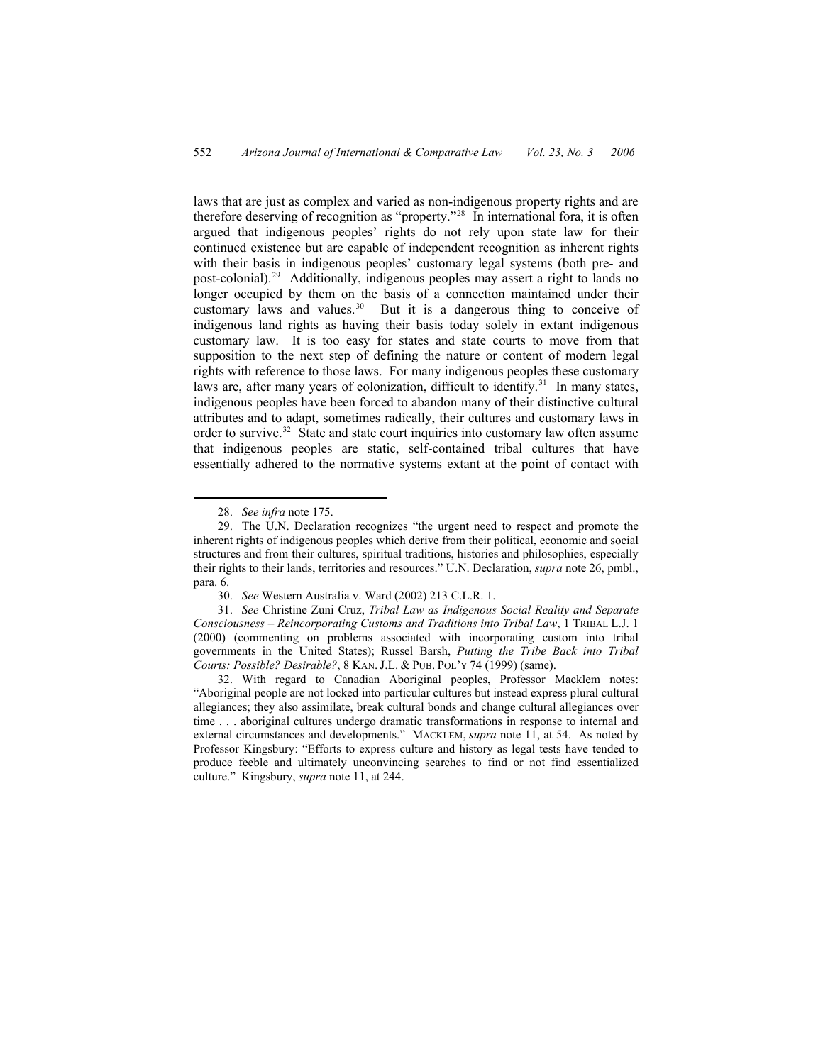laws that are just as complex and varied as non-indigenous property rights and are therefore deserving of recognition as "property."[28] In international fora, it is often argued that indigenous peoples' rights do not rely upon state law for their continued existence but are capable of independent recognition as inherent rights with their basis in indigenous peoples' customary legal systems (both pre- and post-colonial).[29] Additionally, indigenous peoples may assert a right to lands no longer occupied by them on the basis of a connection maintained under their customary laws and values.[30] But it is a dangerous thing to conceive of indigenous land rights as having their basis today solely in extant indigenous customary law. It is too easy for states and state courts to move from that supposition to the next step of defining the nature or content of modern legal rights with reference to those laws. For many indigenous peoples these customary laws are, after many years of colonization, difficult to identify.[31] In many states, indigenous peoples have been forced to abandon many of their distinctive cultural attributes and to adapt, sometimes radically, their cultures and customary laws in order to survive.[32] State and state court inquiries into customary law often assume that indigenous peoples are static, self-contained tribal cultures that have essentially adhered to the normative systems extant at the point of contact with

---

28. *See infra* note 175.

29. The U.N. Declaration recognizes "the urgent need to respect and promote the inherent rights of indigenous peoples which derive from their political, economic and social structures and from their cultures, spiritual traditions, histories and philosophies, especially their rights to their lands, territories and resources." U.N. Declaration, *supra* note 26, pmbl., para. 6.

30. *See* Western Australia v. Ward (2002) 213 C.L.R. 1.

31. *See* Christine Zuni Cruz, *Tribal Law as Indigenous Social Reality and Separate Consciousness – Reincorporating Customs and Traditions into Tribal Law*, 1 TRIBAL L.J. 1 (2000) (commenting on problems associated with incorporating custom into tribal governments in the United States); Russel Barsh, *Putting the Tribe Back into Tribal Courts: Possible? Desirable?*, 8 KAN. J.L. & PUB. POL'Y 74 (1999) (same).

32. With regard to Canadian Aboriginal peoples, Professor Macklem notes: "Aboriginal people are not locked into particular cultures but instead express plural cultural allegiances; they also assimilate, break cultural bonds and change cultural allegiances over time . . . aboriginal cultures undergo dramatic transformations in response to internal and external circumstances and developments." MACKLEM, *supra* note 11, at 54. As noted by Professor Kingsbury: "Efforts to express culture and history as legal tests have tended to produce feeble and ultimately unconvincing searches to find or not find essentialized culture." Kingsbury, *supra* note 11, at 244.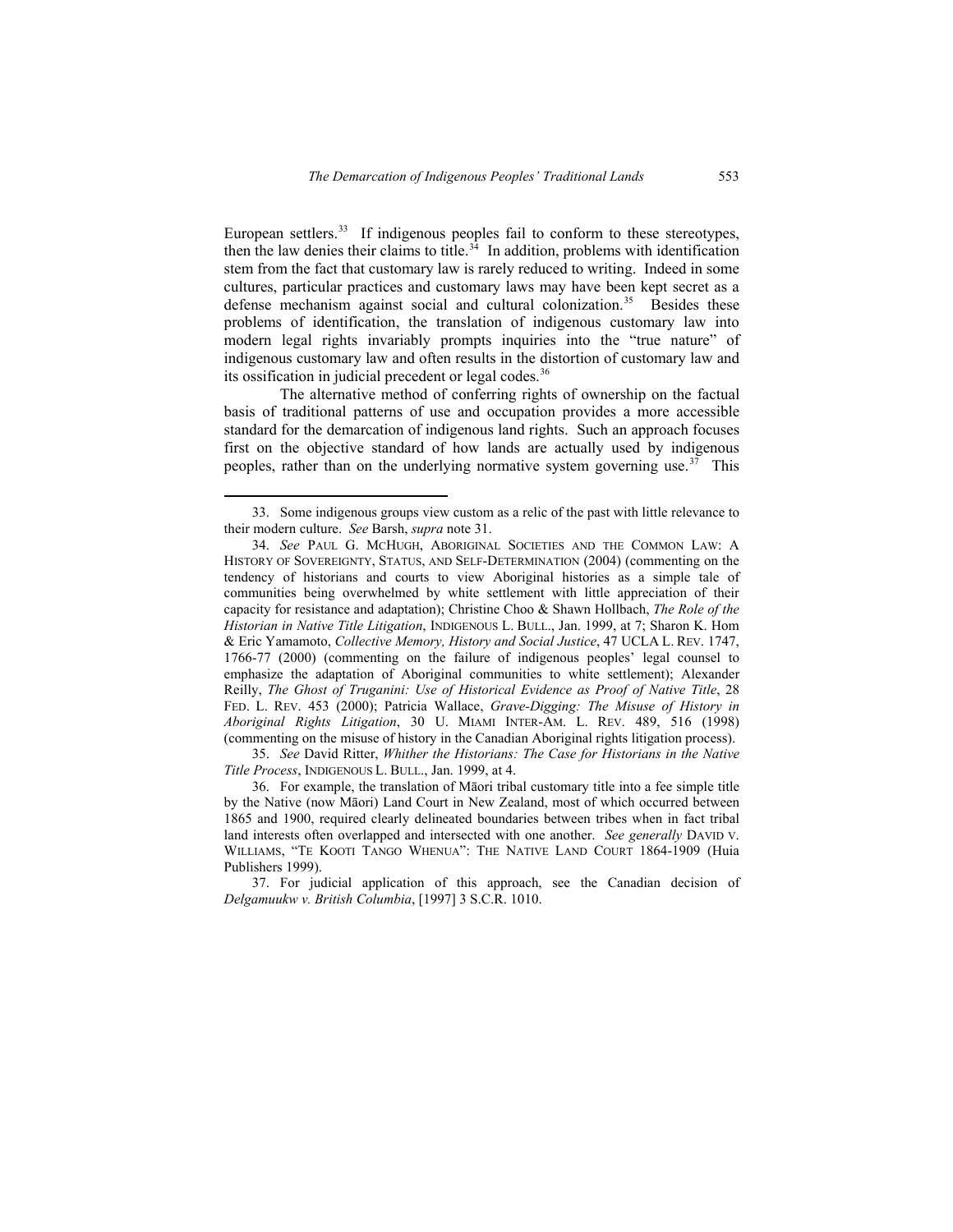European settlers.[33] If indigenous peoples fail to conform to these stereotypes, then the law denies their claims to title.[34] In addition, problems with identification stem from the fact that customary law is rarely reduced to writing. Indeed in some cultures, particular practices and customary laws may have been kept secret as a defense mechanism against social and cultural colonization.[35] Besides these problems of identification, the translation of indigenous customary law into modern legal rights invariably prompts inquiries into the "true nature" of indigenous customary law and often results in the distortion of customary law and its ossification in judicial precedent or legal codes.[36]

The alternative method of conferring rights of ownership on the factual basis of traditional patterns of use and occupation provides a more accessible standard for the demarcation of indigenous land rights. Such an approach focuses first on the objective standard of how lands are actually used by indigenous peoples, rather than on the underlying normative system governing use.[37] This

---

33. Some indigenous groups view custom as a relic of the past with little relevance to their modern culture. *See* Barsh, *supra* note 31.

34. *See* PAUL G. MCHUGH, ABORIGINAL SOCIETIES AND THE COMMON LAW: A HISTORY OF SOVEREIGNTY, STATUS, AND SELF-DETERMINATION (2004) (commenting on the tendency of historians and courts to view Aboriginal histories as a simple tale of communities being overwhelmed by white settlement with little appreciation of their capacity for resistance and adaptation); Christine Choo & Shawn Hollbach, *The Role of the Historian in Native Title Litigation*, INDIGENOUS L. BULL., Jan. 1999, at 7; Sharon K. Hom & Eric Yamamoto, *Collective Memory, History and Social Justice*, 47 UCLA L. REV. 1747, 1766-77 (2000) (commenting on the failure of indigenous peoples' legal counsel to emphasize the adaptation of Aboriginal communities to white settlement); Alexander Reilly, *The Ghost of Truganini: Use of Historical Evidence as Proof of Native Title*, 28 FED. L. REV. 453 (2000); Patricia Wallace, *Grave-Digging: The Misuse of History in Aboriginal Rights Litigation*, 30 U. MIAMI INTER-AM. L. REV. 489, 516 (1998) (commenting on the misuse of history in the Canadian Aboriginal rights litigation process).

35. *See* David Ritter, *Whither the Historians: The Case for Historians in the Native Title Process*, INDIGENOUS L. BULL., Jan. 1999, at 4.

36. For example, the translation of Māori tribal customary title into a fee simple title by the Native (now Māori) Land Court in New Zealand, most of which occurred between 1865 and 1900, required clearly delineated boundaries between tribes when in fact tribal land interests often overlapped and intersected with one another. *See generally* DAVID V. WILLIAMS, "TE KOOTI TANGO WHENUA": THE NATIVE LAND COURT 1864-1909 (Huia Publishers 1999).

37. For judicial application of this approach, see the Canadian decision of *Delgamuukw v. British Columbia*, [1997] 3 S.C.R. 1010.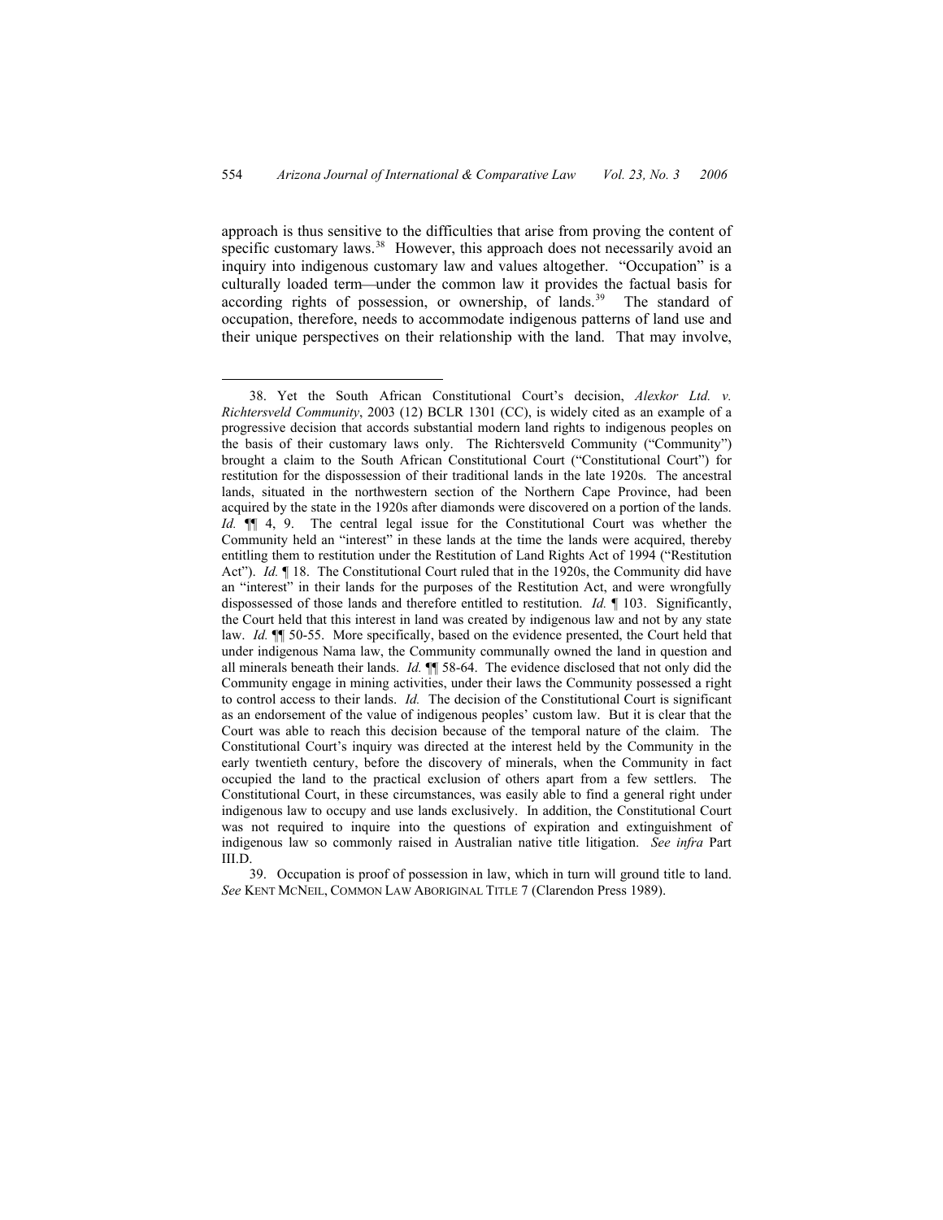approach is thus sensitive to the difficulties that arise from proving the content of specific customary laws.[38] However, this approach does not necessarily avoid an inquiry into indigenous customary law and values altogether. "Occupation" is a culturally loaded term—under the common law it provides the factual basis for according rights of possession, or ownership, of lands.[39] The standard of occupation, therefore, needs to accommodate indigenous patterns of land use and their unique perspectives on their relationship with the land. That may involve,

---

38. Yet the South African Constitutional Court's decision, *Alexkor Ltd. v. Richtersveld Community*, 2003 (12) BCLR 1301 (CC), is widely cited as an example of a progressive decision that accords substantial modern land rights to indigenous peoples on the basis of their customary laws only. The Richtersveld Community ("Community") brought a claim to the South African Constitutional Court ("Constitutional Court") for restitution for the dispossession of their traditional lands in the late 1920s. The ancestral lands, situated in the northwestern section of the Northern Cape Province, had been acquired by the state in the 1920s after diamonds were discovered on a portion of the lands. *Id.* ¶¶ 4, 9. The central legal issue for the Constitutional Court was whether the Community held an "interest" in these lands at the time the lands were acquired, thereby entitling them to restitution under the Restitution of Land Rights Act of 1994 ("Restitution Act"). *Id.* ¶ 18. The Constitutional Court ruled that in the 1920s, the Community did have an "interest" in their lands for the purposes of the Restitution Act, and were wrongfully dispossessed of those lands and therefore entitled to restitution. *Id.* ¶ 103. Significantly, the Court held that this interest in land was created by indigenous law and not by any state law. *Id.* ¶¶ 50-55. More specifically, based on the evidence presented, the Court held that under indigenous Nama law, the Community communally owned the land in question and all minerals beneath their lands. *Id.* ¶¶ 58-64. The evidence disclosed that not only did the Community engage in mining activities, under their laws the Community possessed a right to control access to their lands. *Id.* The decision of the Constitutional Court is significant as an endorsement of the value of indigenous peoples' custom law. But it is clear that the Court was able to reach this decision because of the temporal nature of the claim. The Constitutional Court's inquiry was directed at the interest held by the Community in the early twentieth century, before the discovery of minerals, when the Community in fact occupied the land to the practical exclusion of others apart from a few settlers. The Constitutional Court, in these circumstances, was easily able to find a general right under indigenous law to occupy and use lands exclusively. In addition, the Constitutional Court was not required to inquire into the questions of expiration and extinguishment of indigenous law so commonly raised in Australian native title litigation. *See infra* Part III.D.

39. Occupation is proof of possession in law, which in turn will ground title to land. *See* KENT MCNEIL, COMMON LAW ABORIGINAL TITLE 7 (Clarendon Press 1989).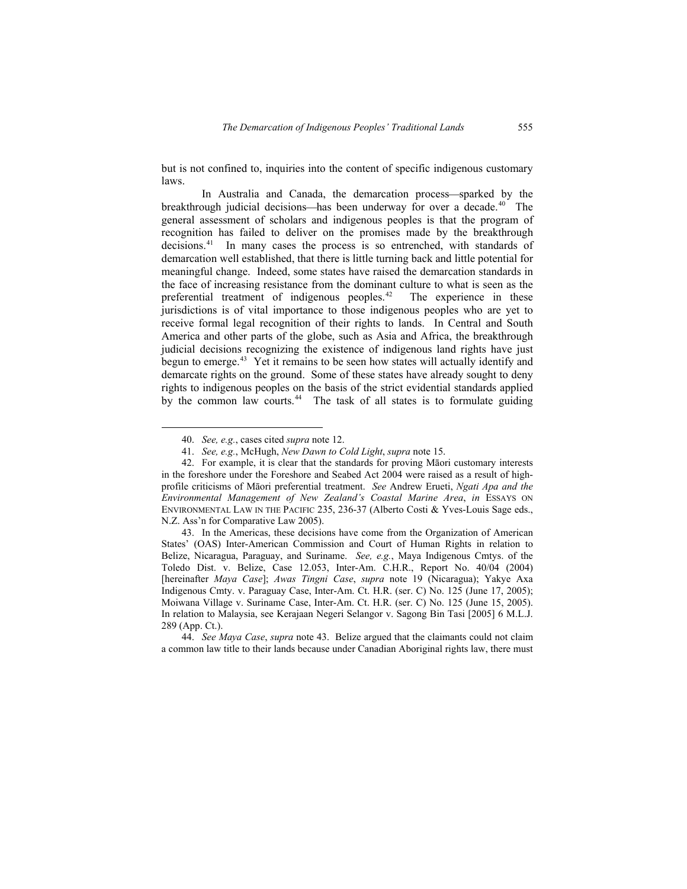but is not confined to, inquiries into the content of specific indigenous customary laws.

In Australia and Canada, the demarcation process—sparked by the breakthrough judicial decisions—has been underway for over a decade.[40] The general assessment of scholars and indigenous peoples is that the program of recognition has failed to deliver on the promises made by the breakthrough decisions.[41] In many cases the process is so entrenched, with standards of demarcation well established, that there is little turning back and little potential for meaningful change. Indeed, some states have raised the demarcation standards in the face of increasing resistance from the dominant culture to what is seen as the preferential treatment of indigenous peoples.[42] The experience in these jurisdictions is of vital importance to those indigenous peoples who are yet to receive formal legal recognition of their rights to lands. In Central and South America and other parts of the globe, such as Asia and Africa, the breakthrough judicial decisions recognizing the existence of indigenous land rights have just begun to emerge.[43] Yet it remains to be seen how states will actually identify and demarcate rights on the ground. Some of these states have already sought to deny rights to indigenous peoples on the basis of the strict evidential standards applied by the common law courts.[44] The task of all states is to formulate guiding

---

40. *See, e.g.*, cases cited *supra* note 12.

41. *See, e.g.*, McHugh, *New Dawn to Cold Light*, *supra* note 15.

42. For example, it is clear that the standards for proving Māori customary interests in the foreshore under the Foreshore and Seabed Act 2004 were raised as a result of high-profile criticisms of Māori preferential treatment. *See* Andrew Erueti, *Ngati Apa and the Environmental Management of New Zealand's Coastal Marine Area*, *in* ESSAYS ON ENVIRONMENTAL LAW IN THE PACIFIC 235, 236-37 (Alberto Costi & Yves-Louis Sage eds., N.Z. Ass'n for Comparative Law 2005).

43. In the Americas, these decisions have come from the Organization of American States' (OAS) Inter-American Commission and Court of Human Rights in relation to Belize, Nicaragua, Paraguay, and Suriname. *See, e.g.*, Maya Indigenous Cmtys. of the Toledo Dist. v. Belize, Case 12.053, Inter-Am. C.H.R., Report No. 40/04 (2004) [hereinafter *Maya Case*]; *Awas Tingni Case*, *supra* note 19 (Nicaragua); Yakye Axa Indigenous Cmty. v. Paraguay Case, Inter-Am. Ct. H.R. (ser. C) No. 125 (June 17, 2005); Moiwana Village v. Suriname Case, Inter-Am. Ct. H.R. (ser. C) No. 125 (June 15, 2005). In relation to Malaysia, see Kerajaan Negeri Selangor v. Sagong Bin Tasi [2005] 6 M.L.J. 289 (App. Ct.).

44. *See Maya Case*, *supra* note 43. Belize argued that the claimants could not claim a common law title to their lands because under Canadian Aboriginal rights law, there must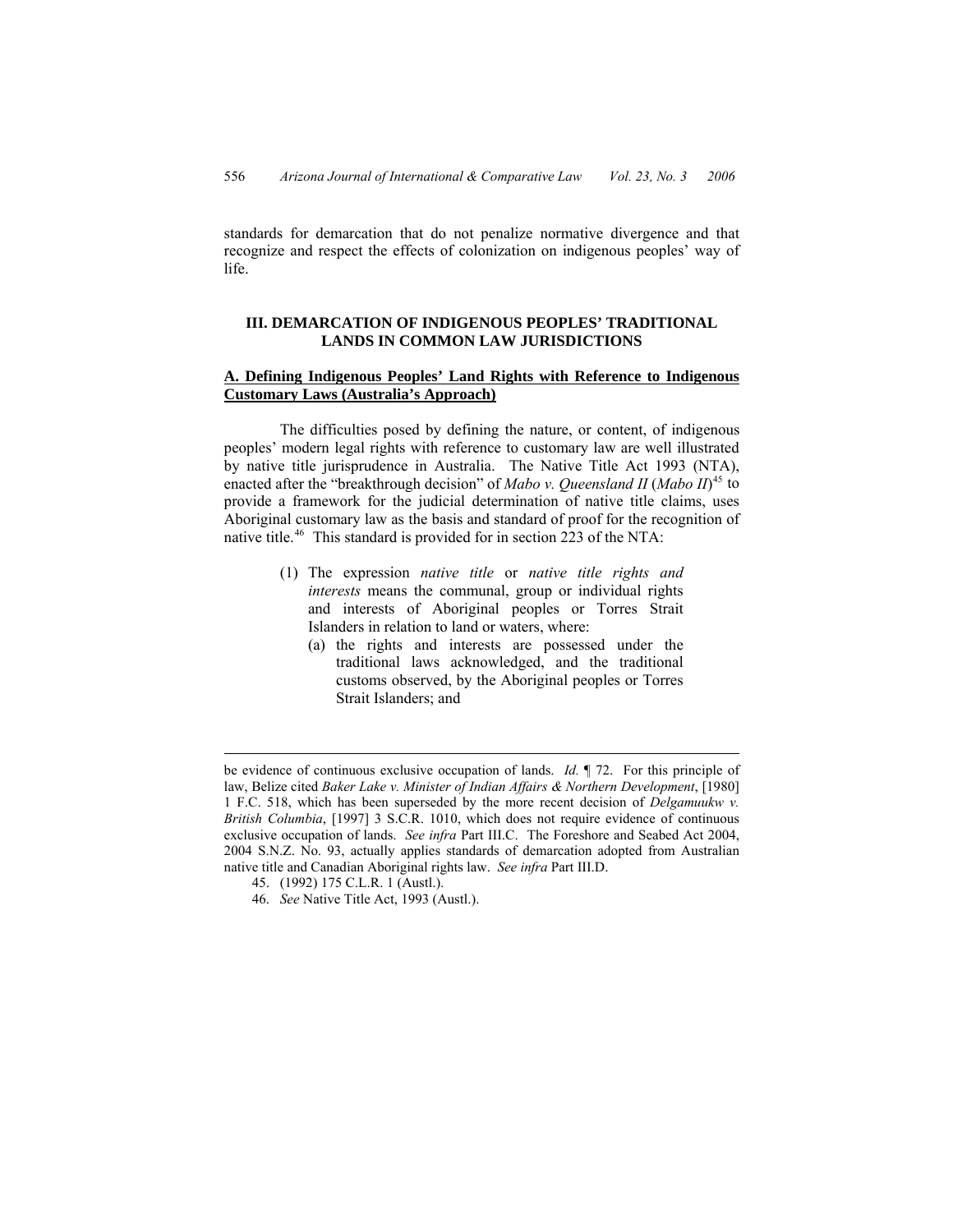standards for demarcation that do not penalize normative divergence and that recognize and respect the effects of colonization on indigenous peoples' way of life.

## III. DEMARCATION OF INDIGENOUS PEOPLES' TRADITIONAL LANDS IN COMMON LAW JURISDICTIONS

### A. Defining Indigenous Peoples' Land Rights with Reference to Indigenous Customary Laws (Australia's Approach)

The difficulties posed by defining the nature, or content, of indigenous peoples' modern legal rights with reference to customary law are well illustrated by native title jurisprudence in Australia. The Native Title Act 1993 (NTA), enacted after the "breakthrough decision" of *Mabo v. Queensland II* (*Mabo II*)[45] to provide a framework for the judicial determination of native title claims, uses Aboriginal customary law as the basis and standard of proof for the recognition of native title.[46] This standard is provided for in section 223 of the NTA:

> (1) The expression *native title* or *native title rights and interests* means the communal, group or individual rights and interests of Aboriginal peoples or Torres Strait Islanders in relation to land or waters, where:
>
> (a) the rights and interests are possessed under the traditional laws acknowledged, and the traditional customs observed, by the Aboriginal peoples or Torres Strait Islanders; and

---

be evidence of continuous exclusive occupation of lands. *Id.* ¶ 72. For this principle of law, Belize cited *Baker Lake v. Minister of Indian Affairs & Northern Development*, [1980] 1 F.C. 518, which has been superseded by the more recent decision of *Delgamuukw v. British Columbia*, [1997] 3 S.C.R. 1010, which does not require evidence of continuous exclusive occupation of lands. *See infra* Part III.C. The Foreshore and Seabed Act 2004, 2004 S.N.Z. No. 93, actually applies standards of demarcation adopted from Australian native title and Canadian Aboriginal rights law. *See infra* Part III.D.

45. (1992) 175 C.L.R. 1 (Austl.).

46. *See* Native Title Act, 1993 (Austl.).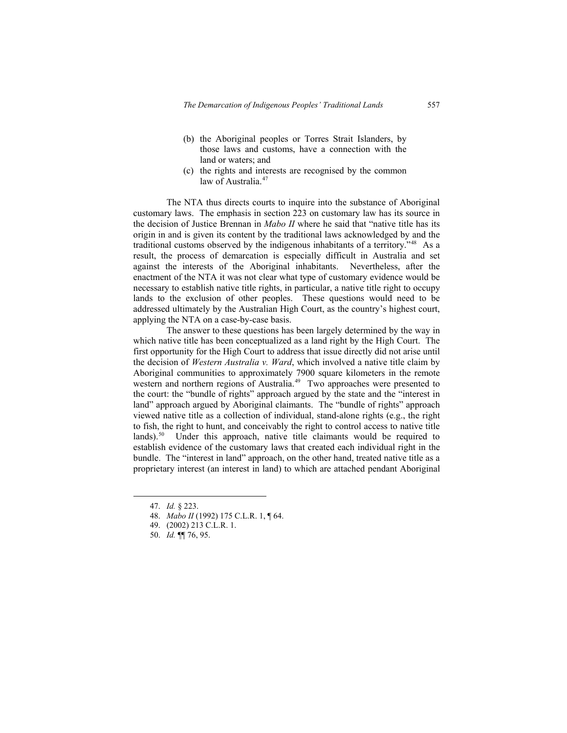(b) the Aboriginal peoples or Torres Strait Islanders, by those laws and customs, have a connection with the land or waters; and

(c) the rights and interests are recognised by the common law of Australia.[47]

The NTA thus directs courts to inquire into the substance of Aboriginal customary laws. The emphasis in section 223 on customary law has its source in the decision of Justice Brennan in *Mabo II* where he said that "native title has its origin in and is given its content by the traditional laws acknowledged by and the traditional customs observed by the indigenous inhabitants of a territory."[48] As a result, the process of demarcation is especially difficult in Australia and set against the interests of the Aboriginal inhabitants. Nevertheless, after the enactment of the NTA it was not clear what type of customary evidence would be necessary to establish native title rights, in particular, a native title right to occupy lands to the exclusion of other peoples. These questions would need to be addressed ultimately by the Australian High Court, as the country's highest court, applying the NTA on a case-by-case basis.

The answer to these questions has been largely determined by the way in which native title has been conceptualized as a land right by the High Court. The first opportunity for the High Court to address that issue directly did not arise until the decision of *Western Australia v. Ward*, which involved a native title claim by Aboriginal communities to approximately 7900 square kilometers in the remote western and northern regions of Australia.[49] Two approaches were presented to the court: the "bundle of rights" approach argued by the state and the "interest in land" approach argued by Aboriginal claimants. The "bundle of rights" approach viewed native title as a collection of individual, stand-alone rights (e.g., the right to fish, the right to hunt, and conceivably the right to control access to native title lands).[50] Under this approach, native title claimants would be required to establish evidence of the customary laws that created each individual right in the bundle. The "interest in land" approach, on the other hand, treated native title as a proprietary interest (an interest in land) to which are attached pendant Aboriginal

---

47. *Id.* § 223.

48. *Mabo II* (1992) 175 C.L.R. 1, ¶ 64.

49. (2002) 213 C.L.R. 1.

50. *Id.* ¶¶ 76, 95.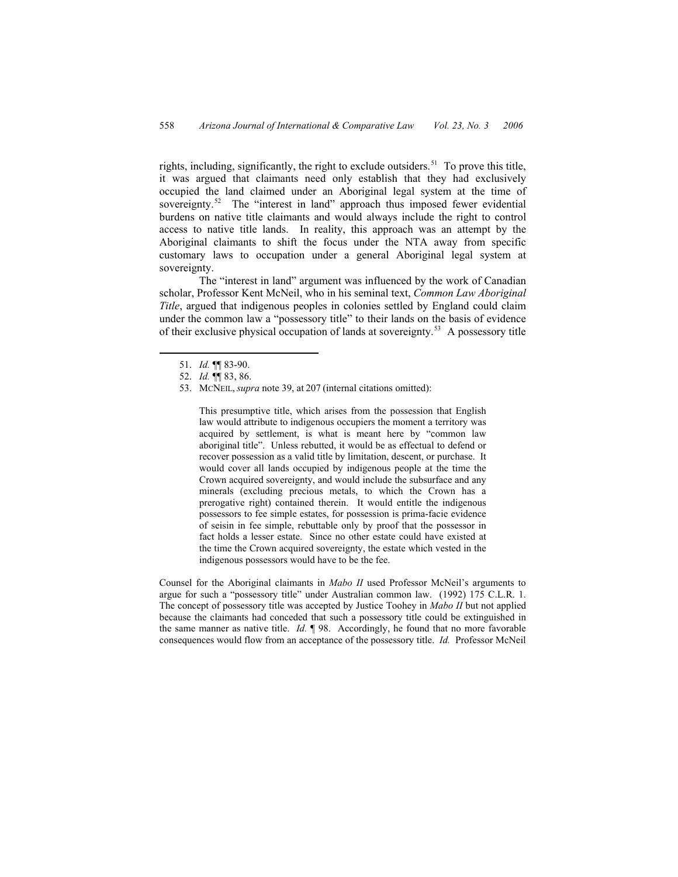rights, including, significantly, the right to exclude outsiders.[51] To prove this title, it was argued that claimants need only establish that they had exclusively occupied the land claimed under an Aboriginal legal system at the time of sovereignty.[52] The "interest in land" approach thus imposed fewer evidential burdens on native title claimants and would always include the right to control access to native title lands. In reality, this approach was an attempt by the Aboriginal claimants to shift the focus under the NTA away from specific customary laws to occupation under a general Aboriginal legal system at sovereignty.

The "interest in land" argument was influenced by the work of Canadian scholar, Professor Kent McNeil, who in his seminal text, *Common Law Aboriginal Title*, argued that indigenous peoples in colonies settled by England could claim under the common law a "possessory title" to their lands on the basis of evidence of their exclusive physical occupation of lands at sovereignty.[53] A possessory title

---

51. *Id.* ¶¶ 83-90.

52. *Id.* ¶¶ 83, 86.

53. MCNEIL, *supra* note 39, at 207 (internal citations omitted):

> This presumptive title, which arises from the possession that English law would attribute to indigenous occupiers the moment a territory was acquired by settlement, is what is meant here by "common law aboriginal title". Unless rebutted, it would be as effectual to defend or recover possession as a valid title by limitation, descent, or purchase. It would cover all lands occupied by indigenous people at the time the Crown acquired sovereignty, and would include the subsurface and any minerals (excluding precious metals, to which the Crown has a prerogative right) contained therein. It would entitle the indigenous possessors to fee simple estates, for possession is prima-facie evidence of seisin in fee simple, rebuttable only by proof that the possessor in fact holds a lesser estate. Since no other estate could have existed at the time the Crown acquired sovereignty, the estate which vested in the indigenous possessors would have to be the fee.

Counsel for the Aboriginal claimants in *Mabo II* used Professor McNeil's arguments to argue for such a "possessory title" under Australian common law. (1992) 175 C.L.R. 1. The concept of possessory title was accepted by Justice Toohey in *Mabo II* but not applied because the claimants had conceded that such a possessory title could be extinguished in the same manner as native title. *Id.* ¶ 98. Accordingly, he found that no more favorable consequences would flow from an acceptance of the possessory title. *Id.* Professor McNeil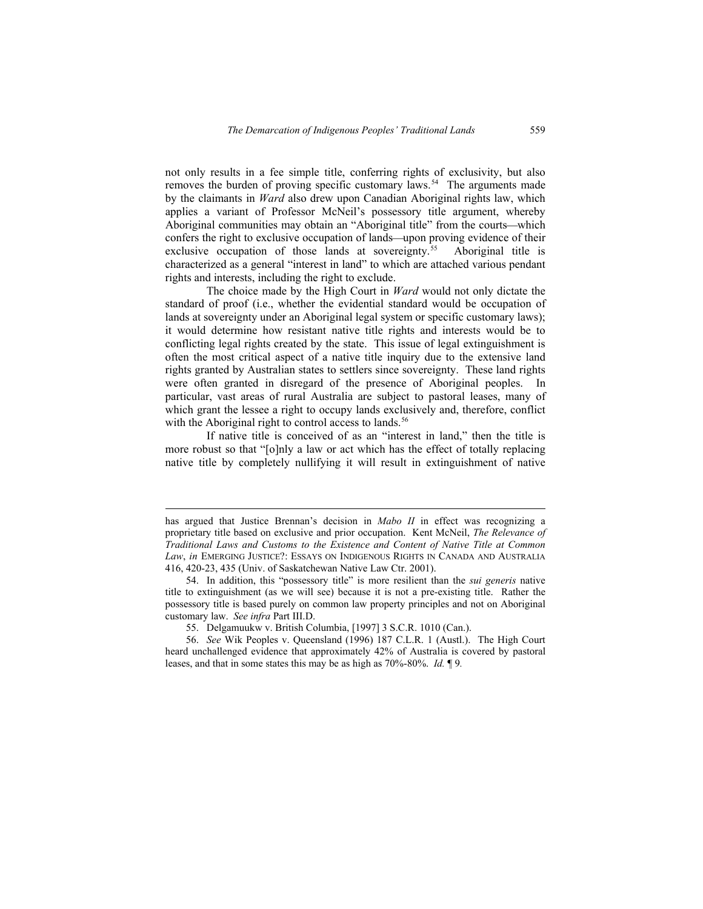not only results in a fee simple title, conferring rights of exclusivity, but also removes the burden of proving specific customary laws.[54] The arguments made by the claimants in *Ward* also drew upon Canadian Aboriginal rights law, which applies a variant of Professor McNeil's possessory title argument, whereby Aboriginal communities may obtain an "Aboriginal title" from the courts—which confers the right to exclusive occupation of lands—upon proving evidence of their exclusive occupation of those lands at sovereignty.[55] Aboriginal title is characterized as a general "interest in land" to which are attached various pendant rights and interests, including the right to exclude.

The choice made by the High Court in *Ward* would not only dictate the standard of proof (i.e., whether the evidential standard would be occupation of lands at sovereignty under an Aboriginal legal system or specific customary laws); it would determine how resistant native title rights and interests would be to conflicting legal rights created by the state. This issue of legal extinguishment is often the most critical aspect of a native title inquiry due to the extensive land rights granted by Australian states to settlers since sovereignty. These land rights were often granted in disregard of the presence of Aboriginal peoples. In particular, vast areas of rural Australia are subject to pastoral leases, many of which grant the lessee a right to occupy lands exclusively and, therefore, conflict with the Aboriginal right to control access to lands.[56]

If native title is conceived of as an "interest in land," then the title is more robust so that "[o]nly a law or act which has the effect of totally replacing native title by completely nullifying it will result in extinguishment of native

---

has argued that Justice Brennan's decision in *Mabo II* in effect was recognizing a proprietary title based on exclusive and prior occupation. Kent McNeil, *The Relevance of Traditional Laws and Customs to the Existence and Content of Native Title at Common Law*, *in* EMERGING JUSTICE?: ESSAYS ON INDIGENOUS RIGHTS IN CANADA AND AUSTRALIA 416, 420-23, 435 (Univ. of Saskatchewan Native Law Ctr. 2001).

54. In addition, this "possessory title" is more resilient than the *sui generis* native title to extinguishment (as we will see) because it is not a pre-existing title. Rather the possessory title is based purely on common law property principles and not on Aboriginal customary law. *See infra* Part III.D.

55. Delgamuukw v. British Columbia, [1997] 3 S.C.R. 1010 (Can.).

56. *See* Wik Peoples v. Queensland (1996) 187 C.L.R. 1 (Austl.). The High Court heard unchallenged evidence that approximately 42% of Australia is covered by pastoral leases, and that in some states this may be as high as 70%-80%. *Id.* ¶ 9.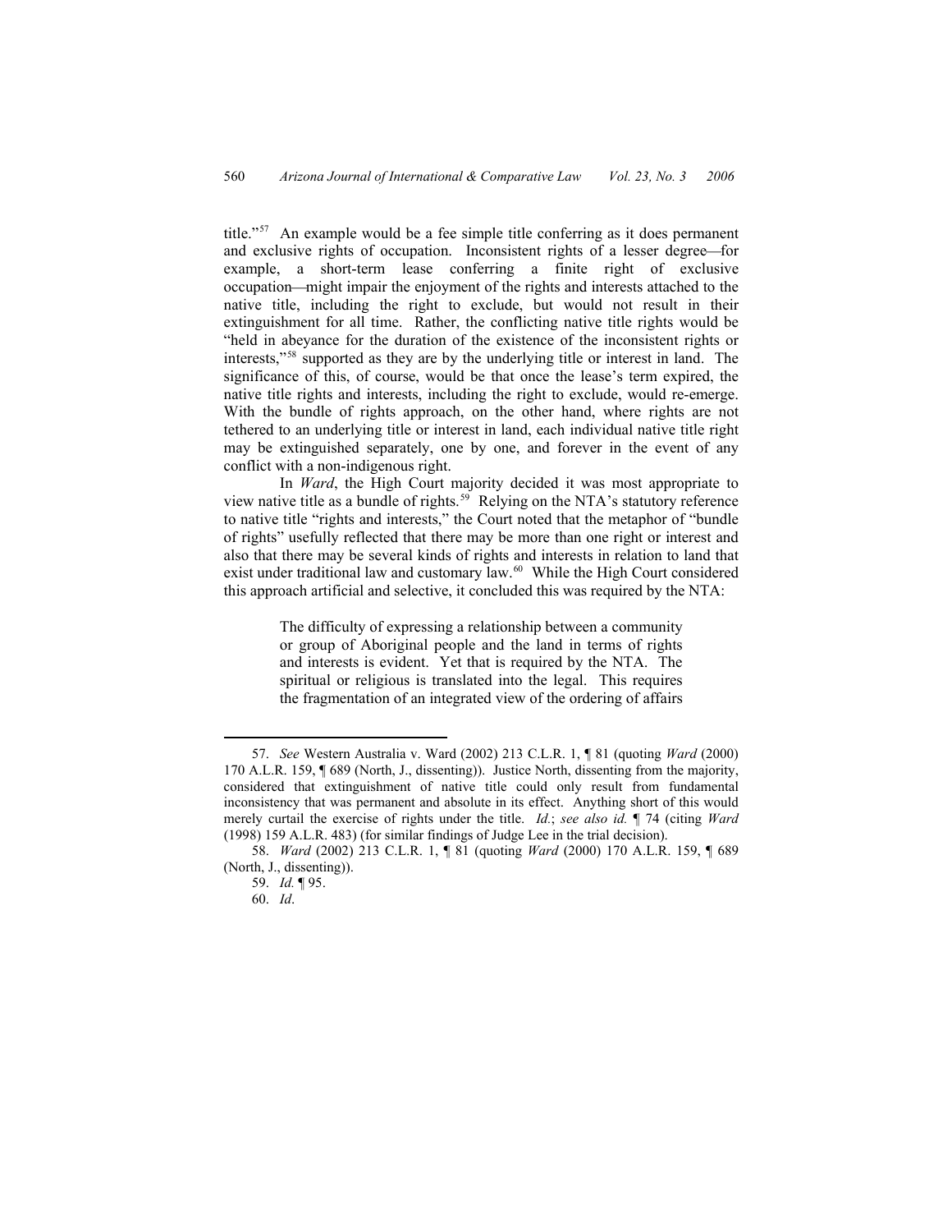title."[57] An example would be a fee simple title conferring as it does permanent and exclusive rights of occupation. Inconsistent rights of a lesser degree—for example, a short-term lease conferring a finite right of exclusive occupation—might impair the enjoyment of the rights and interests attached to the native title, including the right to exclude, but would not result in their extinguishment for all time. Rather, the conflicting native title rights would be "held in abeyance for the duration of the existence of the inconsistent rights or interests,"[58] supported as they are by the underlying title or interest in land. The significance of this, of course, would be that once the lease's term expired, the native title rights and interests, including the right to exclude, would re-emerge. With the bundle of rights approach, on the other hand, where rights are not tethered to an underlying title or interest in land, each individual native title right may be extinguished separately, one by one, and forever in the event of any conflict with a non-indigenous right.

In *Ward*, the High Court majority decided it was most appropriate to view native title as a bundle of rights.[59] Relying on the NTA's statutory reference to native title "rights and interests," the Court noted that the metaphor of "bundle of rights" usefully reflected that there may be more than one right or interest and also that there may be several kinds of rights and interests in relation to land that exist under traditional law and customary law.[60] While the High Court considered this approach artificial and selective, it concluded this was required by the NTA:

> The difficulty of expressing a relationship between a community or group of Aboriginal people and the land in terms of rights and interests is evident. Yet that is required by the NTA. The spiritual or religious is translated into the legal. This requires the fragmentation of an integrated view of the ordering of affairs

---

57. *See* Western Australia v. Ward (2002) 213 C.L.R. 1, ¶ 81 (quoting *Ward* (2000) 170 A.L.R. 159, ¶ 689 (North, J., dissenting)). Justice North, dissenting from the majority, considered that extinguishment of native title could only result from fundamental inconsistency that was permanent and absolute in its effect. Anything short of this would merely curtail the exercise of rights under the title. *Id.*; *see also id.* ¶ 74 (citing *Ward* (1998) 159 A.L.R. 483) (for similar findings of Judge Lee in the trial decision).

58. *Ward* (2002) 213 C.L.R. 1, ¶ 81 (quoting *Ward* (2000) 170 A.L.R. 159, ¶ 689 (North, J., dissenting)).

59. *Id.* ¶ 95.

60. *Id*.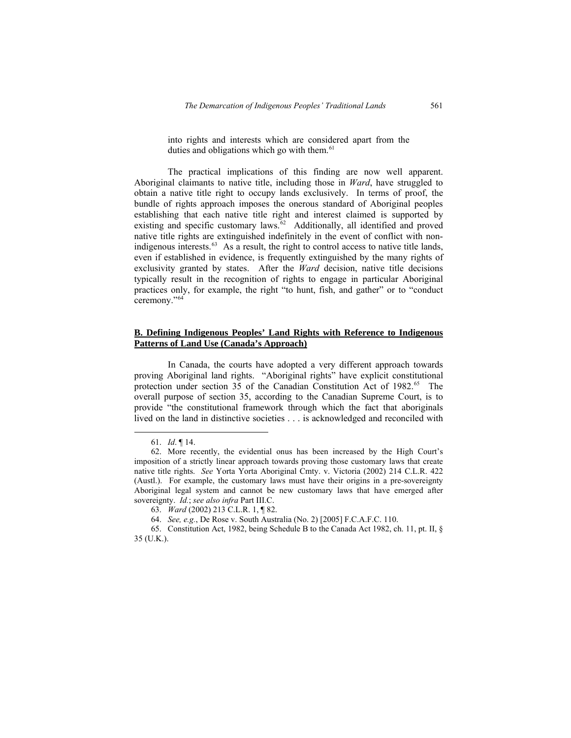into rights and interests which are considered apart from the duties and obligations which go with them.[61]

The practical implications of this finding are now well apparent. Aboriginal claimants to native title, including those in *Ward*, have struggled to obtain a native title right to occupy lands exclusively. In terms of proof, the bundle of rights approach imposes the onerous standard of Aboriginal peoples establishing that each native title right and interest claimed is supported by existing and specific customary laws.[62] Additionally, all identified and proved native title rights are extinguished indefinitely in the event of conflict with non-indigenous interests.[63] As a result, the right to control access to native title lands, even if established in evidence, is frequently extinguished by the many rights of exclusivity granted by states. After the *Ward* decision, native title decisions typically result in the recognition of rights to engage in particular Aboriginal practices only, for example, the right "to hunt, fish, and gather" or to "conduct ceremony."[64]

**B. Defining Indigenous Peoples' Land Rights with Reference to Indigenous Patterns of Land Use (Canada's Approach)**

In Canada, the courts have adopted a very different approach towards proving Aboriginal land rights. "Aboriginal rights" have explicit constitutional protection under section 35 of the Canadian Constitution Act of 1982.[65] The overall purpose of section 35, according to the Canadian Supreme Court, is to provide "the constitutional framework through which the fact that aboriginals lived on the land in distinctive societies . . . is acknowledged and reconciled with

---

61. *Id*. ¶ 14.

62. More recently, the evidential onus has been increased by the High Court's imposition of a strictly linear approach towards proving those customary laws that create native title rights. *See* Yorta Yorta Aboriginal Cmty. v. Victoria (2002) 214 C.L.R. 422 (Austl.). For example, the customary laws must have their origins in a pre-sovereignty Aboriginal legal system and cannot be new customary laws that have emerged after sovereignty. *Id.*; *see also infra* Part III.C.

63. *Ward* (2002) 213 C.L.R. 1, ¶ 82.

64. *See, e.g.*, De Rose v. South Australia (No. 2) [2005] F.C.A.F.C. 110.

65. Constitution Act, 1982, being Schedule B to the Canada Act 1982, ch. 11, pt. II, § 35 (U.K.).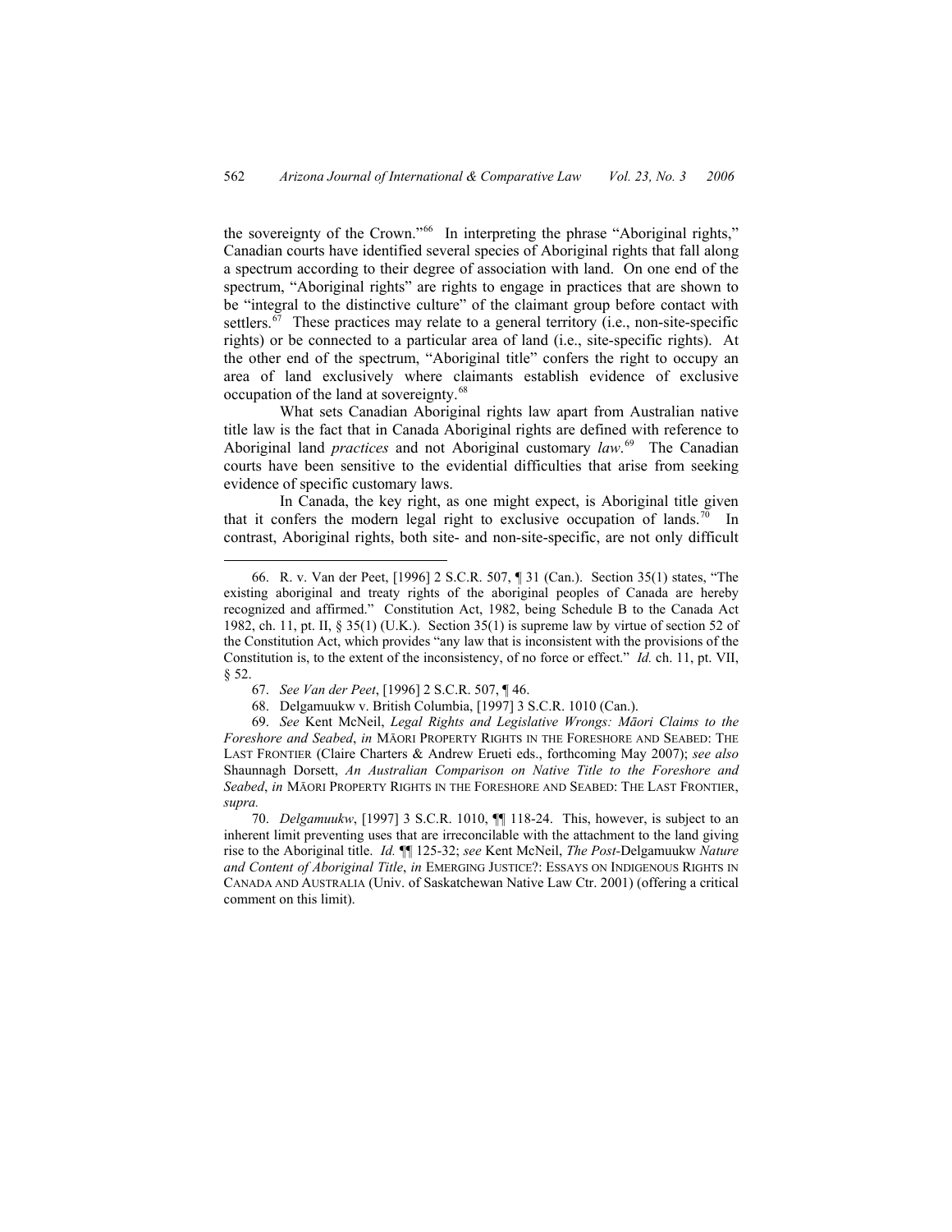the sovereignty of the Crown."[66] In interpreting the phrase "Aboriginal rights," Canadian courts have identified several species of Aboriginal rights that fall along a spectrum according to their degree of association with land. On one end of the spectrum, "Aboriginal rights" are rights to engage in practices that are shown to be "integral to the distinctive culture" of the claimant group before contact with settlers.[67] These practices may relate to a general territory (i.e., non-site-specific rights) or be connected to a particular area of land (i.e., site-specific rights). At the other end of the spectrum, "Aboriginal title" confers the right to occupy an area of land exclusively where claimants establish evidence of exclusive occupation of the land at sovereignty.[68]

What sets Canadian Aboriginal rights law apart from Australian native title law is the fact that in Canada Aboriginal rights are defined with reference to Aboriginal land *practices* and not Aboriginal customary *law*.[69] The Canadian courts have been sensitive to the evidential difficulties that arise from seeking evidence of specific customary laws.

In Canada, the key right, as one might expect, is Aboriginal title given that it confers the modern legal right to exclusive occupation of lands.[70] In contrast, Aboriginal rights, both site- and non-site-specific, are not only difficult

---

66. R. v. Van der Peet, [1996] 2 S.C.R. 507, ¶ 31 (Can.). Section 35(1) states, "The existing aboriginal and treaty rights of the aboriginal peoples of Canada are hereby recognized and affirmed." Constitution Act, 1982, being Schedule B to the Canada Act 1982, ch. 11, pt. II, § 35(1) (U.K.). Section 35(1) is supreme law by virtue of section 52 of the Constitution Act, which provides "any law that is inconsistent with the provisions of the Constitution is, to the extent of the inconsistency, of no force or effect." *Id.* ch. 11, pt. VII, § 52.

67. *See Van der Peet*, [1996] 2 S.C.R. 507, ¶ 46.

68. Delgamuukw v. British Columbia, [1997] 3 S.C.R. 1010 (Can.).

69. *See* Kent McNeil, *Legal Rights and Legislative Wrongs: Māori Claims to the Foreshore and Seabed*, *in* MĀORI PROPERTY RIGHTS IN THE FORESHORE AND SEABED: THE LAST FRONTIER (Claire Charters & Andrew Erueti eds., forthcoming May 2007); *see also* Shaunnagh Dorsett, *An Australian Comparison on Native Title to the Foreshore and Seabed*, *in* MĀORI PROPERTY RIGHTS IN THE FORESHORE AND SEABED: THE LAST FRONTIER, *supra*.

70. *Delgamuukw*, [1997] 3 S.C.R. 1010, ¶¶ 118-24. This, however, is subject to an inherent limit preventing uses that are irreconcilable with the attachment to the land giving rise to the Aboriginal title. *Id.* ¶¶ 125-32; *see* Kent McNeil, *The Post-*Delgamuukw *Nature and Content of Aboriginal Title*, *in* EMERGING JUSTICE?: ESSAYS ON INDIGENOUS RIGHTS IN CANADA AND AUSTRALIA (Univ. of Saskatchewan Native Law Ctr. 2001) (offering a critical comment on this limit).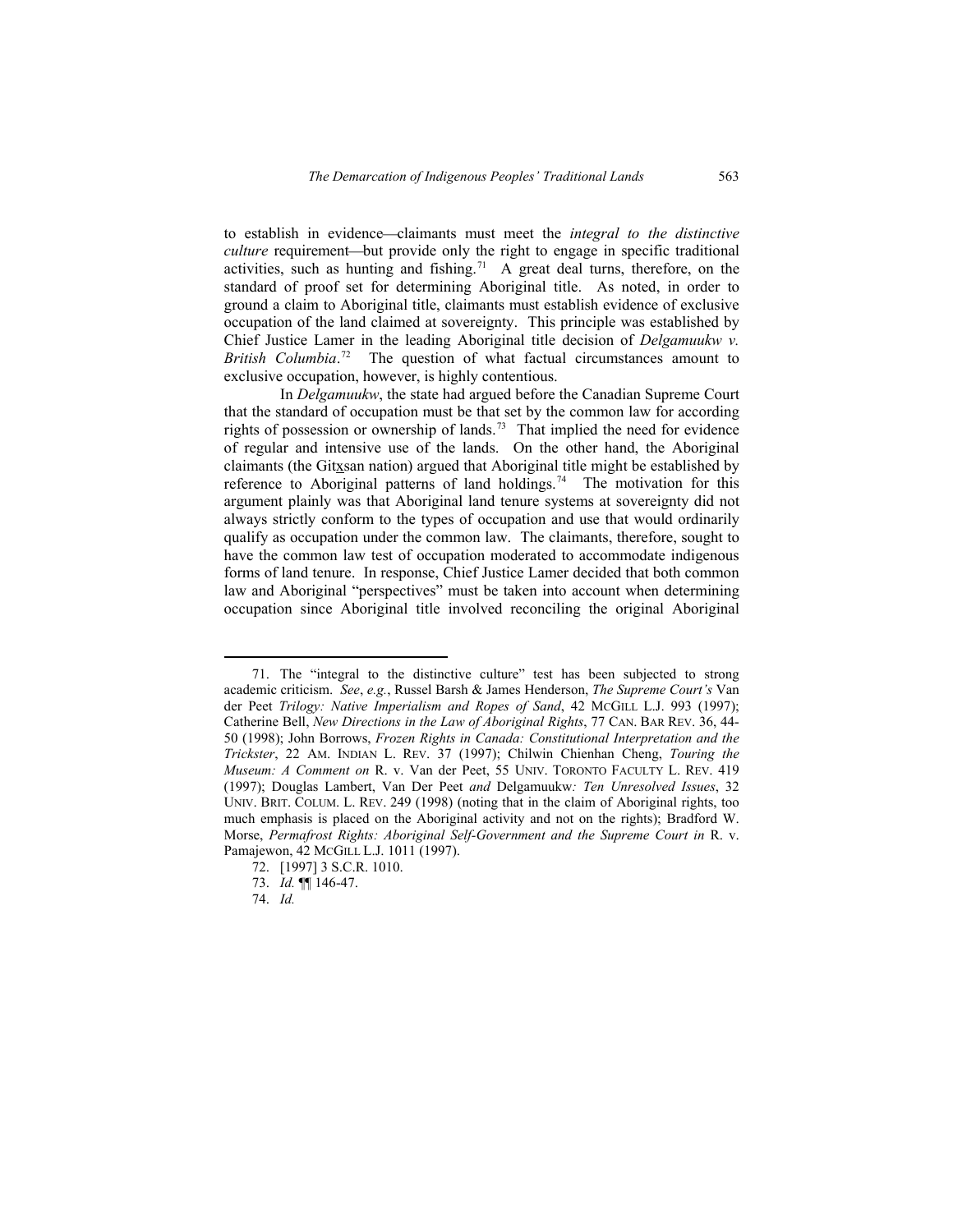to establish in evidence—claimants must meet the *integral to the distinctive culture* requirement—but provide only the right to engage in specific traditional activities, such as hunting and fishing.[71] A great deal turns, therefore, on the standard of proof set for determining Aboriginal title. As noted, in order to ground a claim to Aboriginal title, claimants must establish evidence of exclusive occupation of the land claimed at sovereignty. This principle was established by Chief Justice Lamer in the leading Aboriginal title decision of *Delgamuukw v. British Columbia*.[72] The question of what factual circumstances amount to exclusive occupation, however, is highly contentious.

In *Delgamuukw*, the state had argued before the Canadian Supreme Court that the standard of occupation must be that set by the common law for according rights of possession or ownership of lands.[73] That implied the need for evidence of regular and intensive use of the lands. On the other hand, the Aboriginal claimants (the Gitxsan nation) argued that Aboriginal title might be established by reference to Aboriginal patterns of land holdings.[74] The motivation for this argument plainly was that Aboriginal land tenure systems at sovereignty did not always strictly conform to the types of occupation and use that would ordinarily qualify as occupation under the common law. The claimants, therefore, sought to have the common law test of occupation moderated to accommodate indigenous forms of land tenure. In response, Chief Justice Lamer decided that both common law and Aboriginal "perspectives" must be taken into account when determining occupation since Aboriginal title involved reconciling the original Aboriginal

---

71. The "integral to the distinctive culture" test has been subjected to strong academic criticism. *See*, *e.g.*, Russel Barsh & James Henderson, *The Supreme Court's* Van der Peet *Trilogy: Native Imperialism and Ropes of Sand*, 42 MCGILL L.J. 993 (1997); Catherine Bell, *New Directions in the Law of Aboriginal Rights*, 77 CAN. BAR REV. 36, 44-50 (1998); John Borrows, *Frozen Rights in Canada: Constitutional Interpretation and the Trickster*, 22 AM. INDIAN L. REV. 37 (1997); Chilwin Chienhan Cheng, *Touring the Museum: A Comment on* R. v. Van der Peet, 55 UNIV. TORONTO FACULTY L. REV. 419 (1997); Douglas Lambert, Van Der Peet *and* Delgamuukw*: Ten Unresolved Issues*, 32 UNIV. BRIT. COLUM. L. REV. 249 (1998) (noting that in the claim of Aboriginal rights, too much emphasis is placed on the Aboriginal activity and not on the rights); Bradford W. Morse, *Permafrost Rights: Aboriginal Self-Government and the Supreme Court in* R. v. Pamajewon, 42 MCGILL L.J. 1011 (1997).

72. [1997] 3 S.C.R. 1010.

73. *Id.* ¶¶ 146-47.

74. *Id.*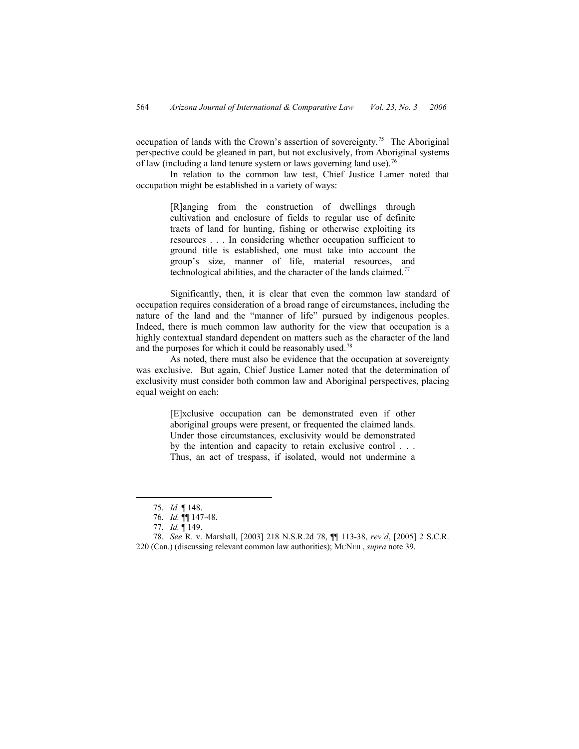occupation of lands with the Crown's assertion of sovereignty.[75] The Aboriginal perspective could be gleaned in part, but not exclusively, from Aboriginal systems of law (including a land tenure system or laws governing land use).[76]

In relation to the common law test, Chief Justice Lamer noted that occupation might be established in a variety of ways:

> [R]anging from the construction of dwellings through cultivation and enclosure of fields to regular use of definite tracts of land for hunting, fishing or otherwise exploiting its resources . . . In considering whether occupation sufficient to ground title is established, one must take into account the group's size, manner of life, material resources, and technological abilities, and the character of the lands claimed.[77]

Significantly, then, it is clear that even the common law standard of occupation requires consideration of a broad range of circumstances, including the nature of the land and the "manner of life" pursued by indigenous peoples. Indeed, there is much common law authority for the view that occupation is a highly contextual standard dependent on matters such as the character of the land and the purposes for which it could be reasonably used.[78]

As noted, there must also be evidence that the occupation at sovereignty was exclusive. But again, Chief Justice Lamer noted that the determination of exclusivity must consider both common law and Aboriginal perspectives, placing equal weight on each:

> [E]xclusive occupation can be demonstrated even if other aboriginal groups were present, or frequented the claimed lands. Under those circumstances, exclusivity would be demonstrated by the intention and capacity to retain exclusive control . . . Thus, an act of trespass, if isolated, would not undermine a

---

75. *Id.* ¶ 148.

76. *Id.* ¶¶ 147-48.

77. *Id.* ¶ 149.

78. *See* R. v. Marshall, [2003] 218 N.S.R.2d 78, ¶¶ 113-38, *rev'd*, [2005] 2 S.C.R. 220 (Can.) (discussing relevant common law authorities); MCNEIL, *supra* note 39.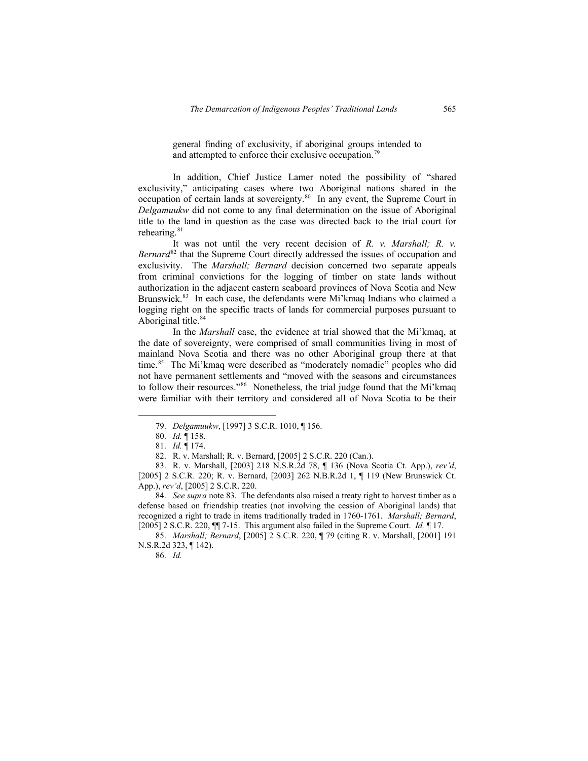> general finding of exclusivity, if aboriginal groups intended to and attempted to enforce their exclusive occupation.[79]

In addition, Chief Justice Lamer noted the possibility of "shared exclusivity," anticipating cases where two Aboriginal nations shared in the occupation of certain lands at sovereignty.[80] In any event, the Supreme Court in *Delgamuukw* did not come to any final determination on the issue of Aboriginal title to the land in question as the case was directed back to the trial court for rehearing.[81]

It was not until the very recent decision of *R. v. Marshall; R. v. Bernard*[82] that the Supreme Court directly addressed the issues of occupation and exclusivity. The *Marshall; Bernard* decision concerned two separate appeals from criminal convictions for the logging of timber on state lands without authorization in the adjacent eastern seaboard provinces of Nova Scotia and New Brunswick.[83] In each case, the defendants were Mi'kmaq Indians who claimed a logging right on the specific tracts of lands for commercial purposes pursuant to Aboriginal title.[84]

In the *Marshall* case, the evidence at trial showed that the Mi'kmaq, at the date of sovereignty, were comprised of small communities living in most of mainland Nova Scotia and there was no other Aboriginal group there at that time.[85] The Mi'kmaq were described as "moderately nomadic" peoples who did not have permanent settlements and "moved with the seasons and circumstances to follow their resources."[86] Nonetheless, the trial judge found that the Mi'kmaq were familiar with their territory and considered all of Nova Scotia to be their

---

79. *Delgamuukw*, [1997] 3 S.C.R. 1010, ¶ 156.

80. *Id.* ¶ 158.

81. *Id.* ¶ 174.

82. R. v. Marshall; R. v. Bernard, [2005] 2 S.C.R. 220 (Can.).

83. R. v. Marshall, [2003] 218 N.S.R.2d 78, ¶ 136 (Nova Scotia Ct. App.), *rev'd*, [2005] 2 S.C.R. 220; R. v. Bernard, [2003] 262 N.B.R.2d 1, ¶ 119 (New Brunswick Ct. App.), *rev'd*, [2005] 2 S.C.R. 220.

84. *See supra* note 83. The defendants also raised a treaty right to harvest timber as a defense based on friendship treaties (not involving the cession of Aboriginal lands) that recognized a right to trade in items traditionally traded in 1760-1761. *Marshall; Bernard*, [2005] 2 S.C.R. 220, ¶¶ 7-15. This argument also failed in the Supreme Court. *Id.* ¶ 17.

85. *Marshall; Bernard*, [2005] 2 S.C.R. 220, ¶ 79 (citing R. v. Marshall, [2001] 191 N.S.R.2d 323, ¶ 142).

86. *Id.*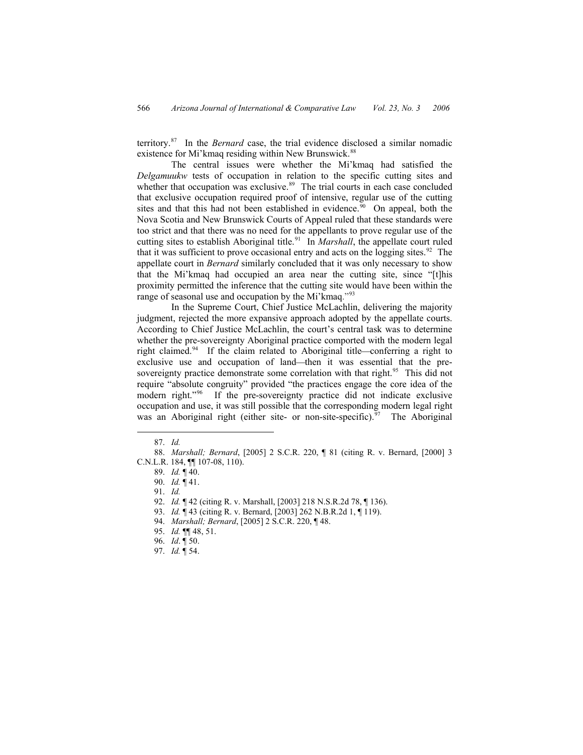territory.[87] In the *Bernard* case, the trial evidence disclosed a similar nomadic existence for Mi'kmaq residing within New Brunswick.[88]

The central issues were whether the Mi'kmaq had satisfied the *Delgamuukw* tests of occupation in relation to the specific cutting sites and whether that occupation was exclusive.[89] The trial courts in each case concluded that exclusive occupation required proof of intensive, regular use of the cutting sites and that this had not been established in evidence.[90] On appeal, both the Nova Scotia and New Brunswick Courts of Appeal ruled that these standards were too strict and that there was no need for the appellants to prove regular use of the cutting sites to establish Aboriginal title.[91] In *Marshall*, the appellate court ruled that it was sufficient to prove occasional entry and acts on the logging sites.[92] The appellate court in *Bernard* similarly concluded that it was only necessary to show that the Mi'kmaq had occupied an area near the cutting site, since "[t]his proximity permitted the inference that the cutting site would have been within the range of seasonal use and occupation by the Mi'kmaq."[93]

In the Supreme Court, Chief Justice McLachlin, delivering the majority judgment, rejected the more expansive approach adopted by the appellate courts. According to Chief Justice McLachlin, the court's central task was to determine whether the pre-sovereignty Aboriginal practice comported with the modern legal right claimed.[94] If the claim related to Aboriginal title—conferring a right to exclusive use and occupation of land—then it was essential that the pre-sovereignty practice demonstrate some correlation with that right.[95] This did not require "absolute congruity" provided "the practices engage the core idea of the modern right."[96] If the pre-sovereignty practice did not indicate exclusive occupation and use, it was still possible that the corresponding modern legal right was an Aboriginal right (either site- or non-site-specific).[97] The Aboriginal

---

87. *Id.*

88. *Marshall; Bernard*, [2005] 2 S.C.R. 220, ¶ 81 (citing R. v. Bernard, [2000] 3 C.N.L.R. 184, ¶¶ 107-08, 110).

89. *Id.* ¶ 40.

90. *Id.* ¶ 41.

91. *Id.*

92. *Id.* ¶ 42 (citing R. v. Marshall, [2003] 218 N.S.R.2d 78, ¶ 136).

93. *Id.* ¶ 43 (citing R. v. Bernard, [2003] 262 N.B.R.2d 1, ¶ 119).

94. *Marshall; Bernard*, [2005] 2 S.C.R. 220, ¶ 48.

95. *Id.* ¶¶ 48, 51.

96. *Id*. ¶ 50.

97. *Id.* ¶ 54.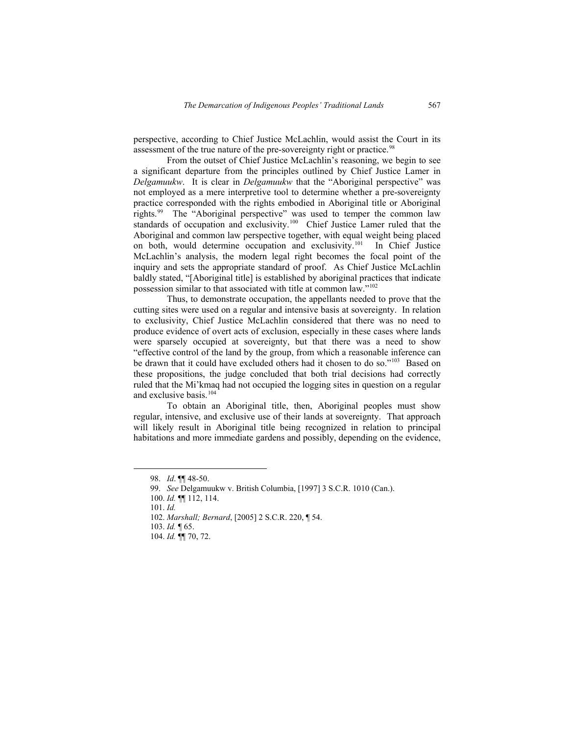perspective, according to Chief Justice McLachlin, would assist the Court in its assessment of the true nature of the pre-sovereignty right or practice.[98]

From the outset of Chief Justice McLachlin's reasoning, we begin to see a significant departure from the principles outlined by Chief Justice Lamer in *Delgamuukw*. It is clear in *Delgamuukw* that the "Aboriginal perspective" was not employed as a mere interpretive tool to determine whether a pre-sovereignty practice corresponded with the rights embodied in Aboriginal title or Aboriginal rights.[99] The "Aboriginal perspective" was used to temper the common law standards of occupation and exclusivity.[100] Chief Justice Lamer ruled that the Aboriginal and common law perspective together, with equal weight being placed on both, would determine occupation and exclusivity.[101] In Chief Justice McLachlin's analysis, the modern legal right becomes the focal point of the inquiry and sets the appropriate standard of proof. As Chief Justice McLachlin baldly stated, "[Aboriginal title] is established by aboriginal practices that indicate possession similar to that associated with title at common law."[102]

Thus, to demonstrate occupation, the appellants needed to prove that the cutting sites were used on a regular and intensive basis at sovereignty. In relation to exclusivity, Chief Justice McLachlin considered that there was no need to produce evidence of overt acts of exclusion, especially in these cases where lands were sparsely occupied at sovereignty, but that there was a need to show "effective control of the land by the group, from which a reasonable inference can be drawn that it could have excluded others had it chosen to do so."[103] Based on these propositions, the judge concluded that both trial decisions had correctly ruled that the Mi'kmaq had not occupied the logging sites in question on a regular and exclusive basis.[104]

To obtain an Aboriginal title, then, Aboriginal peoples must show regular, intensive, and exclusive use of their lands at sovereignty. That approach will likely result in Aboriginal title being recognized in relation to principal habitations and more immediate gardens and possibly, depending on the evidence,

---

98. *Id*. ¶¶ 48-50.

99. *See* Delgamuukw v. British Columbia, [1997] 3 S.C.R. 1010 (Can.).

100. *Id.* ¶¶ 112, 114.

101. *Id.*

102. *Marshall; Bernard*, [2005] 2 S.C.R. 220, ¶ 54.

103. *Id.* ¶ 65.

104. *Id.* ¶¶ 70, 72.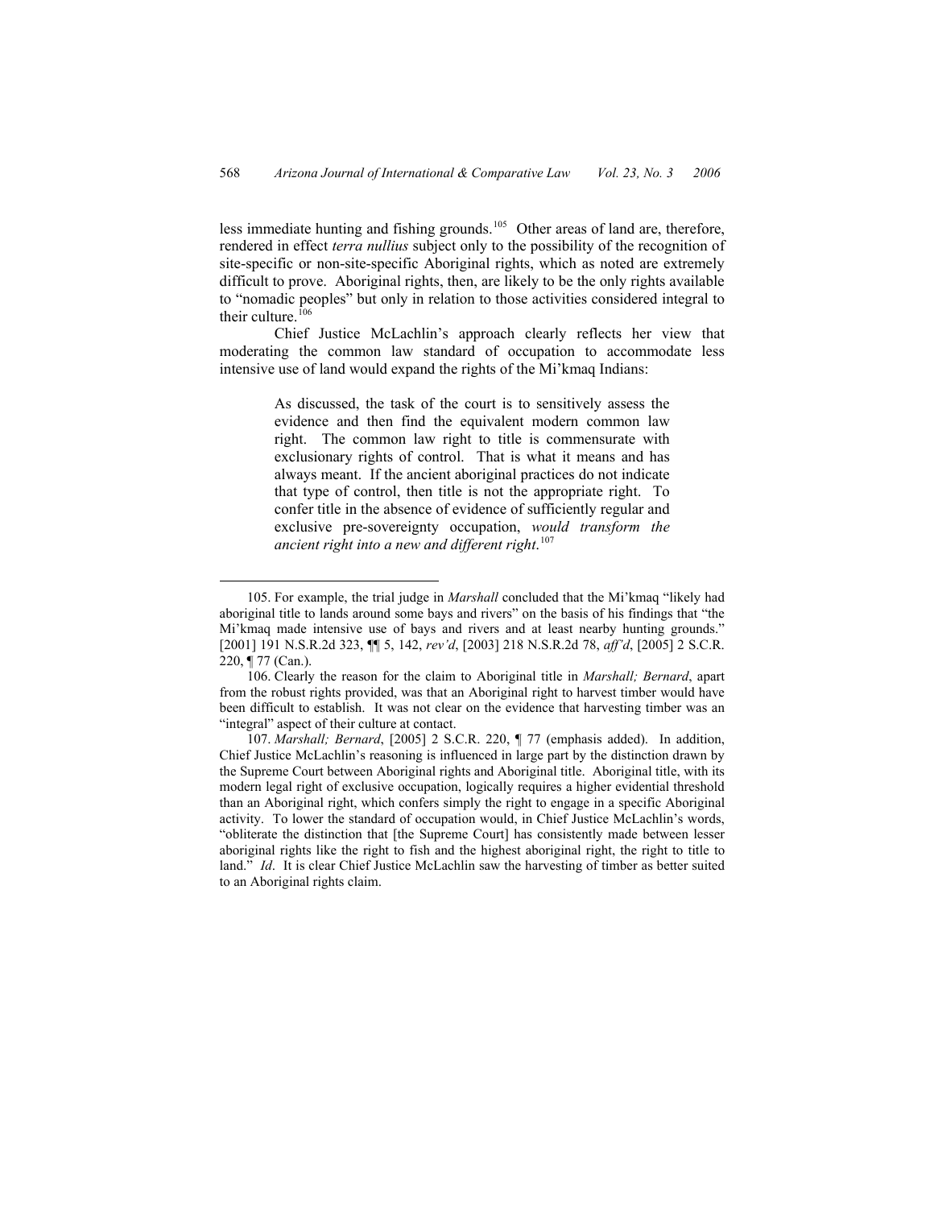less immediate hunting and fishing grounds.[105] Other areas of land are, therefore, rendered in effect *terra nullius* subject only to the possibility of the recognition of site-specific or non-site-specific Aboriginal rights, which as noted are extremely difficult to prove. Aboriginal rights, then, are likely to be the only rights available to "nomadic peoples" but only in relation to those activities considered integral to their culture.[106]

Chief Justice McLachlin's approach clearly reflects her view that moderating the common law standard of occupation to accommodate less intensive use of land would expand the rights of the Mi'kmaq Indians:

> As discussed, the task of the court is to sensitively assess the evidence and then find the equivalent modern common law right. The common law right to title is commensurate with exclusionary rights of control. That is what it means and has always meant. If the ancient aboriginal practices do not indicate that type of control, then title is not the appropriate right. To confer title in the absence of evidence of sufficiently regular and exclusive pre-sovereignty occupation, *would transform the ancient right into a new and different right*.[107]

---

105. For example, the trial judge in *Marshall* concluded that the Mi'kmaq "likely had aboriginal title to lands around some bays and rivers" on the basis of his findings that "the Mi'kmaq made intensive use of bays and rivers and at least nearby hunting grounds." [2001] 191 N.S.R.2d 323, ¶¶ 5, 142, *rev'd*, [2003] 218 N.S.R.2d 78, *aff'd*, [2005] 2 S.C.R. 220, ¶ 77 (Can.).

106. Clearly the reason for the claim to Aboriginal title in *Marshall; Bernard*, apart from the robust rights provided, was that an Aboriginal right to harvest timber would have been difficult to establish. It was not clear on the evidence that harvesting timber was an "integral" aspect of their culture at contact.

107. *Marshall; Bernard*, [2005] 2 S.C.R. 220, ¶ 77 (emphasis added). In addition, Chief Justice McLachlin's reasoning is influenced in large part by the distinction drawn by the Supreme Court between Aboriginal rights and Aboriginal title. Aboriginal title, with its modern legal right of exclusive occupation, logically requires a higher evidential threshold than an Aboriginal right, which confers simply the right to engage in a specific Aboriginal activity. To lower the standard of occupation would, in Chief Justice McLachlin's words, "obliterate the distinction that [the Supreme Court] has consistently made between lesser aboriginal rights like the right to fish and the highest aboriginal right, the right to title to land." *Id*. It is clear Chief Justice McLachlin saw the harvesting of timber as better suited to an Aboriginal rights claim.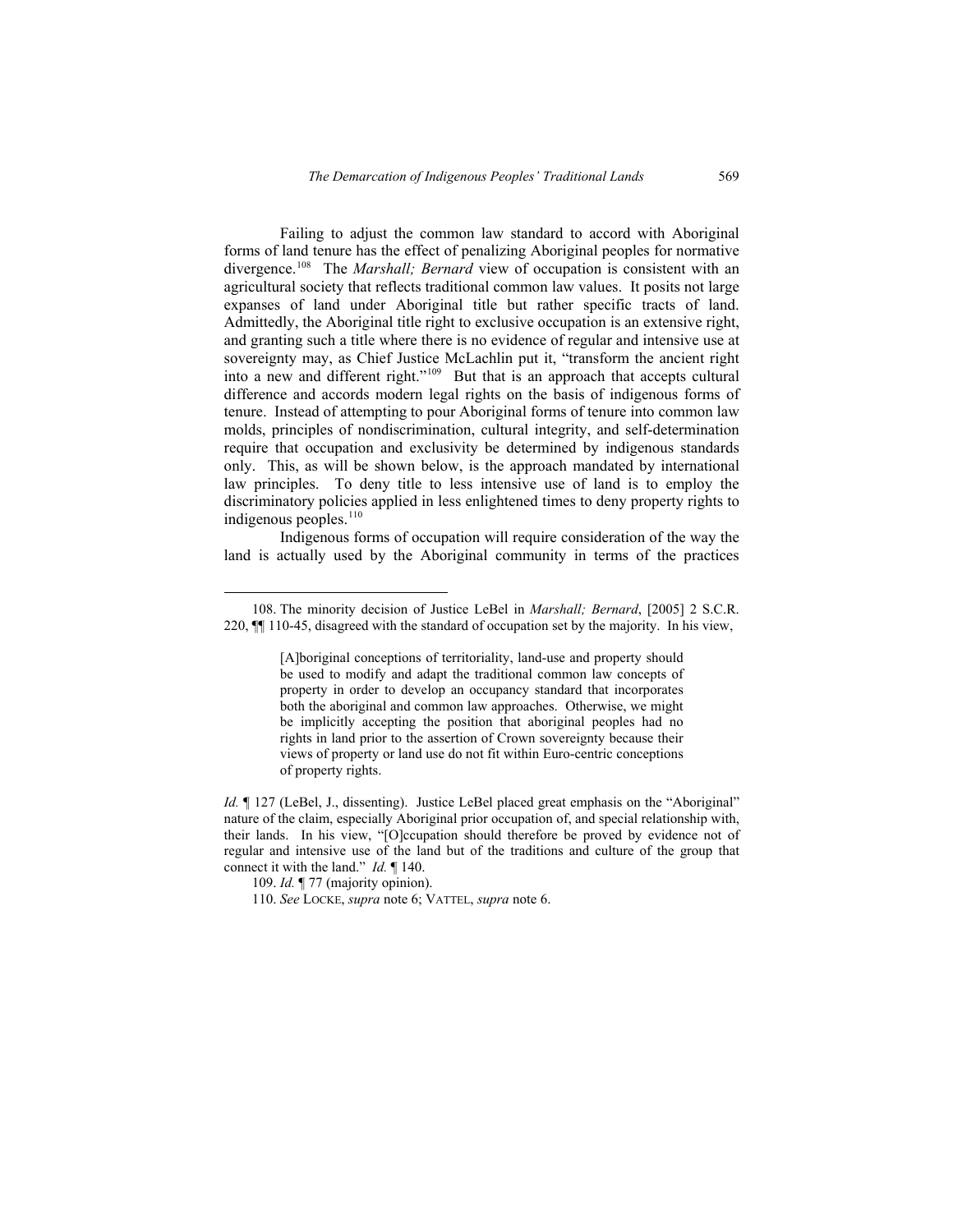Failing to adjust the common law standard to accord with Aboriginal forms of land tenure has the effect of penalizing Aboriginal peoples for normative divergence.[108] The *Marshall; Bernard* view of occupation is consistent with an agricultural society that reflects traditional common law values. It posits not large expanses of land under Aboriginal title but rather specific tracts of land. Admittedly, the Aboriginal title right to exclusive occupation is an extensive right, and granting such a title where there is no evidence of regular and intensive use at sovereignty may, as Chief Justice McLachlin put it, "transform the ancient right into a new and different right."[109] But that is an approach that accepts cultural difference and accords modern legal rights on the basis of indigenous forms of tenure. Instead of attempting to pour Aboriginal forms of tenure into common law molds, principles of nondiscrimination, cultural integrity, and self-determination require that occupation and exclusivity be determined by indigenous standards only. This, as will be shown below, is the approach mandated by international law principles. To deny title to less intensive use of land is to employ the discriminatory policies applied in less enlightened times to deny property rights to indigenous peoples.[110]

Indigenous forms of occupation will require consideration of the way the land is actually used by the Aboriginal community in terms of the practices

---

108. The minority decision of Justice LeBel in *Marshall; Bernard*, [2005] 2 S.C.R. 220, ¶¶ 110-45, disagreed with the standard of occupation set by the majority. In his view,

> [A]boriginal conceptions of territoriality, land-use and property should be used to modify and adapt the traditional common law concepts of property in order to develop an occupancy standard that incorporates both the aboriginal and common law approaches. Otherwise, we might be implicitly accepting the position that aboriginal peoples had no rights in land prior to the assertion of Crown sovereignty because their views of property or land use do not fit within Euro-centric conceptions of property rights.

*Id.* ¶ 127 (LeBel, J., dissenting). Justice LeBel placed great emphasis on the "Aboriginal" nature of the claim, especially Aboriginal prior occupation of, and special relationship with, their lands. In his view, "[O]ccupation should therefore be proved by evidence not of regular and intensive use of the land but of the traditions and culture of the group that connect it with the land." *Id.* ¶ 140.

109. *Id.* ¶ 77 (majority opinion).

110. *See* LOCKE, *supra* note 6; VATTEL, *supra* note 6.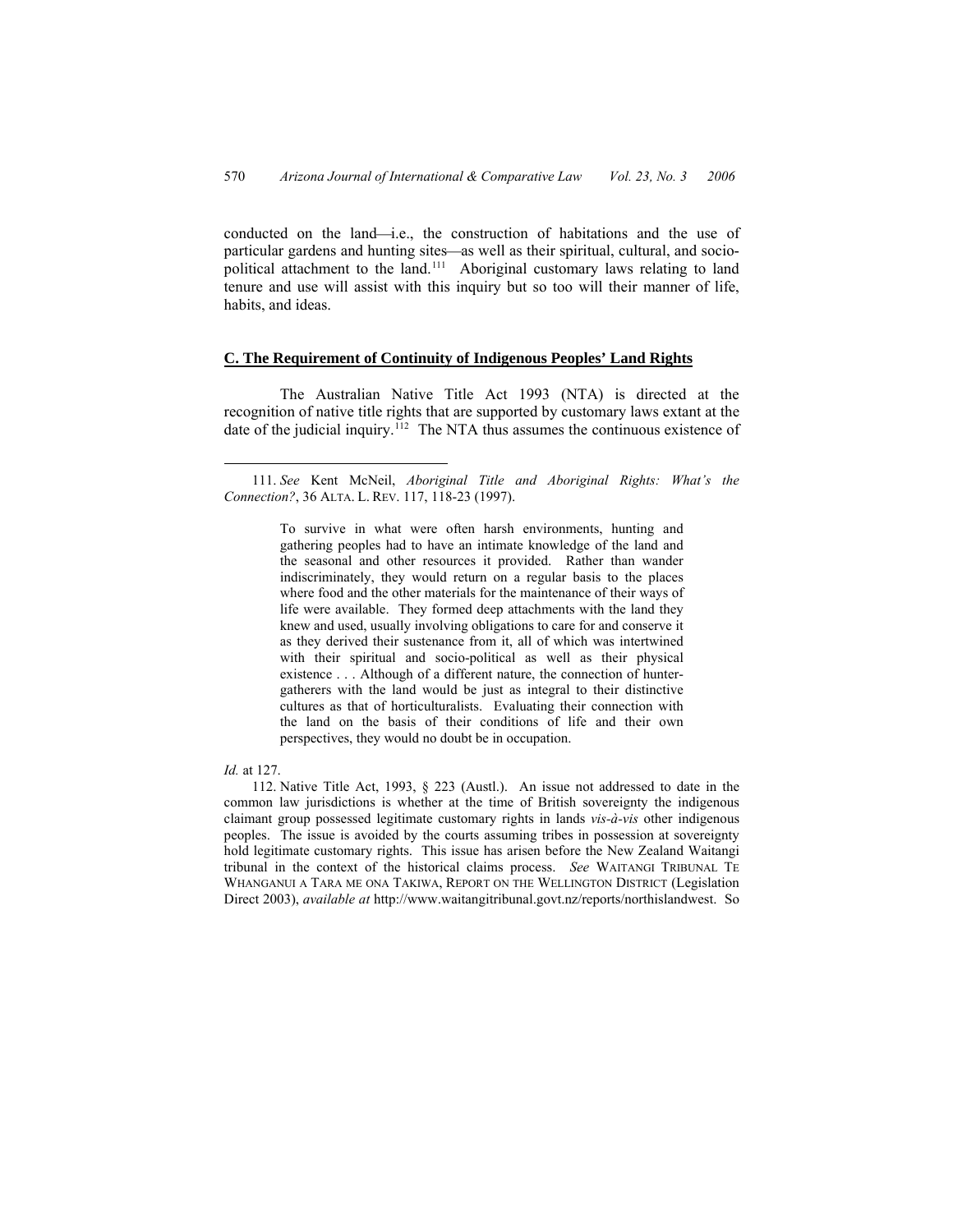conducted on the land—i.e., the construction of habitations and the use of particular gardens and hunting sites—as well as their spiritual, cultural, and socio-political attachment to the land.[111] Aboriginal customary laws relating to land tenure and use will assist with this inquiry but so too will their manner of life, habits, and ideas.

### C. The Requirement of Continuity of Indigenous Peoples' Land Rights

The Australian Native Title Act 1993 (NTA) is directed at the recognition of native title rights that are supported by customary laws extant at the date of the judicial inquiry.[112] The NTA thus assumes the continuous existence of

---

111. *See* Kent McNeil, *Aboriginal Title and Aboriginal Rights: What's the Connection?*, 36 ALTA. L. REV. 117, 118-23 (1997).

> To survive in what were often harsh environments, hunting and gathering peoples had to have an intimate knowledge of the land and the seasonal and other resources it provided. Rather than wander indiscriminately, they would return on a regular basis to the places where food and the other materials for the maintenance of their ways of life were available. They formed deep attachments with the land they knew and used, usually involving obligations to care for and conserve it as they derived their sustenance from it, all of which was intertwined with their spiritual and socio-political as well as their physical existence . . . Although of a different nature, the connection of hunter-gatherers with the land would be just as integral to their distinctive cultures as that of horticulturalists. Evaluating their connection with the land on the basis of their conditions of life and their own perspectives, they would no doubt be in occupation.

*Id.* at 127.

112. Native Title Act, 1993, § 223 (Austl.). An issue not addressed to date in the common law jurisdictions is whether at the time of British sovereignty the indigenous claimant group possessed legitimate customary rights in lands *vis-à-vis* other indigenous peoples. The issue is avoided by the courts assuming tribes in possession at sovereignty hold legitimate customary rights. This issue has arisen before the New Zealand Waitangi tribunal in the context of the historical claims process. *See* WAITANGI TRIBUNAL TE WHANGANUI A TARA ME ONA TAKIWA, REPORT ON THE WELLINGTON DISTRICT (Legislation Direct 2003), *available at* http://www.waitangitribunal.govt.nz/reports/northislandwest. So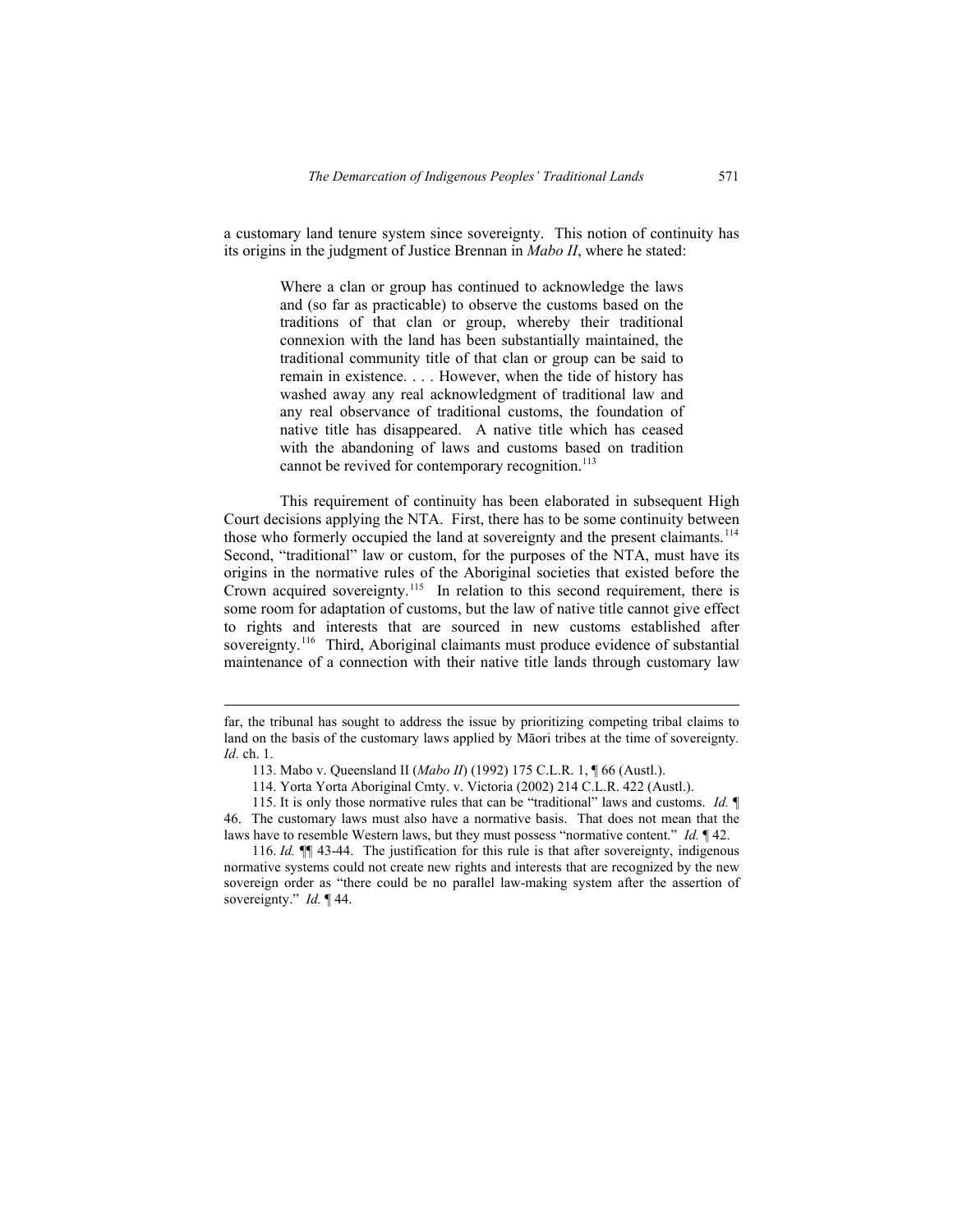a customary land tenure system since sovereignty. This notion of continuity has its origins in the judgment of Justice Brennan in *Mabo II*, where he stated:

> Where a clan or group has continued to acknowledge the laws and (so far as practicable) to observe the customs based on the traditions of that clan or group, whereby their traditional connexion with the land has been substantially maintained, the traditional community title of that clan or group can be said to remain in existence. . . . However, when the tide of history has washed away any real acknowledgment of traditional law and any real observance of traditional customs, the foundation of native title has disappeared. A native title which has ceased with the abandoning of laws and customs based on tradition cannot be revived for contemporary recognition.[113]

This requirement of continuity has been elaborated in subsequent High Court decisions applying the NTA. First, there has to be some continuity between those who formerly occupied the land at sovereignty and the present claimants.[114] Second, "traditional" law or custom, for the purposes of the NTA, must have its origins in the normative rules of the Aboriginal societies that existed before the Crown acquired sovereignty.[115] In relation to this second requirement, there is some room for adaptation of customs, but the law of native title cannot give effect to rights and interests that are sourced in new customs established after sovereignty.[116] Third, Aboriginal claimants must produce evidence of substantial maintenance of a connection with their native title lands through customary law

---

far, the tribunal has sought to address the issue by prioritizing competing tribal claims to land on the basis of the customary laws applied by Māori tribes at the time of sovereignty. *Id.* ch. 1.

113. Mabo v. Queensland II (*Mabo II*) (1992) 175 C.L.R. 1, ¶ 66 (Austl.).

114. Yorta Yorta Aboriginal Cmty. v. Victoria (2002) 214 C.L.R. 422 (Austl.).

115. It is only those normative rules that can be "traditional" laws and customs. *Id.* ¶ 46. The customary laws must also have a normative basis. That does not mean that the laws have to resemble Western laws, but they must possess "normative content." *Id.* ¶ 42.

116. *Id.* ¶¶ 43-44. The justification for this rule is that after sovereignty, indigenous normative systems could not create new rights and interests that are recognized by the new sovereign order as "there could be no parallel law-making system after the assertion of sovereignty." *Id.* ¶ 44.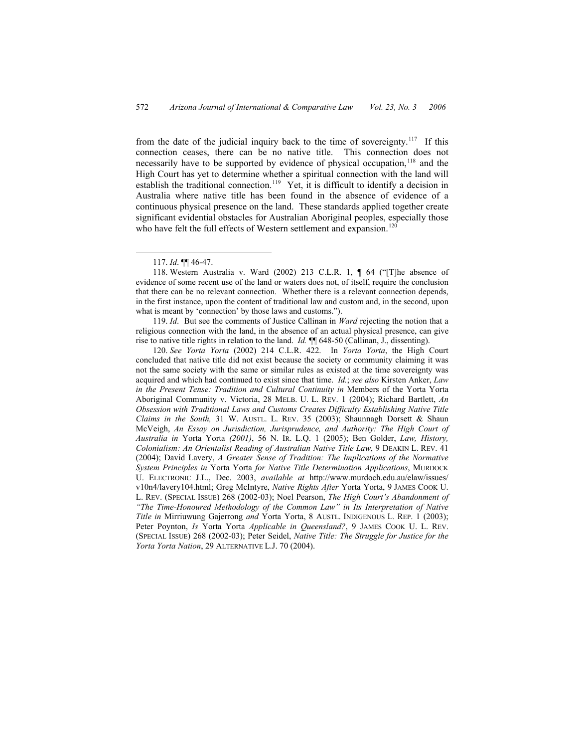from the date of the judicial inquiry back to the time of sovereignty.[117] If this connection ceases, there can be no native title. This connection does not necessarily have to be supported by evidence of physical occupation,[118] and the High Court has yet to determine whether a spiritual connection with the land will establish the traditional connection.[119] Yet, it is difficult to identify a decision in Australia where native title has been found in the absence of evidence of a continuous physical presence on the land. These standards applied together create significant evidential obstacles for Australian Aboriginal peoples, especially those who have felt the full effects of Western settlement and expansion.[120]

---

117. *Id*. ¶¶ 46-47.

118. Western Australia v. Ward (2002) 213 C.L.R. 1, ¶ 64 ("[T]he absence of evidence of some recent use of the land or waters does not, of itself, require the conclusion that there can be no relevant connection. Whether there is a relevant connection depends, in the first instance, upon the content of traditional law and custom and, in the second, upon what is meant by 'connection' by those laws and customs.").

119. *Id*. But see the comments of Justice Callinan in *Ward* rejecting the notion that a religious connection with the land, in the absence of an actual physical presence, can give rise to native title rights in relation to the land. *Id.* ¶¶ 648-50 (Callinan, J., dissenting).

120. *See Yorta Yorta* (2002) 214 C.L.R. 422. In *Yorta Yorta*, the High Court concluded that native title did not exist because the society or community claiming it was not the same society with the same or similar rules as existed at the time sovereignty was acquired and which had continued to exist since that time. *Id.*; *see also* Kirsten Anker, *Law in the Present Tense: Tradition and Cultural Continuity in* Members of the Yorta Yorta Aboriginal Community v. Victoria, 28 MELB. U. L. REV. 1 (2004); Richard Bartlett, *An Obsession with Traditional Laws and Customs Creates Difficulty Establishing Native Title Claims in the South,* 31 W. AUSTL. L. REV. 35 (2003); Shaunnagh Dorsett & Shaun McVeigh, *An Essay on Jurisdiction, Jurisprudence, and Authority: The High Court of Australia in* Yorta Yorta *(2001)*, 56 N. IR. L.Q. 1 (2005); Ben Golder, *Law, History, Colonialism: An Orientalist Reading of Australian Native Title Law*, 9 DEAKIN L. REV. 41 (2004); David Lavery, *A Greater Sense of Tradition: The Implications of the Normative System Principles in* Yorta Yorta *for Native Title Determination Applications*, MURDOCK U. ELECTRONIC J.L., Dec. 2003, *available at* http://www.murdoch.edu.au/elaw/issues/v10n4/lavery104.html; Greg McIntyre, *Native Rights After* Yorta Yorta, 9 JAMES COOK U. L. REV. (SPECIAL ISSUE) 268 (2002-03); Noel Pearson, *The High Court's Abandonment of "The Time-Honoured Methodology of the Common Law" in Its Interpretation of Native Title in* Mirriuwung Gajerrong *and* Yorta Yorta, 8 AUSTL. INDIGENOUS L. REP. 1 (2003); Peter Poynton, *Is* Yorta Yorta *Applicable in Queensland?*, 9 JAMES COOK U. L. REV. (SPECIAL ISSUE) 268 (2002-03); Peter Seidel, *Native Title: The Struggle for Justice for the Yorta Yorta Nation*, 29 ALTERNATIVE L.J. 70 (2004).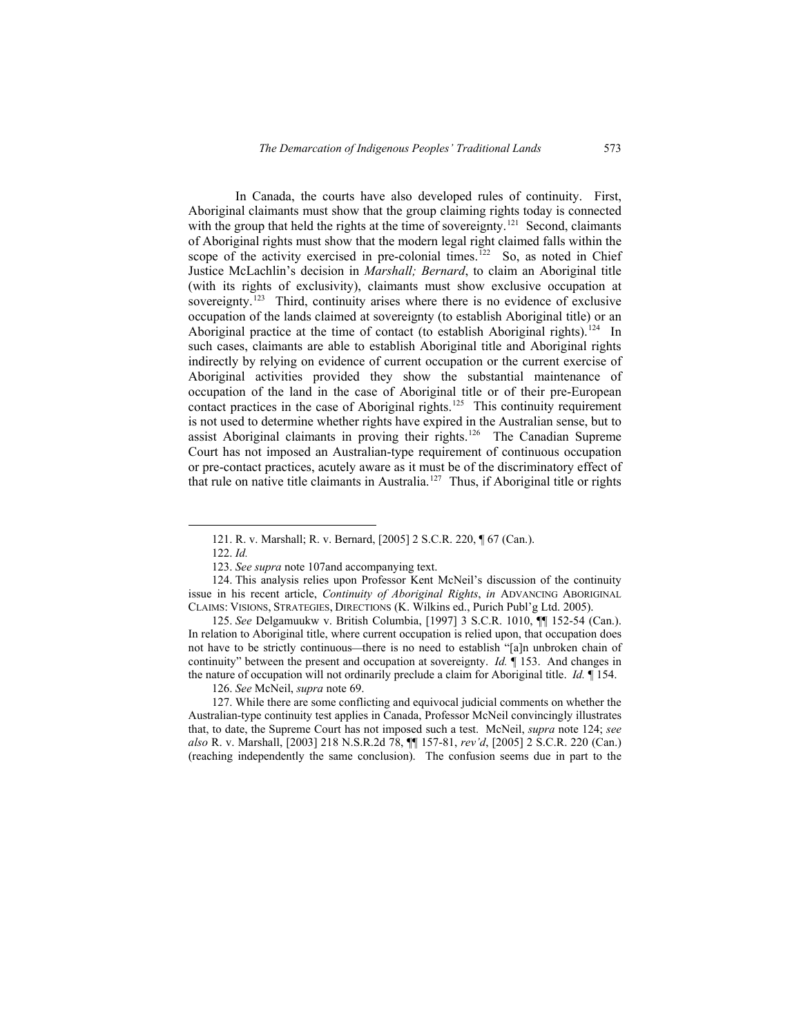In Canada, the courts have also developed rules of continuity. First, Aboriginal claimants must show that the group claiming rights today is connected with the group that held the rights at the time of sovereignty.[121] Second, claimants of Aboriginal rights must show that the modern legal right claimed falls within the scope of the activity exercised in pre-colonial times.[122] So, as noted in Chief Justice McLachlin's decision in *Marshall; Bernard*, to claim an Aboriginal title (with its rights of exclusivity), claimants must show exclusive occupation at sovereignty.[123] Third, continuity arises where there is no evidence of exclusive occupation of the lands claimed at sovereignty (to establish Aboriginal title) or an Aboriginal practice at the time of contact (to establish Aboriginal rights).[124] In such cases, claimants are able to establish Aboriginal title and Aboriginal rights indirectly by relying on evidence of current occupation or the current exercise of Aboriginal activities provided they show the substantial maintenance of occupation of the land in the case of Aboriginal title or of their pre-European contact practices in the case of Aboriginal rights.[125] This continuity requirement is not used to determine whether rights have expired in the Australian sense, but to assist Aboriginal claimants in proving their rights.[126] The Canadian Supreme Court has not imposed an Australian-type requirement of continuous occupation or pre-contact practices, acutely aware as it must be of the discriminatory effect of that rule on native title claimants in Australia.[127] Thus, if Aboriginal title or rights

---

121. R. v. Marshall; R. v. Bernard, [2005] 2 S.C.R. 220, ¶ 67 (Can.).

122. *Id.*

123. *See supra* note 107and accompanying text.

124. This analysis relies upon Professor Kent McNeil's discussion of the continuity issue in his recent article, *Continuity of Aboriginal Rights*, *in* ADVANCING ABORIGINAL CLAIMS: VISIONS, STRATEGIES, DIRECTIONS (K. Wilkins ed., Purich Publ'g Ltd. 2005).

125. *See* Delgamuukw v. British Columbia, [1997] 3 S.C.R. 1010, ¶¶ 152-54 (Can.). In relation to Aboriginal title, where current occupation is relied upon, that occupation does not have to be strictly continuous—there is no need to establish "[a]n unbroken chain of continuity" between the present and occupation at sovereignty. *Id.* ¶ 153. And changes in the nature of occupation will not ordinarily preclude a claim for Aboriginal title. *Id.* ¶ 154.

126. *See* McNeil, *supra* note 69.

127. While there are some conflicting and equivocal judicial comments on whether the Australian-type continuity test applies in Canada, Professor McNeil convincingly illustrates that, to date, the Supreme Court has not imposed such a test. McNeil, *supra* note 124; *see also* R. v. Marshall, [2003] 218 N.S.R.2d 78, ¶¶ 157-81, *rev'd*, [2005] 2 S.C.R. 220 (Can.) (reaching independently the same conclusion). The confusion seems due in part to the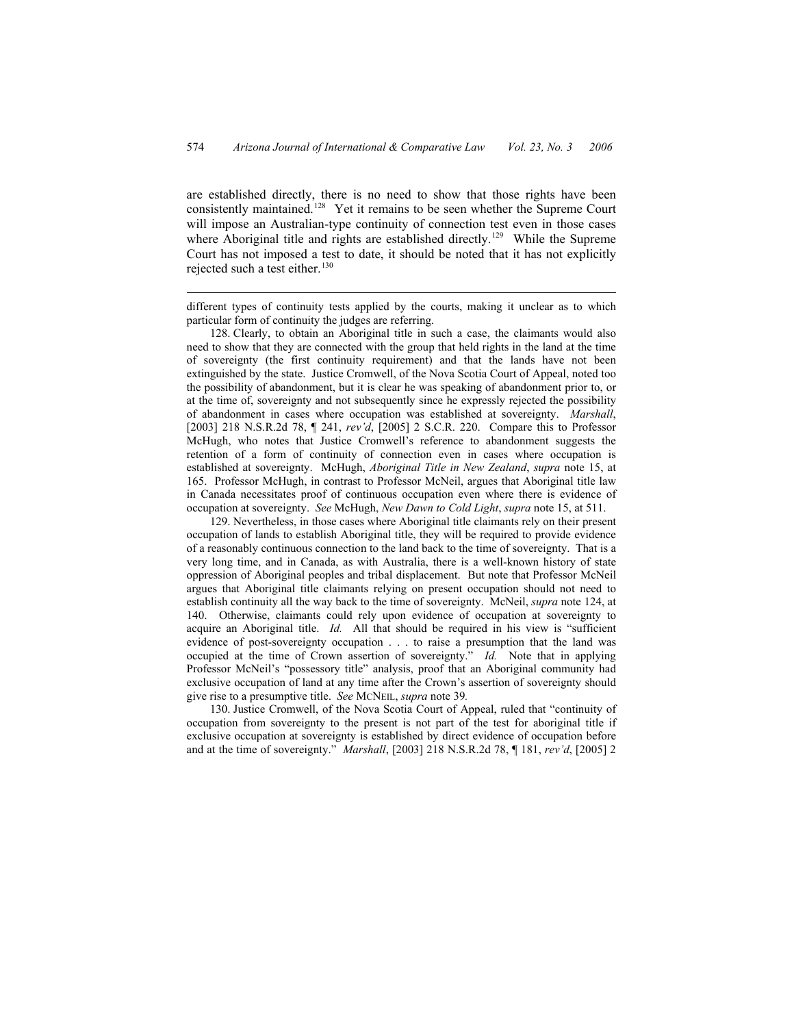are established directly, there is no need to show that those rights have been consistently maintained.[128] Yet it remains to be seen whether the Supreme Court will impose an Australian-type continuity of connection test even in those cases where Aboriginal title and rights are established directly.[129] While the Supreme Court has not imposed a test to date, it should be noted that it has not explicitly rejected such a test either.[130]

---

different types of continuity tests applied by the courts, making it unclear as to which particular form of continuity the judges are referring.

128. Clearly, to obtain an Aboriginal title in such a case, the claimants would also need to show that they are connected with the group that held rights in the land at the time of sovereignty (the first continuity requirement) and that the lands have not been extinguished by the state. Justice Cromwell, of the Nova Scotia Court of Appeal, noted too the possibility of abandonment, but it is clear he was speaking of abandonment prior to, or at the time of, sovereignty and not subsequently since he expressly rejected the possibility of abandonment in cases where occupation was established at sovereignty. *Marshall*, [2003] 218 N.S.R.2d 78, ¶ 241, *rev'd*, [2005] 2 S.C.R. 220. Compare this to Professor McHugh, who notes that Justice Cromwell's reference to abandonment suggests the retention of a form of continuity of connection even in cases where occupation is established at sovereignty. McHugh, *Aboriginal Title in New Zealand*, *supra* note 15, at 165. Professor McHugh, in contrast to Professor McNeil, argues that Aboriginal title law in Canada necessitates proof of continuous occupation even where there is evidence of occupation at sovereignty. *See* McHugh, *New Dawn to Cold Light*, *supra* note 15, at 511.

129. Nevertheless, in those cases where Aboriginal title claimants rely on their present occupation of lands to establish Aboriginal title, they will be required to provide evidence of a reasonably continuous connection to the land back to the time of sovereignty. That is a very long time, and in Canada, as with Australia, there is a well-known history of state oppression of Aboriginal peoples and tribal displacement. But note that Professor McNeil argues that Aboriginal title claimants relying on present occupation should not need to establish continuity all the way back to the time of sovereignty. McNeil, *supra* note 124, at 140. Otherwise, claimants could rely upon evidence of occupation at sovereignty to acquire an Aboriginal title. *Id.* All that should be required in his view is "sufficient evidence of post-sovereignty occupation . . . to raise a presumption that the land was occupied at the time of Crown assertion of sovereignty." *Id.* Note that in applying Professor McNeil's "possessory title" analysis, proof that an Aboriginal community had exclusive occupation of land at any time after the Crown's assertion of sovereignty should give rise to a presumptive title. *See* MCNEIL, *supra* note 39.

130. Justice Cromwell, of the Nova Scotia Court of Appeal, ruled that "continuity of occupation from sovereignty to the present is not part of the test for aboriginal title if exclusive occupation at sovereignty is established by direct evidence of occupation before and at the time of sovereignty." *Marshall*, [2003] 218 N.S.R.2d 78, ¶ 181, *rev'd*, [2005] 2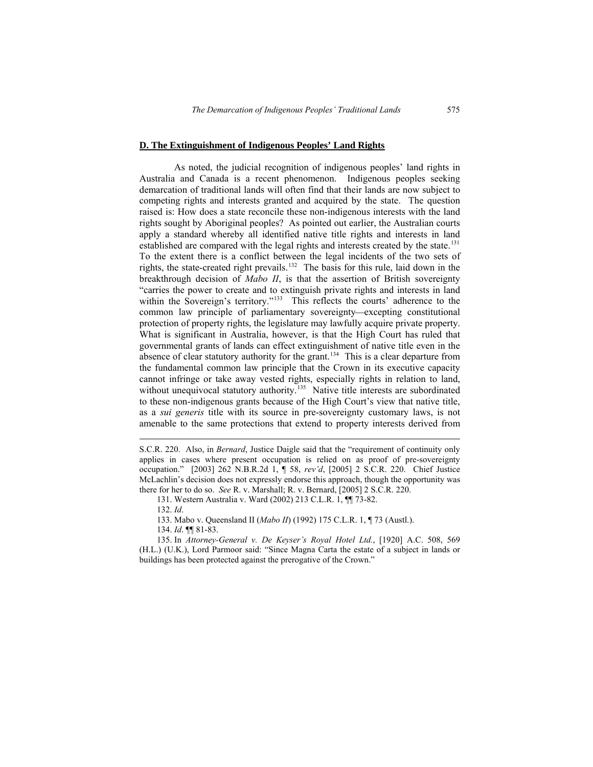## D. The Extinguishment of Indigenous Peoples' Land Rights

As noted, the judicial recognition of indigenous peoples' land rights in Australia and Canada is a recent phenomenon. Indigenous peoples seeking demarcation of traditional lands will often find that their lands are now subject to competing rights and interests granted and acquired by the state. The question raised is: How does a state reconcile these non-indigenous interests with the land rights sought by Aboriginal peoples? As pointed out earlier, the Australian courts apply a standard whereby all identified native title rights and interests in land established are compared with the legal rights and interests created by the state.[131] To the extent there is a conflict between the legal incidents of the two sets of rights, the state-created right prevails.[132] The basis for this rule, laid down in the breakthrough decision of *Mabo II*, is that the assertion of British sovereignty "carries the power to create and to extinguish private rights and interests in land within the Sovereign's territory."[133] This reflects the courts' adherence to the common law principle of parliamentary sovereignty—excepting constitutional protection of property rights, the legislature may lawfully acquire private property. What is significant in Australia, however, is that the High Court has ruled that governmental grants of lands can effect extinguishment of native title even in the absence of clear statutory authority for the grant.[134] This is a clear departure from the fundamental common law principle that the Crown in its executive capacity cannot infringe or take away vested rights, especially rights in relation to land, without unequivocal statutory authority.[135] Native title interests are subordinated to these non-indigenous grants because of the High Court's view that native title, as a *sui generis* title with its source in pre-sovereignty customary laws, is not amenable to the same protections that extend to property interests derived from

---

S.C.R. 220. Also, in *Bernard*, Justice Daigle said that the "requirement of continuity only applies in cases where present occupation is relied on as proof of pre-sovereignty occupation." [2003] 262 N.B.R.2d 1, ¶ 58, *rev'd*, [2005] 2 S.C.R. 220. Chief Justice McLachlin's decision does not expressly endorse this approach, though the opportunity was there for her to do so. *See* R. v. Marshall; R. v. Bernard, [2005] 2 S.C.R. 220.

131. Western Australia v. Ward (2002) 213 C.L.R. 1, ¶¶ 73-82.

132. *Id*.

133. Mabo v. Queensland II (*Mabo II*) (1992) 175 C.L.R. 1, ¶ 73 (Austl.).

134. *Id*. ¶¶ 81-83.

135. In *Attorney-General v. De Keyser's Royal Hotel Ltd.*, [1920] A.C. 508, 569 (H.L.) (U.K.), Lord Parmoor said: "Since Magna Carta the estate of a subject in lands or buildings has been protected against the prerogative of the Crown."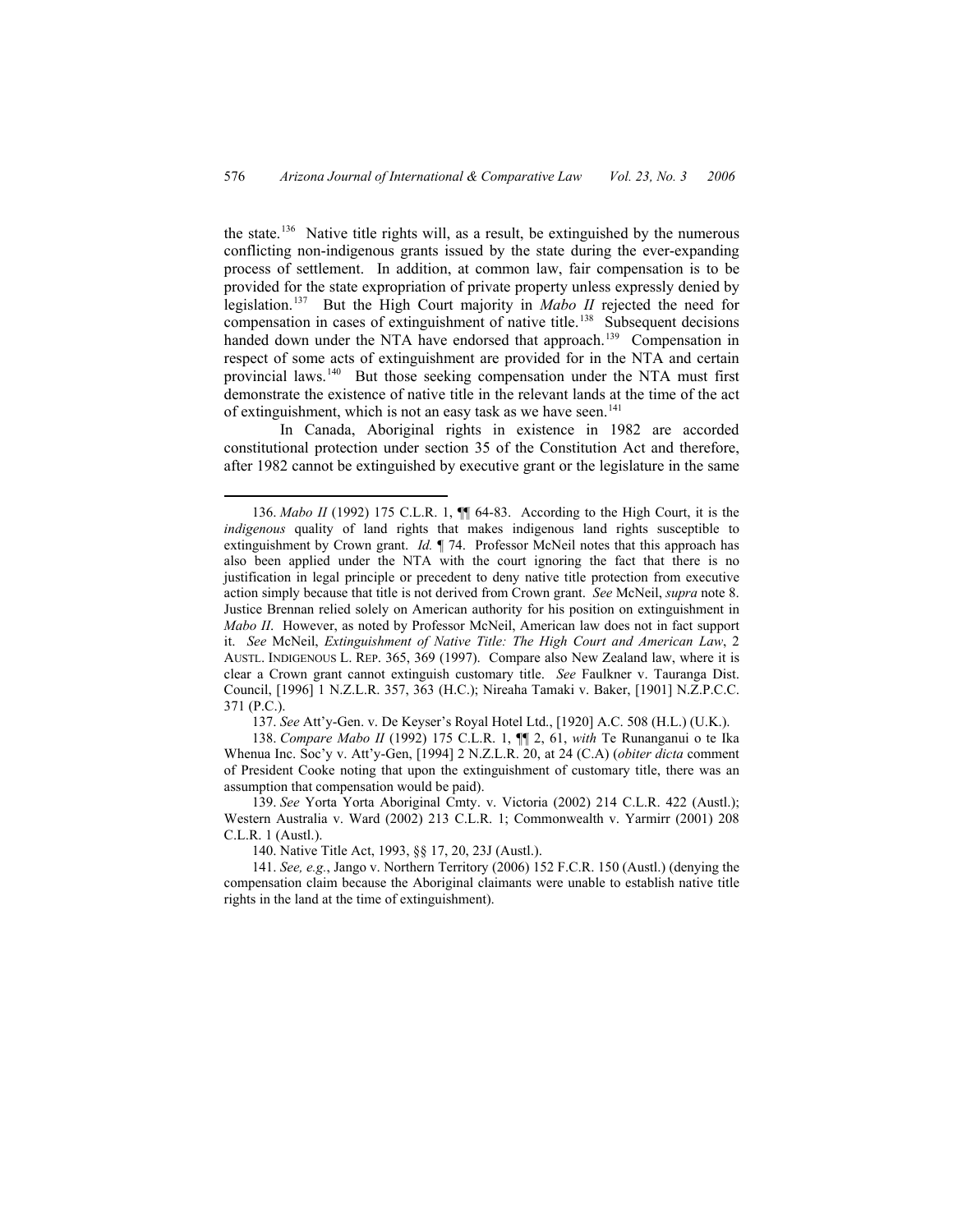the state.[136] Native title rights will, as a result, be extinguished by the numerous conflicting non-indigenous grants issued by the state during the ever-expanding process of settlement. In addition, at common law, fair compensation is to be provided for the state expropriation of private property unless expressly denied by legislation.[137] But the High Court majority in *Mabo II* rejected the need for compensation in cases of extinguishment of native title.[138] Subsequent decisions handed down under the NTA have endorsed that approach.[139] Compensation in respect of some acts of extinguishment are provided for in the NTA and certain provincial laws.[140] But those seeking compensation under the NTA must first demonstrate the existence of native title in the relevant lands at the time of the act of extinguishment, which is not an easy task as we have seen.[141]

In Canada, Aboriginal rights in existence in 1982 are accorded constitutional protection under section 35 of the Constitution Act and therefore, after 1982 cannot be extinguished by executive grant or the legislature in the same

---

136. *Mabo II* (1992) 175 C.L.R. 1, ¶¶ 64-83. According to the High Court, it is the *indigenous* quality of land rights that makes indigenous land rights susceptible to extinguishment by Crown grant. *Id.* ¶ 74. Professor McNeil notes that this approach has also been applied under the NTA with the court ignoring the fact that there is no justification in legal principle or precedent to deny native title protection from executive action simply because that title is not derived from Crown grant. *See* McNeil, *supra* note 8. Justice Brennan relied solely on American authority for his position on extinguishment in *Mabo II*. However, as noted by Professor McNeil, American law does not in fact support it. *See* McNeil, *Extinguishment of Native Title: The High Court and American Law*, 2 AUSTL. INDIGENOUS L. REP. 365, 369 (1997). Compare also New Zealand law, where it is clear a Crown grant cannot extinguish customary title. *See* Faulkner v. Tauranga Dist. Council, [1996] 1 N.Z.L.R. 357, 363 (H.C.); Nireaha Tamaki v. Baker, [1901] N.Z.P.C.C. 371 (P.C.).

137. *See* Att'y-Gen. v. De Keyser's Royal Hotel Ltd., [1920] A.C. 508 (H.L.) (U.K.).

138. *Compare Mabo II* (1992) 175 C.L.R. 1, ¶¶ 2, 61, *with* Te Runanganui o te Ika Whenua Inc. Soc'y v. Att'y-Gen, [1994] 2 N.Z.L.R. 20, at 24 (C.A) (*obiter dicta* comment of President Cooke noting that upon the extinguishment of customary title, there was an assumption that compensation would be paid).

139. *See* Yorta Yorta Aboriginal Cmty. v. Victoria (2002) 214 C.L.R. 422 (Austl.); Western Australia v. Ward (2002) 213 C.L.R. 1; Commonwealth v. Yarmirr (2001) 208 C.L.R. 1 (Austl.).

140. Native Title Act, 1993, §§ 17, 20, 23J (Austl.).

141. *See, e.g.*, Jango v. Northern Territory (2006) 152 F.C.R. 150 (Austl.) (denying the compensation claim because the Aboriginal claimants were unable to establish native title rights in the land at the time of extinguishment).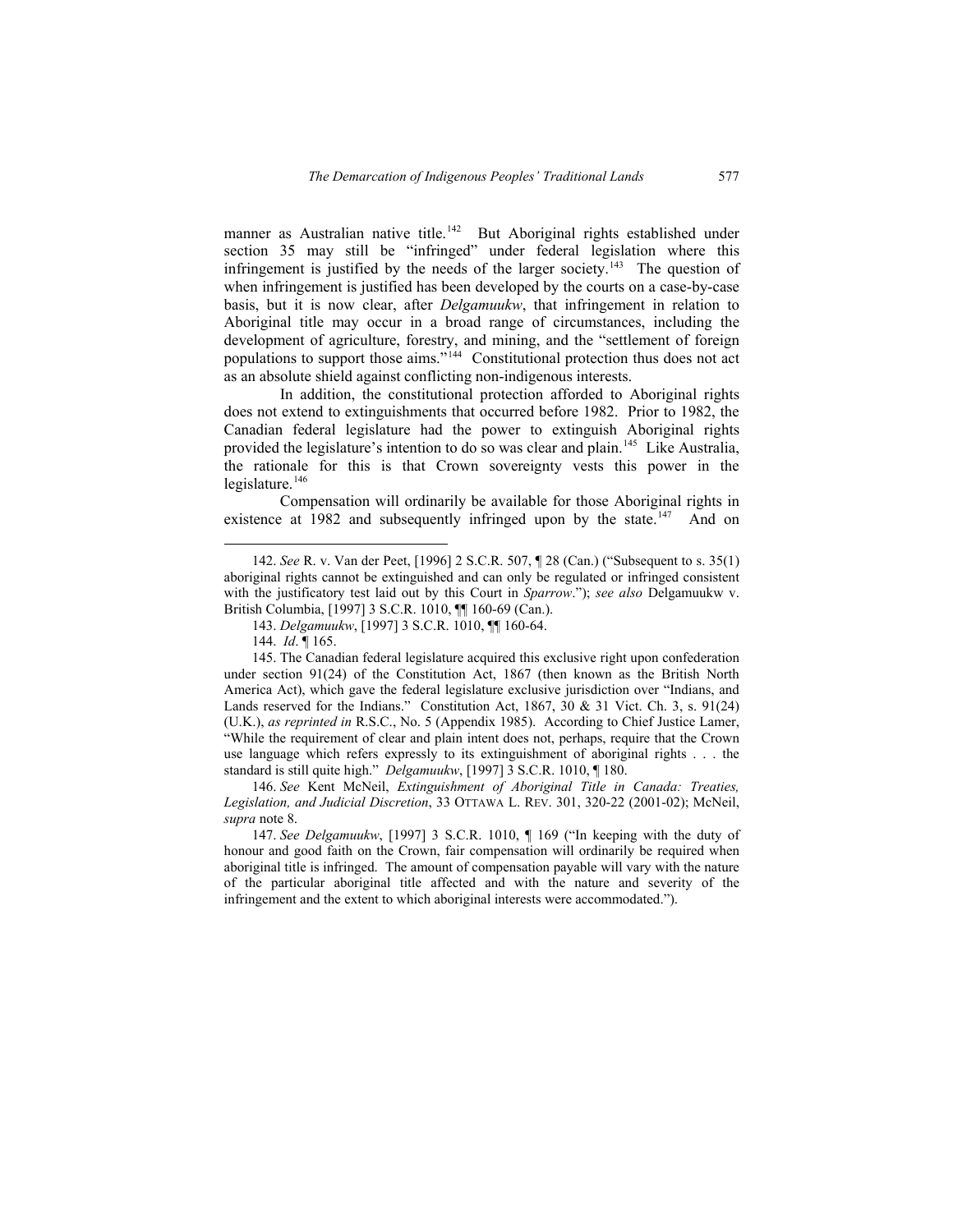manner as Australian native title.[142] But Aboriginal rights established under section 35 may still be "infringed" under federal legislation where this infringement is justified by the needs of the larger society.[143] The question of when infringement is justified has been developed by the courts on a case-by-case basis, but it is now clear, after *Delgamuukw*, that infringement in relation to Aboriginal title may occur in a broad range of circumstances, including the development of agriculture, forestry, and mining, and the "settlement of foreign populations to support those aims."[144] Constitutional protection thus does not act as an absolute shield against conflicting non-indigenous interests.

In addition, the constitutional protection afforded to Aboriginal rights does not extend to extinguishments that occurred before 1982. Prior to 1982, the Canadian federal legislature had the power to extinguish Aboriginal rights provided the legislature's intention to do so was clear and plain.[145] Like Australia, the rationale for this is that Crown sovereignty vests this power in the legislature.[146]

Compensation will ordinarily be available for those Aboriginal rights in existence at 1982 and subsequently infringed upon by the state.[147] And on

---

142. *See* R. v. Van der Peet, [1996] 2 S.C.R. 507, ¶ 28 (Can.) ("Subsequent to s. 35(1) aboriginal rights cannot be extinguished and can only be regulated or infringed consistent with the justificatory test laid out by this Court in *Sparrow*."); *see also* Delgamuukw v. British Columbia, [1997] 3 S.C.R. 1010, ¶¶ 160-69 (Can.).

143. *Delgamuukw*, [1997] 3 S.C.R. 1010, ¶¶ 160-64.

144. *Id*. ¶ 165.

145. The Canadian federal legislature acquired this exclusive right upon confederation under section 91(24) of the Constitution Act, 1867 (then known as the British North America Act), which gave the federal legislature exclusive jurisdiction over "Indians, and Lands reserved for the Indians." Constitution Act, 1867, 30 & 31 Vict. Ch. 3, s. 91(24) (U.K.), *as reprinted in* R.S.C., No. 5 (Appendix 1985). According to Chief Justice Lamer, "While the requirement of clear and plain intent does not, perhaps, require that the Crown use language which refers expressly to its extinguishment of aboriginal rights . . . the standard is still quite high." *Delgamuukw*, [1997] 3 S.C.R. 1010, ¶ 180.

146. *See* Kent McNeil, *Extinguishment of Aboriginal Title in Canada: Treaties, Legislation, and Judicial Discretion*, 33 OTTAWA L. REV. 301, 320-22 (2001-02); McNeil, *supra* note 8.

147. *See Delgamuukw*, [1997] 3 S.C.R. 1010, ¶ 169 ("In keeping with the duty of honour and good faith on the Crown, fair compensation will ordinarily be required when aboriginal title is infringed. The amount of compensation payable will vary with the nature of the particular aboriginal title affected and with the nature and severity of the infringement and the extent to which aboriginal interests were accommodated.").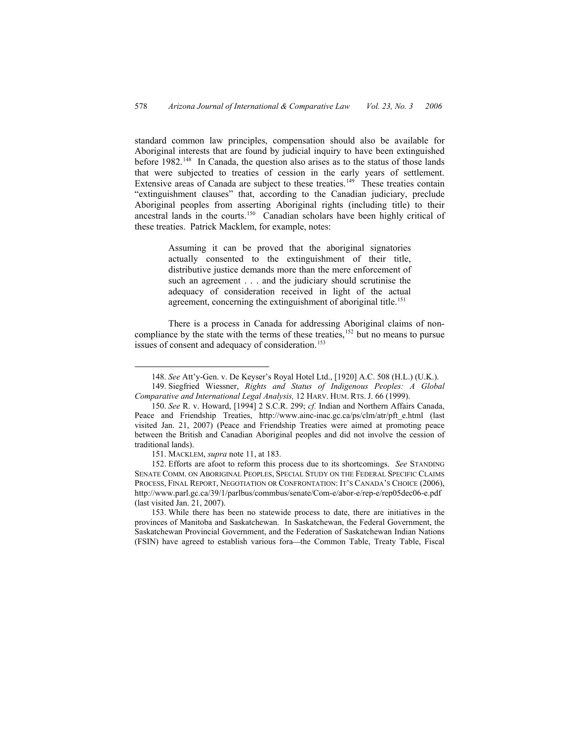standard common law principles, compensation should also be available for Aboriginal interests that are found by judicial inquiry to have been extinguished before 1982.[148] In Canada, the question also arises as to the status of those lands that were subjected to treaties of cession in the early years of settlement. Extensive areas of Canada are subject to these treaties.[149] These treaties contain "extinguishment clauses" that, according to the Canadian judiciary, preclude Aboriginal peoples from asserting Aboriginal rights (including title) to their ancestral lands in the courts.[150] Canadian scholars have been highly critical of these treaties. Patrick Macklem, for example, notes:

> Assuming it can be proved that the aboriginal signatories actually consented to the extinguishment of their title, distributive justice demands more than the mere enforcement of such an agreement . . . and the judiciary should scrutinise the adequacy of consideration received in light of the actual agreement, concerning the extinguishment of aboriginal title.[151]

There is a process in Canada for addressing Aboriginal claims of non-compliance by the state with the terms of these treaties,[152] but no means to pursue issues of consent and adequacy of consideration.[153]

---

148. *See* Att'y-Gen. v. De Keyser's Royal Hotel Ltd., [1920] A.C. 508 (H.L.) (U.K.).

149. Siegfried Wiessner, *Rights and Status of Indigenous Peoples: A Global Comparative and International Legal Analysis,* 12 HARV. HUM. RTS. J. 66 (1999).

150. *See* R. v. Howard, [1994] 2 S.C.R. 299; *cf.* Indian and Northern Affairs Canada, Peace and Friendship Treaties, http://www.ainc-inac.gc.ca/ps/clm/atr/pft_e.html (last visited Jan. 21, 2007) (Peace and Friendship Treaties were aimed at promoting peace between the British and Canadian Aboriginal peoples and did not involve the cession of traditional lands).

151. MACKLEM, *supra* note 11, at 183.

152. Efforts are afoot to reform this process due to its shortcomings. *See* STANDING SENATE COMM. ON ABORIGINAL PEOPLES, SPECIAL STUDY ON THE FEDERAL SPECIFIC CLAIMS PROCESS, FINAL REPORT, NEGOTIATION OR CONFRONTATION: IT'S CANADA'S CHOICE (2006), http://www.parl.gc.ca/39/1/parlbus/commbus/senate/Com-e/abor-e/rep-e/rep05dec06-e.pdf (last visited Jan. 21, 2007).

153. While there has been no statewide process to date, there are initiatives in the provinces of Manitoba and Saskatchewan. In Saskatchewan, the Federal Government, the Saskatchewan Provincial Government, and the Federation of Saskatchewan Indian Nations (FSIN) have agreed to establish various fora—the Common Table, Treaty Table, Fiscal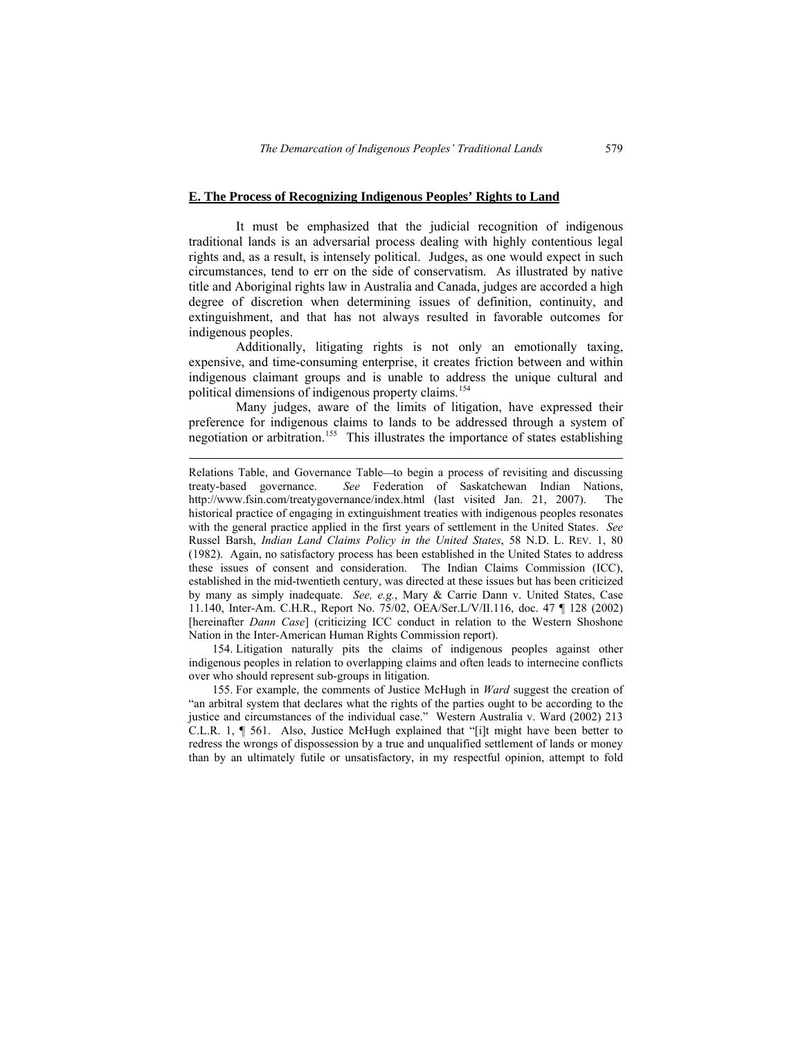## E. The Process of Recognizing Indigenous Peoples' Rights to Land

It must be emphasized that the judicial recognition of indigenous traditional lands is an adversarial process dealing with highly contentious legal rights and, as a result, is intensely political. Judges, as one would expect in such circumstances, tend to err on the side of conservatism. As illustrated by native title and Aboriginal rights law in Australia and Canada, judges are accorded a high degree of discretion when determining issues of definition, continuity, and extinguishment, and that has not always resulted in favorable outcomes for indigenous peoples.

Additionally, litigating rights is not only an emotionally taxing, expensive, and time-consuming enterprise, it creates friction between and within indigenous claimant groups and is unable to address the unique cultural and political dimensions of indigenous property claims.[154]

Many judges, aware of the limits of litigation, have expressed their preference for indigenous claims to lands to be addressed through a system of negotiation or arbitration.[155] This illustrates the importance of states establishing

---

Relations Table, and Governance Table—to begin a process of revisiting and discussing treaty-based governance. *See* Federation of Saskatchewan Indian Nations, http://www.fsin.com/treatygovernance/index.html (last visited Jan. 21, 2007). The historical practice of engaging in extinguishment treaties with indigenous peoples resonates with the general practice applied in the first years of settlement in the United States. *See* Russel Barsh, *Indian Land Claims Policy in the United States*, 58 N.D. L. REV. 1, 80 (1982). Again, no satisfactory process has been established in the United States to address these issues of consent and consideration. The Indian Claims Commission (ICC), established in the mid-twentieth century, was directed at these issues but has been criticized by many as simply inadequate. *See, e.g.*, Mary & Carrie Dann v. United States, Case 11.140, Inter-Am. C.H.R., Report No. 75/02, OEA/Ser.L/V/II.116, doc. 47 ¶ 128 (2002) [hereinafter *Dann Case*] (criticizing ICC conduct in relation to the Western Shoshone Nation in the Inter-American Human Rights Commission report).

154. Litigation naturally pits the claims of indigenous peoples against other indigenous peoples in relation to overlapping claims and often leads to internecine conflicts over who should represent sub-groups in litigation.

155. For example, the comments of Justice McHugh in *Ward* suggest the creation of "an arbitral system that declares what the rights of the parties ought to be according to the justice and circumstances of the individual case." Western Australia v. Ward (2002) 213 C.L.R. 1, ¶ 561. Also, Justice McHugh explained that "[i]t might have been better to redress the wrongs of dispossession by a true and unqualified settlement of lands or money than by an ultimately futile or unsatisfactory, in my respectful opinion, attempt to fold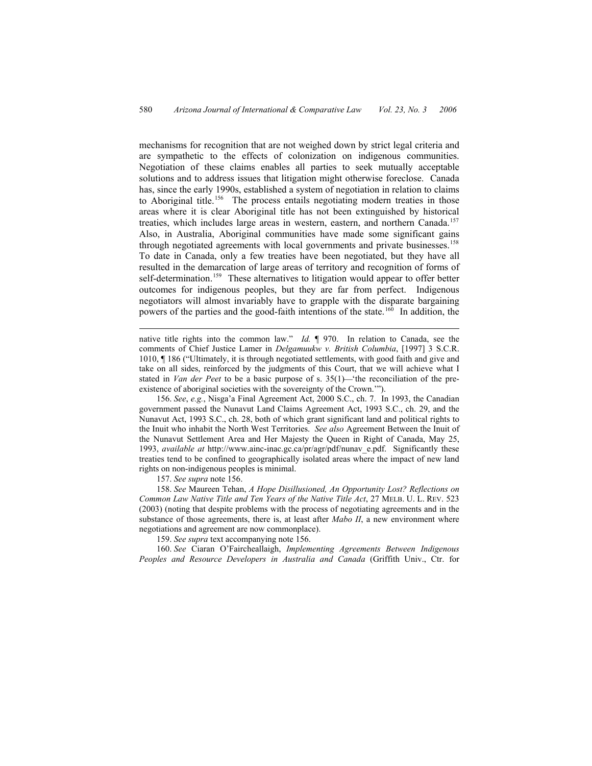mechanisms for recognition that are not weighed down by strict legal criteria and are sympathetic to the effects of colonization on indigenous communities. Negotiation of these claims enables all parties to seek mutually acceptable solutions and to address issues that litigation might otherwise foreclose. Canada has, since the early 1990s, established a system of negotiation in relation to claims to Aboriginal title.[156] The process entails negotiating modern treaties in those areas where it is clear Aboriginal title has not been extinguished by historical treaties, which includes large areas in western, eastern, and northern Canada.[157] Also, in Australia, Aboriginal communities have made some significant gains through negotiated agreements with local governments and private businesses.[158] To date in Canada, only a few treaties have been negotiated, but they have all resulted in the demarcation of large areas of territory and recognition of forms of self-determination.[159] These alternatives to litigation would appear to offer better outcomes for indigenous peoples, but they are far from perfect. Indigenous negotiators will almost invariably have to grapple with the disparate bargaining powers of the parties and the good-faith intentions of the state.[160] In addition, the

---

native title rights into the common law." *Id.* ¶ 970. In relation to Canada, see the comments of Chief Justice Lamer in *Delgamuukw v. British Columbia*, [1997] 3 S.C.R. 1010, ¶ 186 ("Ultimately, it is through negotiated settlements, with good faith and give and take on all sides, reinforced by the judgments of this Court, that we will achieve what I stated in *Van der Peet* to be a basic purpose of s. 35(1)—'the reconciliation of the pre-existence of aboriginal societies with the sovereignty of the Crown.'").

156. *See*, *e.g.*, Nisga'a Final Agreement Act, 2000 S.C., ch. 7. In 1993, the Canadian government passed the Nunavut Land Claims Agreement Act, 1993 S.C., ch. 29, and the Nunavut Act, 1993 S.C., ch. 28, both of which grant significant land and political rights to the Inuit who inhabit the North West Territories. *See also* Agreement Between the Inuit of the Nunavut Settlement Area and Her Majesty the Queen in Right of Canada, May 25, 1993, *available at* http://www.ainc-inac.gc.ca/pr/agr/pdf/nunav_e.pdf. Significantly these treaties tend to be confined to geographically isolated areas where the impact of new land rights on non-indigenous peoples is minimal.

157. *See supra* note 156.

158. *See* Maureen Tehan, *A Hope Disillusioned, An Opportunity Lost? Reflections on Common Law Native Title and Ten Years of the Native Title Act*, 27 MELB. U. L. REV. 523 (2003) (noting that despite problems with the process of negotiating agreements and in the substance of those agreements, there is, at least after *Mabo II*, a new environment where negotiations and agreement are now commonplace).

159. *See supra* text accompanying note 156.

160. *See* Ciaran O'Faircheallaigh, *Implementing Agreements Between Indigenous Peoples and Resource Developers in Australia and Canada* (Griffith Univ., Ctr. for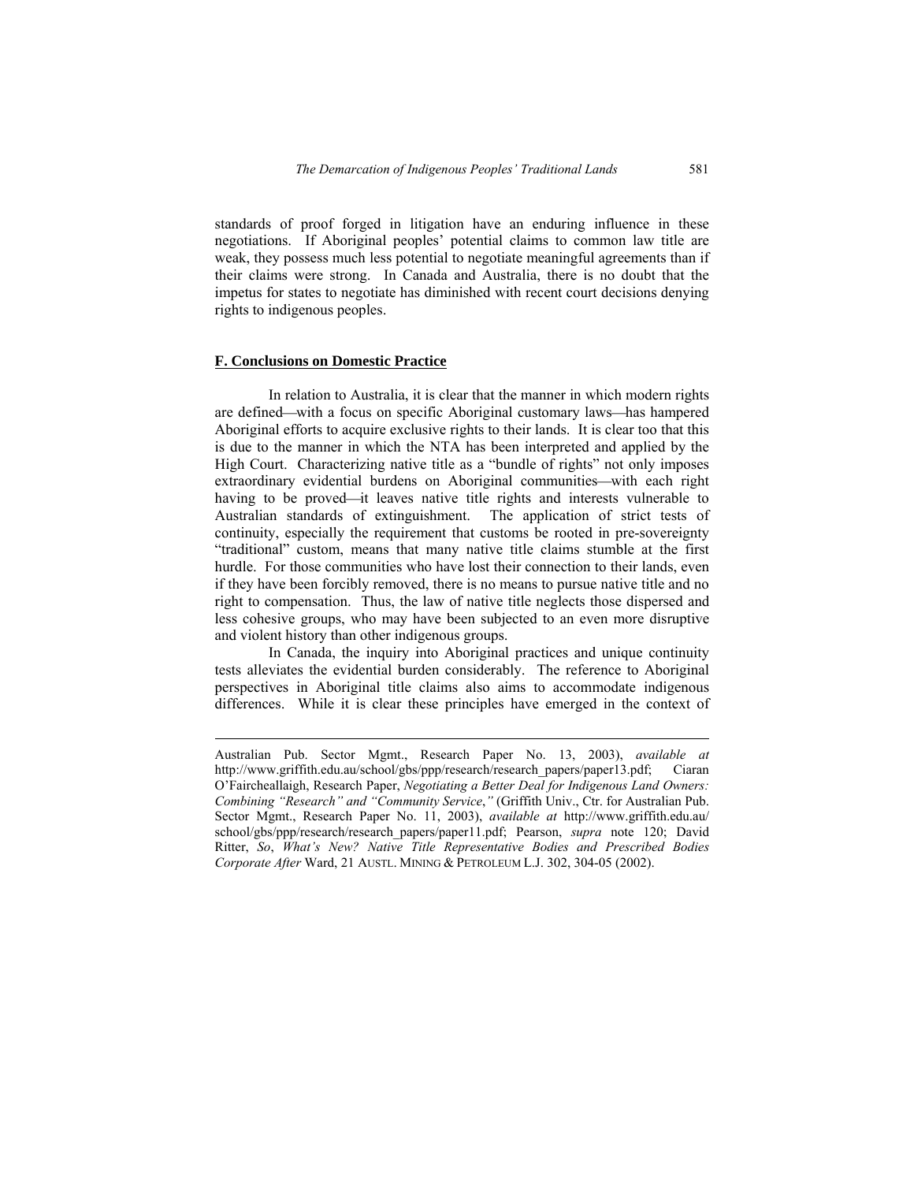standards of proof forged in litigation have an enduring influence in these negotiations. If Aboriginal peoples' potential claims to common law title are weak, they possess much less potential to negotiate meaningful agreements than if their claims were strong. In Canada and Australia, there is no doubt that the impetus for states to negotiate has diminished with recent court decisions denying rights to indigenous peoples.

## F. Conclusions on Domestic Practice

In relation to Australia, it is clear that the manner in which modern rights are defined—with a focus on specific Aboriginal customary laws—has hampered Aboriginal efforts to acquire exclusive rights to their lands. It is clear too that this is due to the manner in which the NTA has been interpreted and applied by the High Court. Characterizing native title as a "bundle of rights" not only imposes extraordinary evidential burdens on Aboriginal communities—with each right having to be proved—it leaves native title rights and interests vulnerable to Australian standards of extinguishment. The application of strict tests of continuity, especially the requirement that customs be rooted in pre-sovereignty "traditional" custom, means that many native title claims stumble at the first hurdle. For those communities who have lost their connection to their lands, even if they have been forcibly removed, there is no means to pursue native title and no right to compensation. Thus, the law of native title neglects those dispersed and less cohesive groups, who may have been subjected to an even more disruptive and violent history than other indigenous groups.

In Canada, the inquiry into Aboriginal practices and unique continuity tests alleviates the evidential burden considerably. The reference to Aboriginal perspectives in Aboriginal title claims also aims to accommodate indigenous differences. While it is clear these principles have emerged in the context of

---

Australian Pub. Sector Mgmt., Research Paper No. 13, 2003), *available at* http://www.griffith.edu.au/school/gbs/ppp/research/research_papers/paper13.pdf; Ciaran O'Faircheallaigh, Research Paper, *Negotiating a Better Deal for Indigenous Land Owners: Combining "Research" and "Community Service*,*"* (Griffith Univ., Ctr. for Australian Pub. Sector Mgmt., Research Paper No. 11, 2003), *available at* http://www.griffith.edu.au/school/gbs/ppp/research/research_papers/paper11.pdf; Pearson, *supra* note 120; David Ritter, *So*, *What's New? Native Title Representative Bodies and Prescribed Bodies Corporate After* Ward, 21 AUSTL. MINING & PETROLEUM L.J. 302, 304-05 (2002).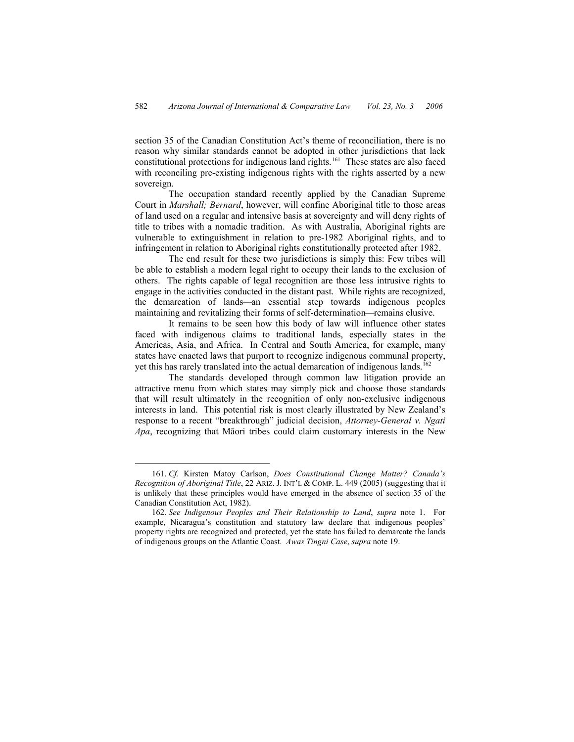section 35 of the Canadian Constitution Act's theme of reconciliation, there is no reason why similar standards cannot be adopted in other jurisdictions that lack constitutional protections for indigenous land rights.[161] These states are also faced with reconciling pre-existing indigenous rights with the rights asserted by a new sovereign.

The occupation standard recently applied by the Canadian Supreme Court in *Marshall; Bernard*, however, will confine Aboriginal title to those areas of land used on a regular and intensive basis at sovereignty and will deny rights of title to tribes with a nomadic tradition. As with Australia, Aboriginal rights are vulnerable to extinguishment in relation to pre-1982 Aboriginal rights, and to infringement in relation to Aboriginal rights constitutionally protected after 1982.

The end result for these two jurisdictions is simply this: Few tribes will be able to establish a modern legal right to occupy their lands to the exclusion of others. The rights capable of legal recognition are those less intrusive rights to engage in the activities conducted in the distant past. While rights are recognized, the demarcation of lands—an essential step towards indigenous peoples maintaining and revitalizing their forms of self-determination—remains elusive.

It remains to be seen how this body of law will influence other states faced with indigenous claims to traditional lands, especially states in the Americas, Asia, and Africa. In Central and South America, for example, many states have enacted laws that purport to recognize indigenous communal property, yet this has rarely translated into the actual demarcation of indigenous lands.[162]

The standards developed through common law litigation provide an attractive menu from which states may simply pick and choose those standards that will result ultimately in the recognition of only non-exclusive indigenous interests in land. This potential risk is most clearly illustrated by New Zealand's response to a recent "breakthrough" judicial decision, *Attorney-General v. Ngati Apa*, recognizing that Māori tribes could claim customary interests in the New

---

161. *Cf.* Kirsten Matoy Carlson, *Does Constitutional Change Matter? Canada's Recognition of Aboriginal Title*, 22 ARIZ. J. INT'L & COMP. L. 449 (2005) (suggesting that it is unlikely that these principles would have emerged in the absence of section 35 of the Canadian Constitution Act, 1982).

162. *See Indigenous Peoples and Their Relationship to Land*, *supra* note 1. For example, Nicaragua's constitution and statutory law declare that indigenous peoples' property rights are recognized and protected, yet the state has failed to demarcate the lands of indigenous groups on the Atlantic Coast. *Awas Tingni Case*, *supra* note 19.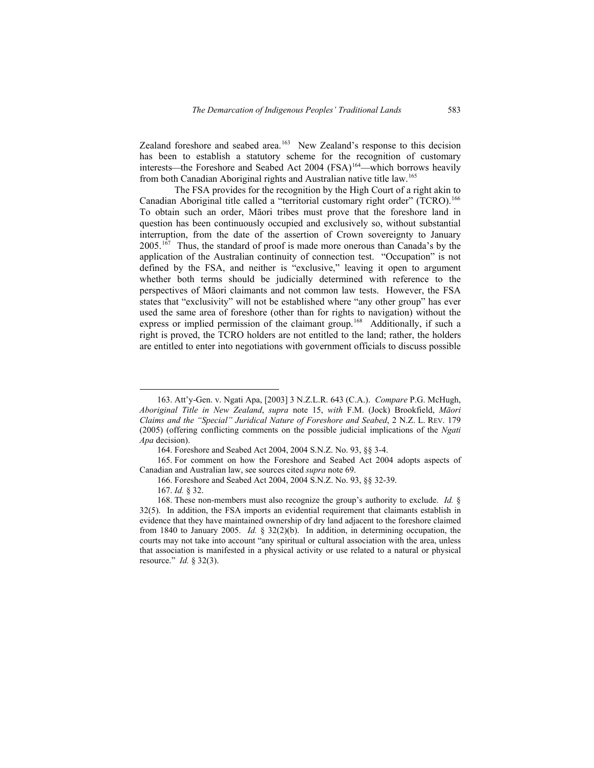Zealand foreshore and seabed area.[163] New Zealand's response to this decision has been to establish a statutory scheme for the recognition of customary interests—the Foreshore and Seabed Act 2004 (FSA)[164]—which borrows heavily from both Canadian Aboriginal rights and Australian native title law.[165]

The FSA provides for the recognition by the High Court of a right akin to Canadian Aboriginal title called a "territorial customary right order" (TCRO).[166] To obtain such an order, Māori tribes must prove that the foreshore land in question has been continuously occupied and exclusively so, without substantial interruption, from the date of the assertion of Crown sovereignty to January 2005.[167] Thus, the standard of proof is made more onerous than Canada's by the application of the Australian continuity of connection test. "Occupation" is not defined by the FSA, and neither is "exclusive," leaving it open to argument whether both terms should be judicially determined with reference to the perspectives of Māori claimants and not common law tests. However, the FSA states that "exclusivity" will not be established where "any other group" has ever used the same area of foreshore (other than for rights to navigation) without the express or implied permission of the claimant group.[168] Additionally, if such a right is proved, the TCRO holders are not entitled to the land; rather, the holders are entitled to enter into negotiations with government officials to discuss possible

---

163. Att'y-Gen. v. Ngati Apa, [2003] 3 N.Z.L.R. 643 (C.A.). *Compare* P.G. McHugh, *Aboriginal Title in New Zealand*, *supra* note 15, *with* F.M. (Jock) Brookfield, *Māori Claims and the "Special" Juridical Nature of Foreshore and Seabed*, 2 N.Z. L. REV. 179 (2005) (offering conflicting comments on the possible judicial implications of the *Ngati Apa* decision).

164. Foreshore and Seabed Act 2004, 2004 S.N.Z. No. 93, §§ 3-4.

165. For comment on how the Foreshore and Seabed Act 2004 adopts aspects of Canadian and Australian law, see sources cited *supra* note 69.

166. Foreshore and Seabed Act 2004, 2004 S.N.Z. No. 93, §§ 32-39.

167. *Id.* § 32.

168. These non-members must also recognize the group's authority to exclude. *Id.* § 32(5). In addition, the FSA imports an evidential requirement that claimants establish in evidence that they have maintained ownership of dry land adjacent to the foreshore claimed from 1840 to January 2005. *Id.* § 32(2)(b). In addition, in determining occupation, the courts may not take into account "any spiritual or cultural association with the area, unless that association is manifested in a physical activity or use related to a natural or physical resource." *Id.* § 32(3).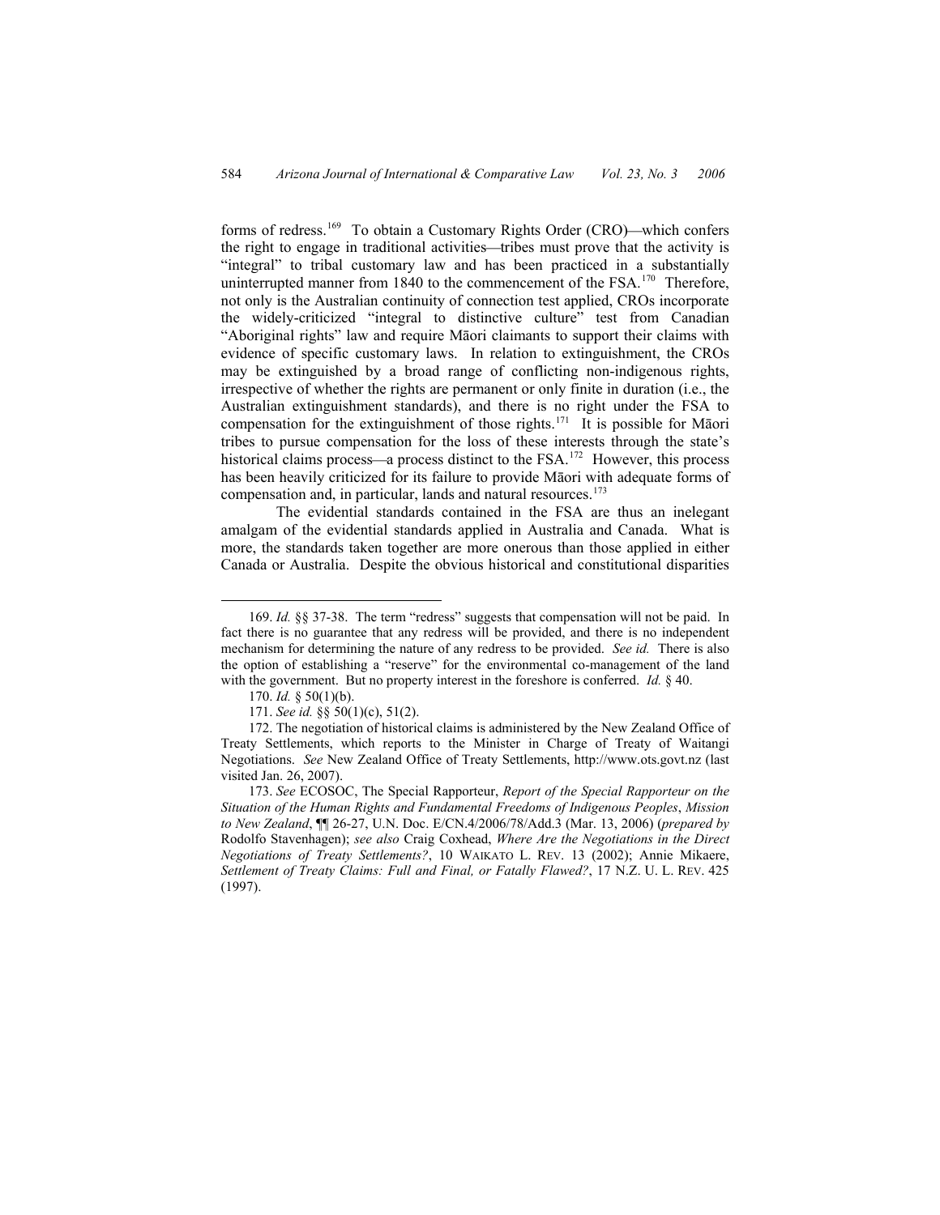forms of redress.[169] To obtain a Customary Rights Order (CRO)—which confers the right to engage in traditional activities—tribes must prove that the activity is "integral" to tribal customary law and has been practiced in a substantially uninterrupted manner from 1840 to the commencement of the FSA.[170] Therefore, not only is the Australian continuity of connection test applied, CROs incorporate the widely-criticized "integral to distinctive culture" test from Canadian "Aboriginal rights" law and require Māori claimants to support their claims with evidence of specific customary laws. In relation to extinguishment, the CROs may be extinguished by a broad range of conflicting non-indigenous rights, irrespective of whether the rights are permanent or only finite in duration (i.e., the Australian extinguishment standards), and there is no right under the FSA to compensation for the extinguishment of those rights.[171] It is possible for Māori tribes to pursue compensation for the loss of these interests through the state's historical claims process—a process distinct to the FSA.[172] However, this process has been heavily criticized for its failure to provide Māori with adequate forms of compensation and, in particular, lands and natural resources.[173]

The evidential standards contained in the FSA are thus an inelegant amalgam of the evidential standards applied in Australia and Canada. What is more, the standards taken together are more onerous than those applied in either Canada or Australia. Despite the obvious historical and constitutional disparities

---

169. *Id.* §§ 37-38. The term "redress" suggests that compensation will not be paid. In fact there is no guarantee that any redress will be provided, and there is no independent mechanism for determining the nature of any redress to be provided. *See id.* There is also the option of establishing a "reserve" for the environmental co-management of the land with the government. But no property interest in the foreshore is conferred. *Id.* § 40.

170. *Id.* § 50(1)(b).

171. *See id.* §§ 50(1)(c), 51(2).

172. The negotiation of historical claims is administered by the New Zealand Office of Treaty Settlements, which reports to the Minister in Charge of Treaty of Waitangi Negotiations. *See* New Zealand Office of Treaty Settlements, http://www.ots.govt.nz (last visited Jan. 26, 2007).

173. *See* ECOSOC, The Special Rapporteur, *Report of the Special Rapporteur on the Situation of the Human Rights and Fundamental Freedoms of Indigenous Peoples*, *Mission to New Zealand*, ¶¶ 26-27, U.N. Doc. E/CN.4/2006/78/Add.3 (Mar. 13, 2006) (*prepared by* Rodolfo Stavenhagen); *see also* Craig Coxhead, *Where Are the Negotiations in the Direct Negotiations of Treaty Settlements?*, 10 WAIKATO L. REV. 13 (2002); Annie Mikaere, *Settlement of Treaty Claims: Full and Final, or Fatally Flawed?*, 17 N.Z. U. L. REV. 425 (1997).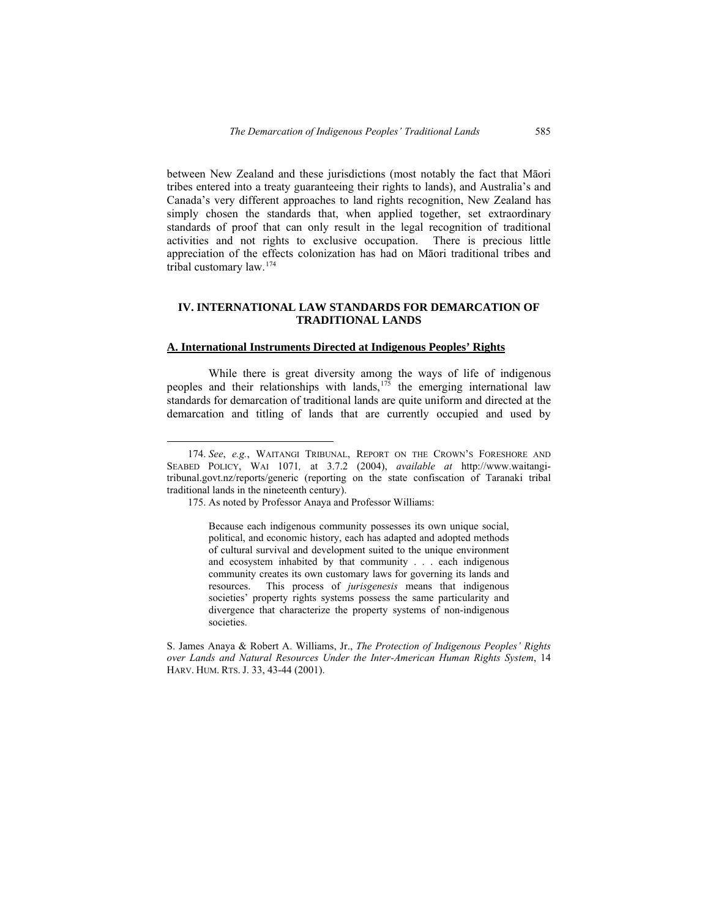between New Zealand and these jurisdictions (most notably the fact that Māori tribes entered into a treaty guaranteeing their rights to lands), and Australia's and Canada's very different approaches to land rights recognition, New Zealand has simply chosen the standards that, when applied together, set extraordinary standards of proof that can only result in the legal recognition of traditional activities and not rights to exclusive occupation. There is precious little appreciation of the effects colonization has had on Māori traditional tribes and tribal customary law.[174]

## IV. INTERNATIONAL LAW STANDARDS FOR DEMARCATION OF TRADITIONAL LANDS

### A. International Instruments Directed at Indigenous Peoples' Rights

While there is great diversity among the ways of life of indigenous peoples and their relationships with lands,[175] the emerging international law standards for demarcation of traditional lands are quite uniform and directed at the demarcation and titling of lands that are currently occupied and used by

---

174. *See*, *e.g.*, WAITANGI TRIBUNAL, REPORT ON THE CROWN'S FORESHORE AND SEABED POLICY, WAI 1071*,* at 3.7.2 (2004), *available at* http://www.waitangi-tribunal.govt.nz/reports/generic (reporting on the state confiscation of Taranaki tribal traditional lands in the nineteenth century).

175. As noted by Professor Anaya and Professor Williams:

> Because each indigenous community possesses its own unique social, political, and economic history, each has adapted and adopted methods of cultural survival and development suited to the unique environment and ecosystem inhabited by that community . . . each indigenous community creates its own customary laws for governing its lands and resources. This process of *jurisgenesis* means that indigenous societies' property rights systems possess the same particularity and divergence that characterize the property systems of non-indigenous societies.

S. James Anaya & Robert A. Williams, Jr., *The Protection of Indigenous Peoples' Rights over Lands and Natural Resources Under the Inter-American Human Rights System*, 14 HARV. HUM. RTS. J. 33, 43-44 (2001).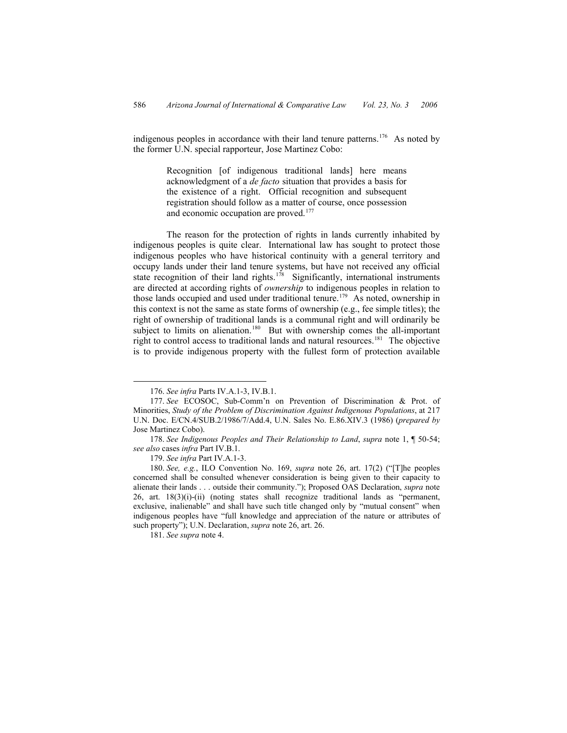indigenous peoples in accordance with their land tenure patterns.[176] As noted by the former U.N. special rapporteur, Jose Martinez Cobo:

> Recognition [of indigenous traditional lands] here means acknowledgment of a *de facto* situation that provides a basis for the existence of a right. Official recognition and subsequent registration should follow as a matter of course, once possession and economic occupation are proved.[177]

The reason for the protection of rights in lands currently inhabited by indigenous peoples is quite clear. International law has sought to protect those indigenous peoples who have historical continuity with a general territory and occupy lands under their land tenure systems, but have not received any official state recognition of their land rights.[178] Significantly, international instruments are directed at according rights of *ownership* to indigenous peoples in relation to those lands occupied and used under traditional tenure.[179] As noted, ownership in this context is not the same as state forms of ownership (e.g., fee simple titles); the right of ownership of traditional lands is a communal right and will ordinarily be subject to limits on alienation.[180] But with ownership comes the all-important right to control access to traditional lands and natural resources.[181] The objective is to provide indigenous property with the fullest form of protection available

---

176. *See infra* Parts IV.A.1-3, IV.B.1.

177. *See* ECOSOC, Sub-Comm'n on Prevention of Discrimination & Prot. of Minorities, *Study of the Problem of Discrimination Against Indigenous Populations*, at 217 U.N. Doc. E/CN.4/SUB.2/1986/7/Add.4, U.N. Sales No. E.86.XIV.3 (1986) (*prepared by* Jose Martinez Cobo).

178. *See Indigenous Peoples and Their Relationship to Land*, *supra* note 1, ¶ 50-54; *see also* cases *infra* Part IV.B.1.

179. *See infra* Part IV.A.1-3.

180. *See, e.g.*, ILO Convention No. 169, *supra* note 26, art. 17(2) ("[T]he peoples concerned shall be consulted whenever consideration is being given to their capacity to alienate their lands . . . outside their community."); Proposed OAS Declaration, *supra* note 26, art. 18(3)(i)-(ii) (noting states shall recognize traditional lands as "permanent, exclusive, inalienable" and shall have such title changed only by "mutual consent" when indigenous peoples have "full knowledge and appreciation of the nature or attributes of such property"); U.N. Declaration, *supra* note 26, art. 26.

181. *See supra* note 4.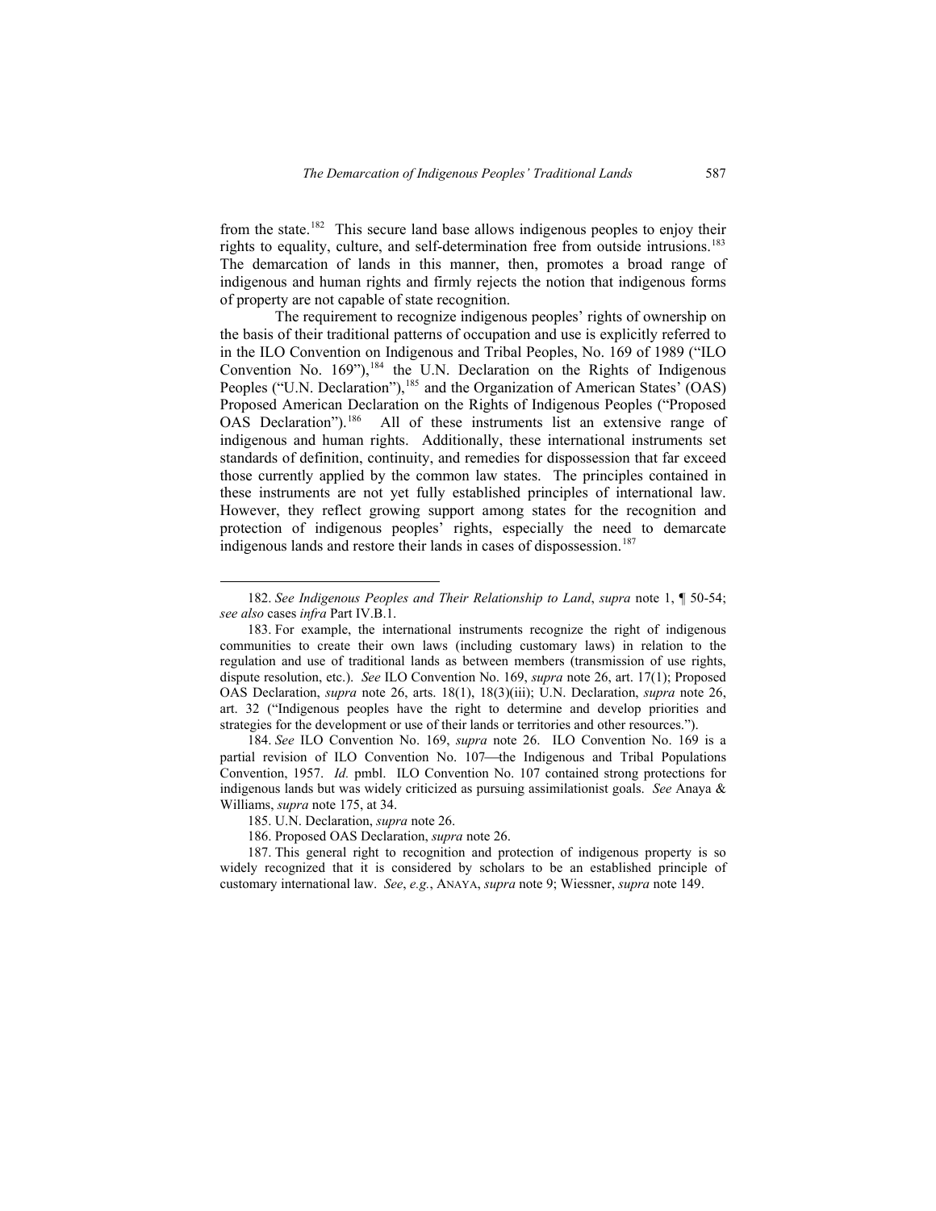from the state.[182] This secure land base allows indigenous peoples to enjoy their rights to equality, culture, and self-determination free from outside intrusions.[183] The demarcation of lands in this manner, then, promotes a broad range of indigenous and human rights and firmly rejects the notion that indigenous forms of property are not capable of state recognition.

The requirement to recognize indigenous peoples' rights of ownership on the basis of their traditional patterns of occupation and use is explicitly referred to in the ILO Convention on Indigenous and Tribal Peoples, No. 169 of 1989 ("ILO Convention No. 169"),[184] the U.N. Declaration on the Rights of Indigenous Peoples ("U.N. Declaration"),[185] and the Organization of American States' (OAS) Proposed American Declaration on the Rights of Indigenous Peoples ("Proposed OAS Declaration").[186] All of these instruments list an extensive range of indigenous and human rights. Additionally, these international instruments set standards of definition, continuity, and remedies for dispossession that far exceed those currently applied by the common law states. The principles contained in these instruments are not yet fully established principles of international law. However, they reflect growing support among states for the recognition and protection of indigenous peoples' rights, especially the need to demarcate indigenous lands and restore their lands in cases of dispossession.[187]

---

182. *See Indigenous Peoples and Their Relationship to Land*, *supra* note 1, ¶ 50-54; *see also* cases *infra* Part IV.B.1.

183. For example, the international instruments recognize the right of indigenous communities to create their own laws (including customary laws) in relation to the regulation and use of traditional lands as between members (transmission of use rights, dispute resolution, etc.). *See* ILO Convention No. 169, *supra* note 26, art. 17(1); Proposed OAS Declaration, *supra* note 26, arts. 18(1), 18(3)(iii); U.N. Declaration, *supra* note 26, art. 32 ("Indigenous peoples have the right to determine and develop priorities and strategies for the development or use of their lands or territories and other resources.").

184. *See* ILO Convention No. 169, *supra* note 26. ILO Convention No. 169 is a partial revision of ILO Convention No. 107—the Indigenous and Tribal Populations Convention, 1957. *Id.* pmbl. ILO Convention No. 107 contained strong protections for indigenous lands but was widely criticized as pursuing assimilationist goals. *See* Anaya & Williams, *supra* note 175, at 34.

185. U.N. Declaration, *supra* note 26.

186. Proposed OAS Declaration, *supra* note 26.

187. This general right to recognition and protection of indigenous property is so widely recognized that it is considered by scholars to be an established principle of customary international law. *See*, *e.g.*, ANAYA, *supra* note 9; Wiessner, *supra* note 149.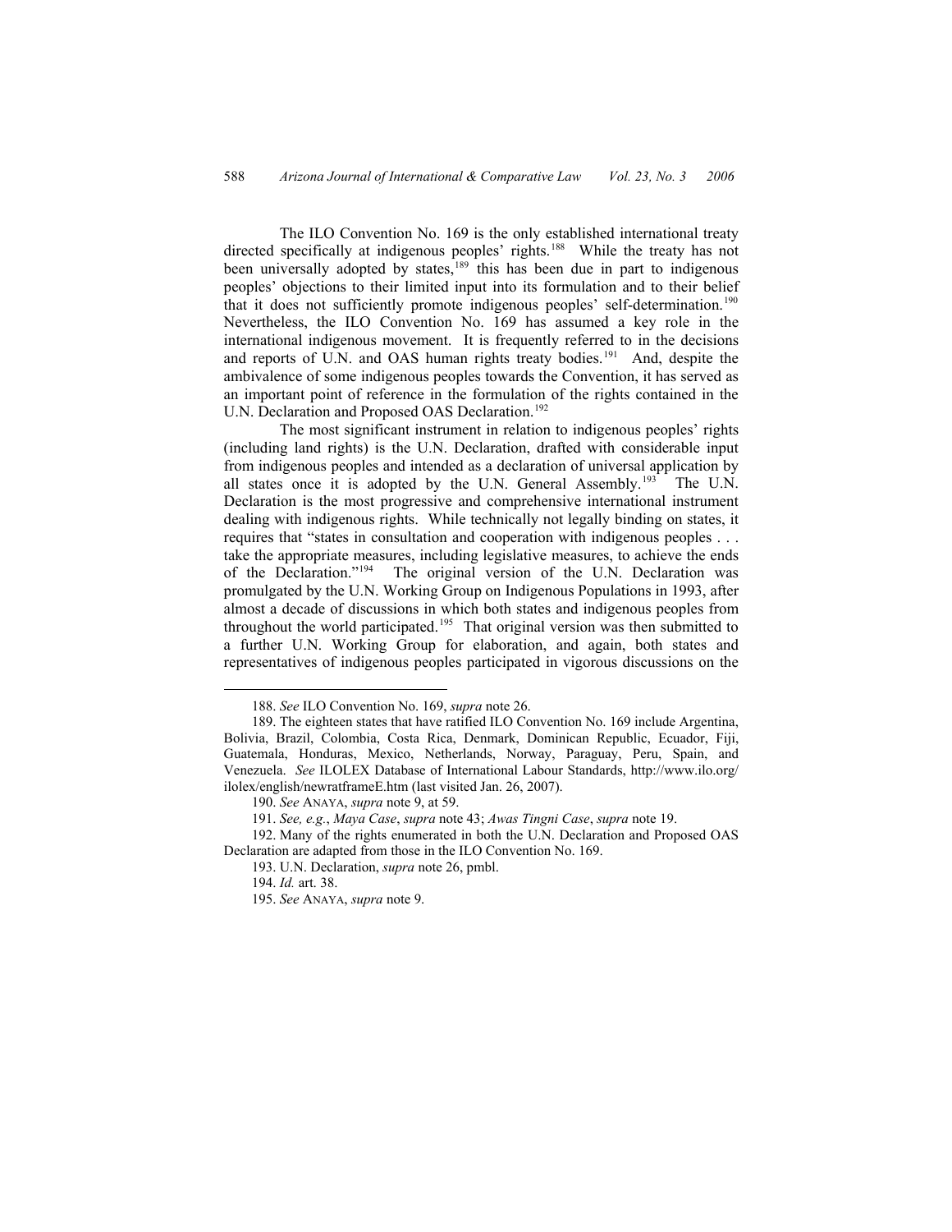The ILO Convention No. 169 is the only established international treaty directed specifically at indigenous peoples' rights.[188] While the treaty has not been universally adopted by states,[189] this has been due in part to indigenous peoples' objections to their limited input into its formulation and to their belief that it does not sufficiently promote indigenous peoples' self-determination.[190] Nevertheless, the ILO Convention No. 169 has assumed a key role in the international indigenous movement. It is frequently referred to in the decisions and reports of U.N. and OAS human rights treaty bodies.[191] And, despite the ambivalence of some indigenous peoples towards the Convention, it has served as an important point of reference in the formulation of the rights contained in the U.N. Declaration and Proposed OAS Declaration.[192]

The most significant instrument in relation to indigenous peoples' rights (including land rights) is the U.N. Declaration, drafted with considerable input from indigenous peoples and intended as a declaration of universal application by all states once it is adopted by the U.N. General Assembly.[193] The U.N. Declaration is the most progressive and comprehensive international instrument dealing with indigenous rights. While technically not legally binding on states, it requires that "states in consultation and cooperation with indigenous peoples . . . take the appropriate measures, including legislative measures, to achieve the ends of the Declaration."[194] The original version of the U.N. Declaration was promulgated by the U.N. Working Group on Indigenous Populations in 1993, after almost a decade of discussions in which both states and indigenous peoples from throughout the world participated.[195] That original version was then submitted to a further U.N. Working Group for elaboration, and again, both states and representatives of indigenous peoples participated in vigorous discussions on the

---

188. *See* ILO Convention No. 169, *supra* note 26.

189. The eighteen states that have ratified ILO Convention No. 169 include Argentina, Bolivia, Brazil, Colombia, Costa Rica, Denmark, Dominican Republic, Ecuador, Fiji, Guatemala, Honduras, Mexico, Netherlands, Norway, Paraguay, Peru, Spain, and Venezuela. *See* ILOLEX Database of International Labour Standards, http://www.ilo.org/ilolex/english/newratframeE.htm (last visited Jan. 26, 2007).

190. *See* ANAYA, *supra* note 9, at 59.

191. *See, e.g.*, *Maya Case*, *supra* note 43; *Awas Tingni Case*, *supra* note 19.

192. Many of the rights enumerated in both the U.N. Declaration and Proposed OAS Declaration are adapted from those in the ILO Convention No. 169.

193. U.N. Declaration, *supra* note 26, pmbl.

194. *Id.* art. 38.

195. *See* ANAYA, *supra* note 9.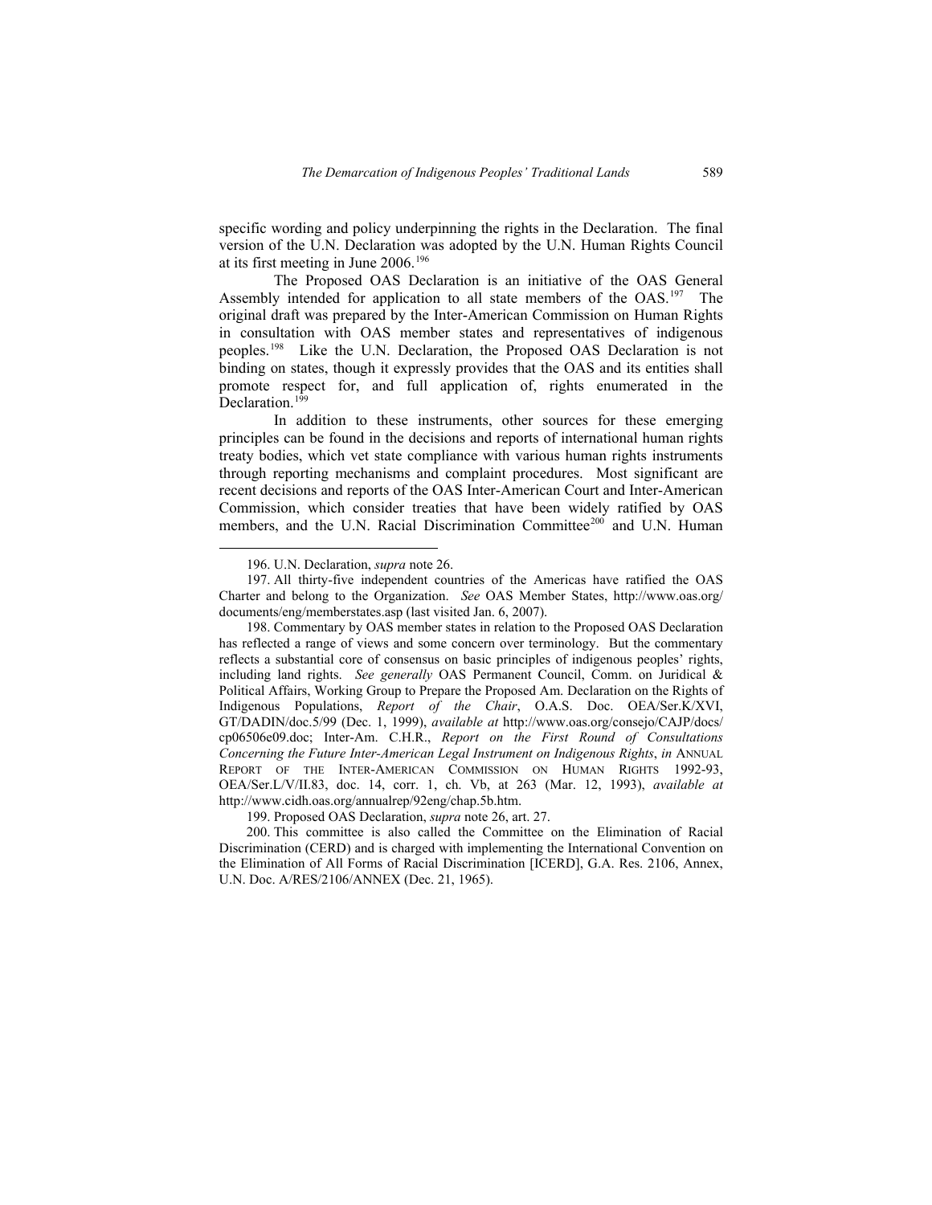specific wording and policy underpinning the rights in the Declaration. The final version of the U.N. Declaration was adopted by the U.N. Human Rights Council at its first meeting in June 2006.[196]

The Proposed OAS Declaration is an initiative of the OAS General Assembly intended for application to all state members of the OAS.[197] The original draft was prepared by the Inter-American Commission on Human Rights in consultation with OAS member states and representatives of indigenous peoples.[198] Like the U.N. Declaration, the Proposed OAS Declaration is not binding on states, though it expressly provides that the OAS and its entities shall promote respect for, and full application of, rights enumerated in the Declaration.[199]

In addition to these instruments, other sources for these emerging principles can be found in the decisions and reports of international human rights treaty bodies, which vet state compliance with various human rights instruments through reporting mechanisms and complaint procedures. Most significant are recent decisions and reports of the OAS Inter-American Court and Inter-American Commission, which consider treaties that have been widely ratified by OAS members, and the U.N. Racial Discrimination Committee[200] and U.N. Human

---

196. U.N. Declaration, *supra* note 26.

197. All thirty-five independent countries of the Americas have ratified the OAS Charter and belong to the Organization. *See* OAS Member States, http://www.oas.org/documents/eng/memberstates.asp (last visited Jan. 6, 2007).

198. Commentary by OAS member states in relation to the Proposed OAS Declaration has reflected a range of views and some concern over terminology. But the commentary reflects a substantial core of consensus on basic principles of indigenous peoples' rights, including land rights. *See generally* OAS Permanent Council, Comm. on Juridical & Political Affairs, Working Group to Prepare the Proposed Am. Declaration on the Rights of Indigenous Populations, *Report of the Chair*, O.A.S. Doc. OEA/Ser.K/XVI, GT/DADIN/doc.5/99 (Dec. 1, 1999), *available at* http://www.oas.org/consejo/CAJP/docs/cp06506e09.doc; Inter-Am. C.H.R., *Report on the First Round of Consultations Concerning the Future Inter-American Legal Instrument on Indigenous Rights*, *in* ANNUAL REPORT OF THE INTER-AMERICAN COMMISSION ON HUMAN RIGHTS 1992-93, OEA/Ser.L/V/II.83, doc. 14, corr. 1, ch. Vb, at 263 (Mar. 12, 1993), *available at* http://www.cidh.oas.org/annualrep/92eng/chap.5b.htm.

199. Proposed OAS Declaration, *supra* note 26, art. 27.

200. This committee is also called the Committee on the Elimination of Racial Discrimination (CERD) and is charged with implementing the International Convention on the Elimination of All Forms of Racial Discrimination [ICERD], G.A. Res. 2106, Annex, U.N. Doc. A/RES/2106/ANNEX (Dec. 21, 1965).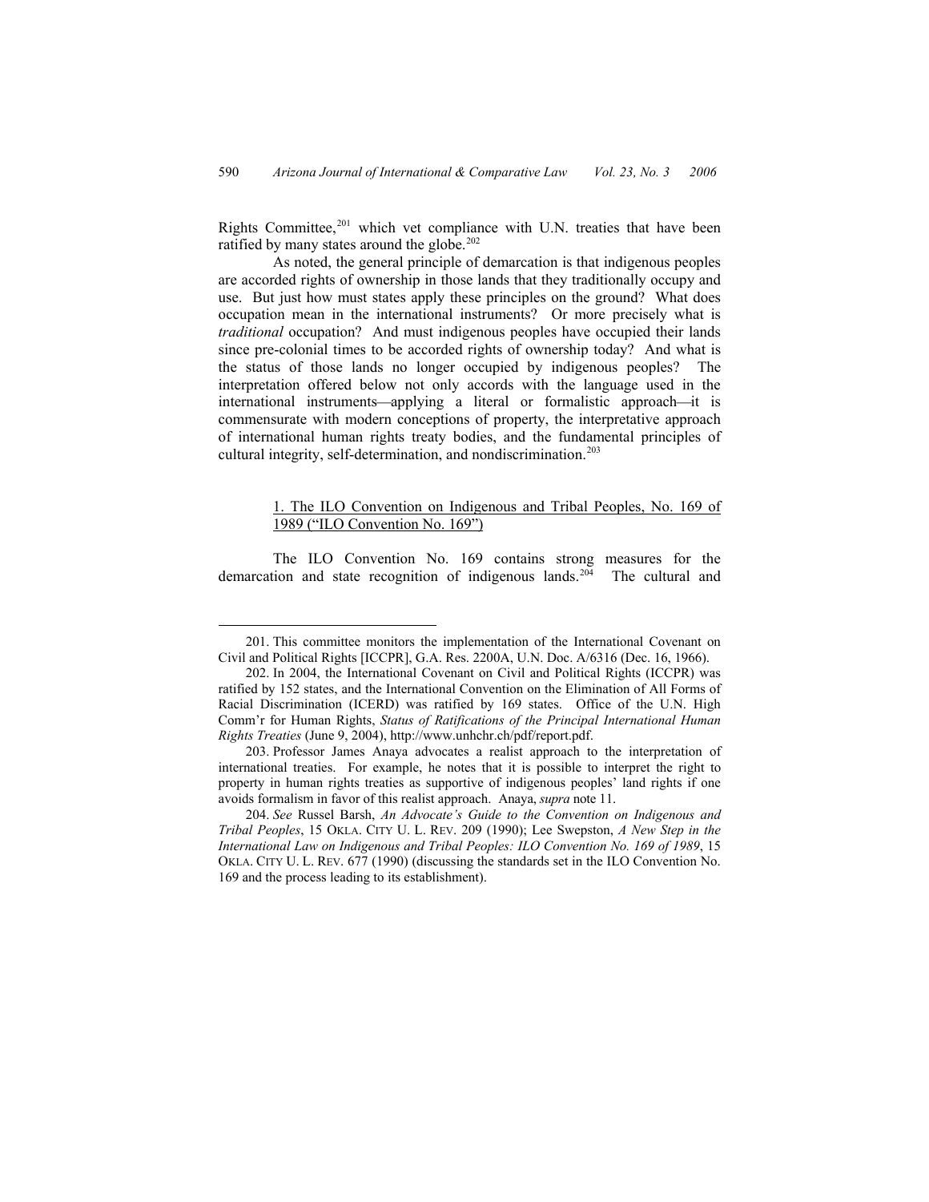Rights Committee,[201] which vet compliance with U.N. treaties that have been ratified by many states around the globe.[202]

As noted, the general principle of demarcation is that indigenous peoples are accorded rights of ownership in those lands that they traditionally occupy and use. But just how must states apply these principles on the ground? What does occupation mean in the international instruments? Or more precisely what is *traditional* occupation? And must indigenous peoples have occupied their lands since pre-colonial times to be accorded rights of ownership today? And what is the status of those lands no longer occupied by indigenous peoples? The interpretation offered below not only accords with the language used in the international instruments—applying a literal or formalistic approach—it is commensurate with modern conceptions of property, the interpretative approach of international human rights treaty bodies, and the fundamental principles of cultural integrity, self-determination, and nondiscrimination.[203]

### 1. The ILO Convention on Indigenous and Tribal Peoples, No. 169 of 1989 ("ILO Convention No. 169")

The ILO Convention No. 169 contains strong measures for the demarcation and state recognition of indigenous lands.[204] The cultural and

---

201. This committee monitors the implementation of the International Covenant on Civil and Political Rights [ICCPR], G.A. Res. 2200A, U.N. Doc. A/6316 (Dec. 16, 1966).

202. In 2004, the International Covenant on Civil and Political Rights (ICCPR) was ratified by 152 states, and the International Convention on the Elimination of All Forms of Racial Discrimination (ICERD) was ratified by 169 states. Office of the U.N. High Comm'r for Human Rights, *Status of Ratifications of the Principal International Human Rights Treaties* (June 9, 2004), http://www.unhchr.ch/pdf/report.pdf.

203. Professor James Anaya advocates a realist approach to the interpretation of international treaties. For example, he notes that it is possible to interpret the right to property in human rights treaties as supportive of indigenous peoples' land rights if one avoids formalism in favor of this realist approach. Anaya, *supra* note 11.

204. *See* Russel Barsh, *An Advocate's Guide to the Convention on Indigenous and Tribal Peoples*, 15 OKLA. CITY U. L. REV. 209 (1990); Lee Swepston, *A New Step in the International Law on Indigenous and Tribal Peoples: ILO Convention No. 169 of 1989*, 15 OKLA. CITY U. L. REV. 677 (1990) (discussing the standards set in the ILO Convention No. 169 and the process leading to its establishment).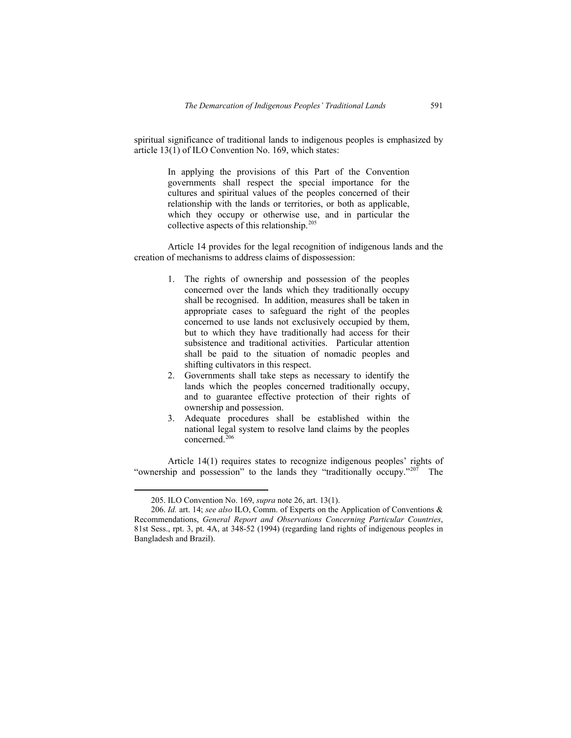spiritual significance of traditional lands to indigenous peoples is emphasized by article 13(1) of ILO Convention No. 169, which states:

> In applying the provisions of this Part of the Convention governments shall respect the special importance for the cultures and spiritual values of the peoples concerned of their relationship with the lands or territories, or both as applicable, which they occupy or otherwise use, and in particular the collective aspects of this relationship.[205]

Article 14 provides for the legal recognition of indigenous lands and the creation of mechanisms to address claims of dispossession:

> 1. The rights of ownership and possession of the peoples concerned over the lands which they traditionally occupy shall be recognised. In addition, measures shall be taken in appropriate cases to safeguard the right of the peoples concerned to use lands not exclusively occupied by them, but to which they have traditionally had access for their subsistence and traditional activities. Particular attention shall be paid to the situation of nomadic peoples and shifting cultivators in this respect.
> 2. Governments shall take steps as necessary to identify the lands which the peoples concerned traditionally occupy, and to guarantee effective protection of their rights of ownership and possession.
> 3. Adequate procedures shall be established within the national legal system to resolve land claims by the peoples concerned.[206]

Article 14(1) requires states to recognize indigenous peoples' rights of "ownership and possession" to the lands they "traditionally occupy."[207] The

---

205. ILO Convention No. 169, *supra* note 26, art. 13(1).

206. *Id.* art. 14; *see also* ILO, Comm. of Experts on the Application of Conventions & Recommendations, *General Report and Observations Concerning Particular Countries*, 81st Sess., rpt. 3, pt. 4A, at 348-52 (1994) (regarding land rights of indigenous peoples in Bangladesh and Brazil).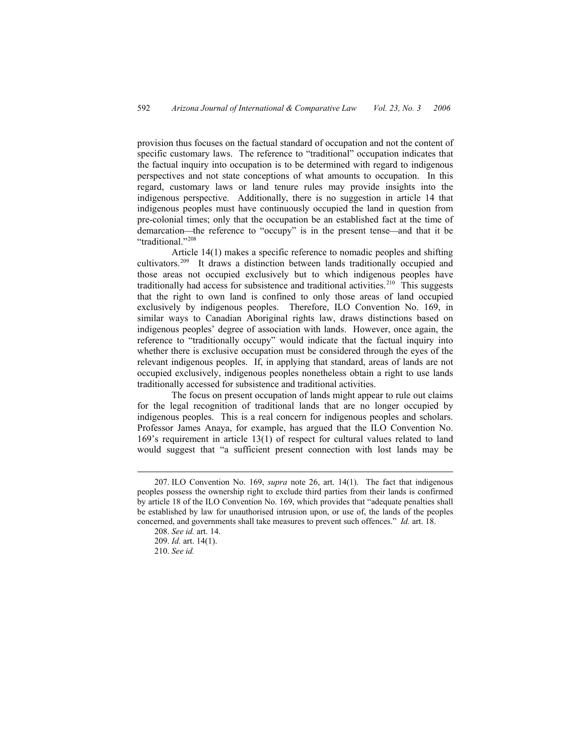provision thus focuses on the factual standard of occupation and not the content of specific customary laws. The reference to "traditional" occupation indicates that the factual inquiry into occupation is to be determined with regard to indigenous perspectives and not state conceptions of what amounts to occupation. In this regard, customary laws or land tenure rules may provide insights into the indigenous perspective. Additionally, there is no suggestion in article 14 that indigenous peoples must have continuously occupied the land in question from pre-colonial times; only that the occupation be an established fact at the time of demarcation—the reference to "occupy" is in the present tense—and that it be "traditional."[208]

Article 14(1) makes a specific reference to nomadic peoples and shifting cultivators.[209] It draws a distinction between lands traditionally occupied and those areas not occupied exclusively but to which indigenous peoples have traditionally had access for subsistence and traditional activities.[210] This suggests that the right to own land is confined to only those areas of land occupied exclusively by indigenous peoples. Therefore, ILO Convention No. 169, in similar ways to Canadian Aboriginal rights law, draws distinctions based on indigenous peoples' degree of association with lands. However, once again, the reference to "traditionally occupy" would indicate that the factual inquiry into whether there is exclusive occupation must be considered through the eyes of the relevant indigenous peoples. If, in applying that standard, areas of lands are not occupied exclusively, indigenous peoples nonetheless obtain a right to use lands traditionally accessed for subsistence and traditional activities.

The focus on present occupation of lands might appear to rule out claims for the legal recognition of traditional lands that are no longer occupied by indigenous peoples. This is a real concern for indigenous peoples and scholars. Professor James Anaya, for example, has argued that the ILO Convention No. 169's requirement in article 13(1) of respect for cultural values related to land would suggest that "a sufficient present connection with lost lands may be

---

207. ILO Convention No. 169, *supra* note 26, art. 14(1). The fact that indigenous peoples possess the ownership right to exclude third parties from their lands is confirmed by article 18 of the ILO Convention No. 169, which provides that "adequate penalties shall be established by law for unauthorised intrusion upon, or use of, the lands of the peoples concerned, and governments shall take measures to prevent such offences." *Id.* art. 18.

208. *See id.* art. 14.

209. *Id.* art. 14(1).

210. *See id.*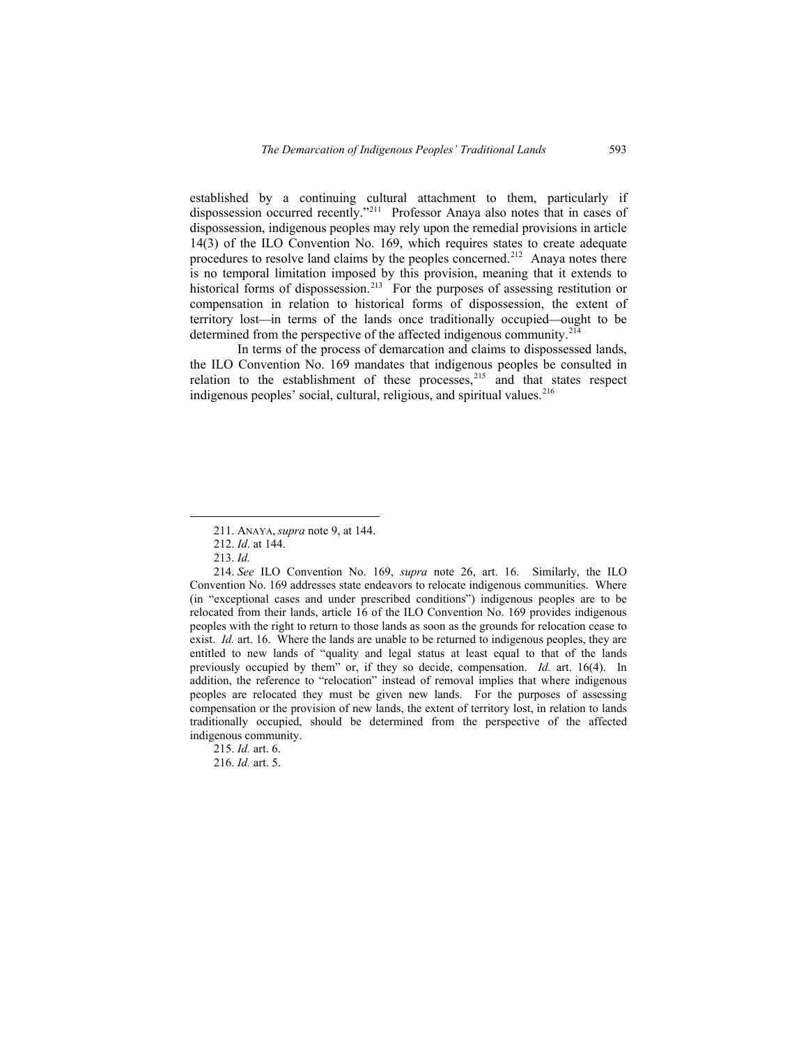established by a continuing cultural attachment to them, particularly if dispossession occurred recently."[211] Professor Anaya also notes that in cases of dispossession, indigenous peoples may rely upon the remedial provisions in article 14(3) of the ILO Convention No. 169, which requires states to create adequate procedures to resolve land claims by the peoples concerned.[212] Anaya notes there is no temporal limitation imposed by this provision, meaning that it extends to historical forms of dispossession.[213] For the purposes of assessing restitution or compensation in relation to historical forms of dispossession, the extent of territory lost—in terms of the lands once traditionally occupied—ought to be determined from the perspective of the affected indigenous community.[214]

In terms of the process of demarcation and claims to dispossessed lands, the ILO Convention No. 169 mandates that indigenous peoples be consulted in relation to the establishment of these processes,[215] and that states respect indigenous peoples' social, cultural, religious, and spiritual values.[216]

---

211. ANAYA, *supra* note 9, at 144.

212. *Id*. at 144.

213. *Id.*

214. *See* ILO Convention No. 169, *supra* note 26, art. 16. Similarly, the ILO Convention No. 169 addresses state endeavors to relocate indigenous communities. Where (in "exceptional cases and under prescribed conditions") indigenous peoples are to be relocated from their lands, article 16 of the ILO Convention No. 169 provides indigenous peoples with the right to return to those lands as soon as the grounds for relocation cease to exist. *Id.* art. 16. Where the lands are unable to be returned to indigenous peoples, they are entitled to new lands of "quality and legal status at least equal to that of the lands previously occupied by them" or, if they so decide, compensation. *Id.* art. 16(4). In addition, the reference to "relocation" instead of removal implies that where indigenous peoples are relocated they must be given new lands. For the purposes of assessing compensation or the provision of new lands, the extent of territory lost, in relation to lands traditionally occupied, should be determined from the perspective of the affected indigenous community.

215. *Id.* art. 6.

216. *Id.* art. 5.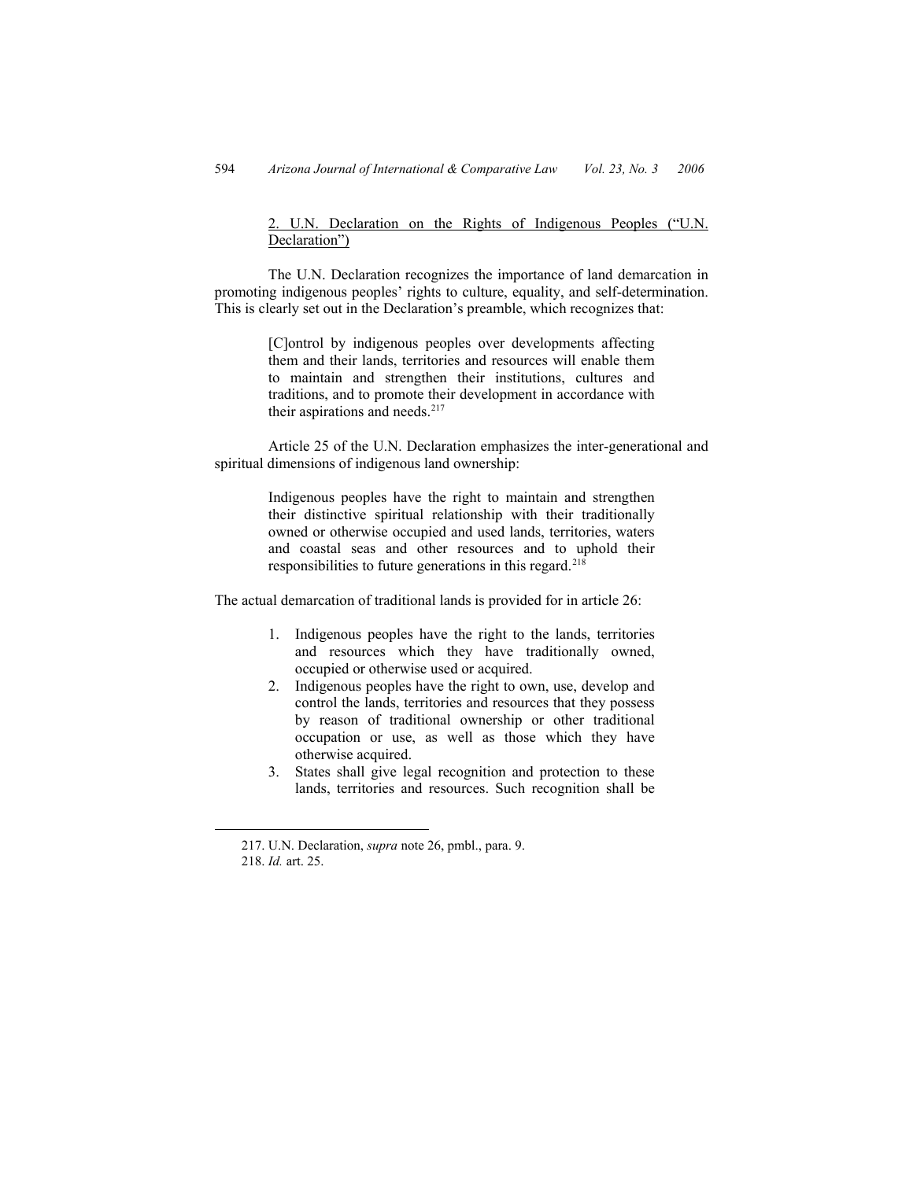2. U.N. Declaration on the Rights of Indigenous Peoples ("U.N. Declaration")

The U.N. Declaration recognizes the importance of land demarcation in promoting indigenous peoples' rights to culture, equality, and self-determination. This is clearly set out in the Declaration's preamble, which recognizes that:

> [C]ontrol by indigenous peoples over developments affecting them and their lands, territories and resources will enable them to maintain and strengthen their institutions, cultures and traditions, and to promote their development in accordance with their aspirations and needs.[217]

Article 25 of the U.N. Declaration emphasizes the inter-generational and spiritual dimensions of indigenous land ownership:

> Indigenous peoples have the right to maintain and strengthen their distinctive spiritual relationship with their traditionally owned or otherwise occupied and used lands, territories, waters and coastal seas and other resources and to uphold their responsibilities to future generations in this regard.[218]

The actual demarcation of traditional lands is provided for in article 26:

> 1. Indigenous peoples have the right to the lands, territories and resources which they have traditionally owned, occupied or otherwise used or acquired.
> 2. Indigenous peoples have the right to own, use, develop and control the lands, territories and resources that they possess by reason of traditional ownership or other traditional occupation or use, as well as those which they have otherwise acquired.
> 3. States shall give legal recognition and protection to these lands, territories and resources. Such recognition shall be

217. U.N. Declaration, *supra* note 26, pmbl., para. 9.

218. *Id.* art. 25.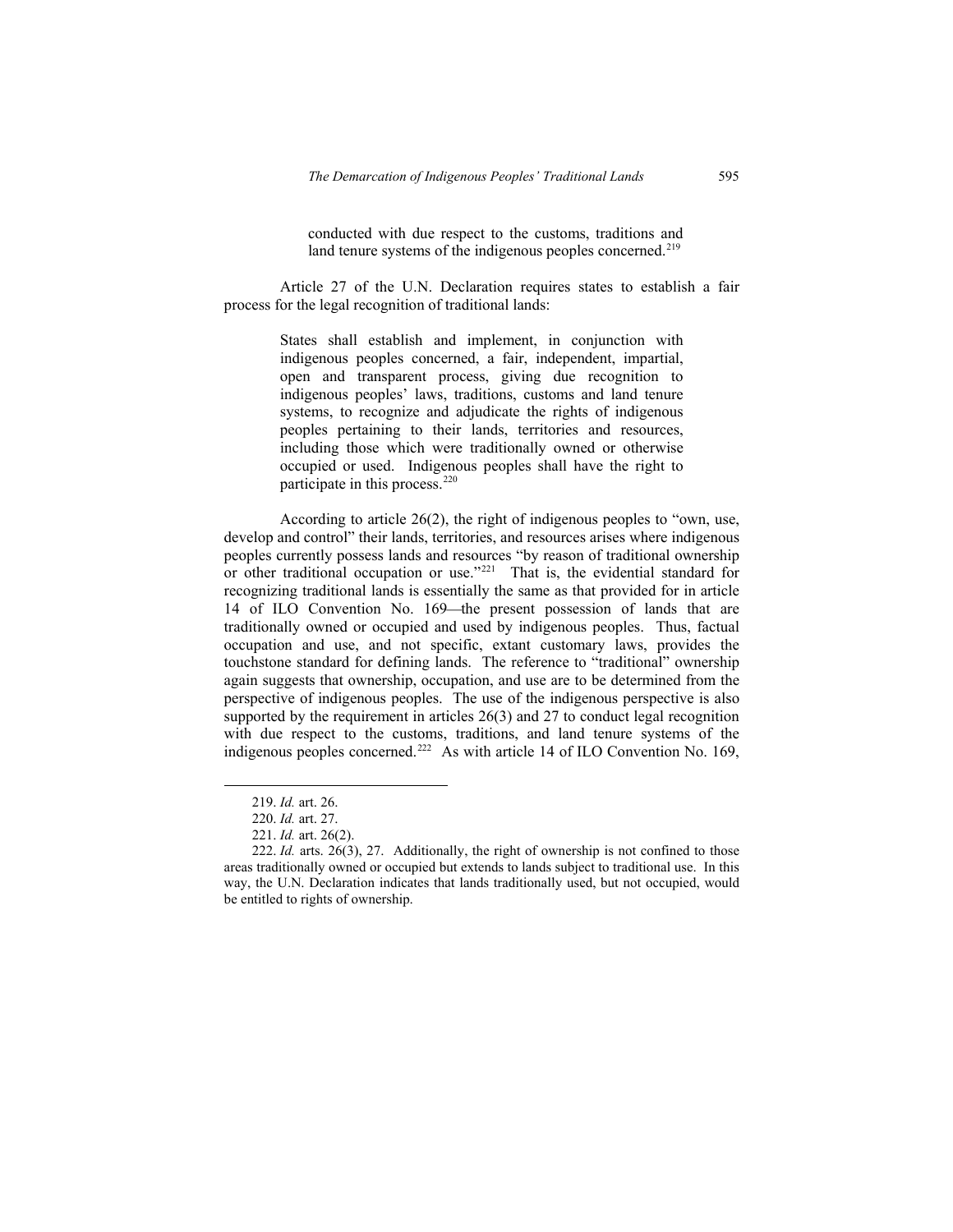> conducted with due respect to the customs, traditions and land tenure systems of the indigenous peoples concerned.[219]

Article 27 of the U.N. Declaration requires states to establish a fair process for the legal recognition of traditional lands:

> States shall establish and implement, in conjunction with indigenous peoples concerned, a fair, independent, impartial, open and transparent process, giving due recognition to indigenous peoples' laws, traditions, customs and land tenure systems, to recognize and adjudicate the rights of indigenous peoples pertaining to their lands, territories and resources, including those which were traditionally owned or otherwise occupied or used. Indigenous peoples shall have the right to participate in this process.[220]

According to article 26(2), the right of indigenous peoples to "own, use, develop and control" their lands, territories, and resources arises where indigenous peoples currently possess lands and resources "by reason of traditional ownership or other traditional occupation or use."[221] That is, the evidential standard for recognizing traditional lands is essentially the same as that provided for in article 14 of ILO Convention No. 169—the present possession of lands that are traditionally owned or occupied and used by indigenous peoples. Thus, factual occupation and use, and not specific, extant customary laws, provides the touchstone standard for defining lands. The reference to "traditional" ownership again suggests that ownership, occupation, and use are to be determined from the perspective of indigenous peoples. The use of the indigenous perspective is also supported by the requirement in articles 26(3) and 27 to conduct legal recognition with due respect to the customs, traditions, and land tenure systems of the indigenous peoples concerned.[222] As with article 14 of ILO Convention No. 169,

---

219. *Id.* art. 26.

220. *Id.* art. 27.

221. *Id.* art. 26(2).

222. *Id.* arts. 26(3), 27. Additionally, the right of ownership is not confined to those areas traditionally owned or occupied but extends to lands subject to traditional use. In this way, the U.N. Declaration indicates that lands traditionally used, but not occupied, would be entitled to rights of ownership.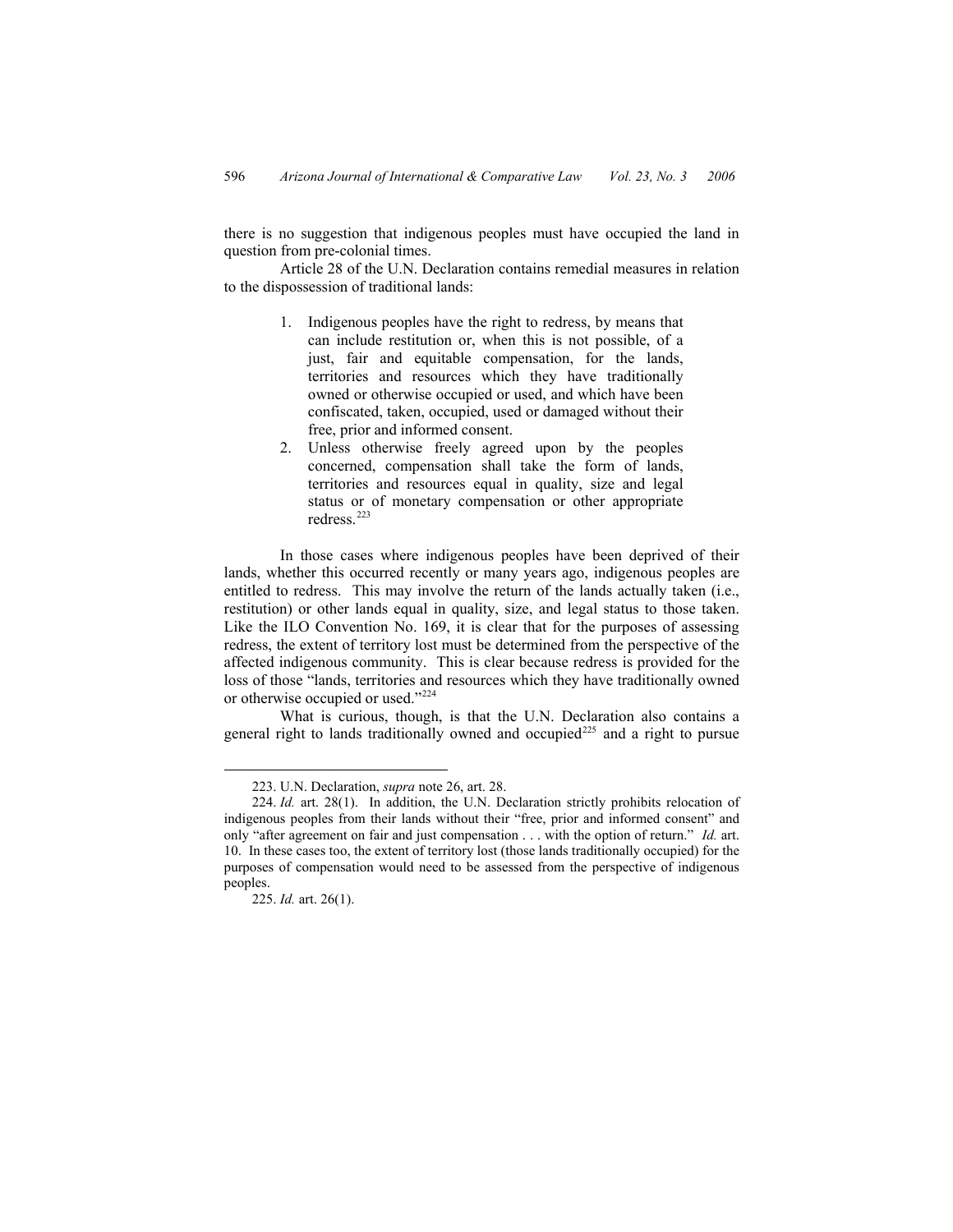there is no suggestion that indigenous peoples must have occupied the land in question from pre-colonial times.

Article 28 of the U.N. Declaration contains remedial measures in relation to the dispossession of traditional lands:

> 1. Indigenous peoples have the right to redress, by means that can include restitution or, when this is not possible, of a just, fair and equitable compensation, for the lands, territories and resources which they have traditionally owned or otherwise occupied or used, and which have been confiscated, taken, occupied, used or damaged without their free, prior and informed consent.
> 2. Unless otherwise freely agreed upon by the peoples concerned, compensation shall take the form of lands, territories and resources equal in quality, size and legal status or of monetary compensation or other appropriate redress.[223]

In those cases where indigenous peoples have been deprived of their lands, whether this occurred recently or many years ago, indigenous peoples are entitled to redress. This may involve the return of the lands actually taken (i.e., restitution) or other lands equal in quality, size, and legal status to those taken. Like the ILO Convention No. 169, it is clear that for the purposes of assessing redress, the extent of territory lost must be determined from the perspective of the affected indigenous community. This is clear because redress is provided for the loss of those "lands, territories and resources which they have traditionally owned or otherwise occupied or used."[224]

What is curious, though, is that the U.N. Declaration also contains a general right to lands traditionally owned and occupied[225] and a right to pursue

---

223. U.N. Declaration, *supra* note 26, art. 28.

224. *Id.* art. 28(1). In addition, the U.N. Declaration strictly prohibits relocation of indigenous peoples from their lands without their "free, prior and informed consent" and only "after agreement on fair and just compensation . . . with the option of return." *Id.* art. 10. In these cases too, the extent of territory lost (those lands traditionally occupied) for the purposes of compensation would need to be assessed from the perspective of indigenous peoples.

225. *Id.* art. 26(1).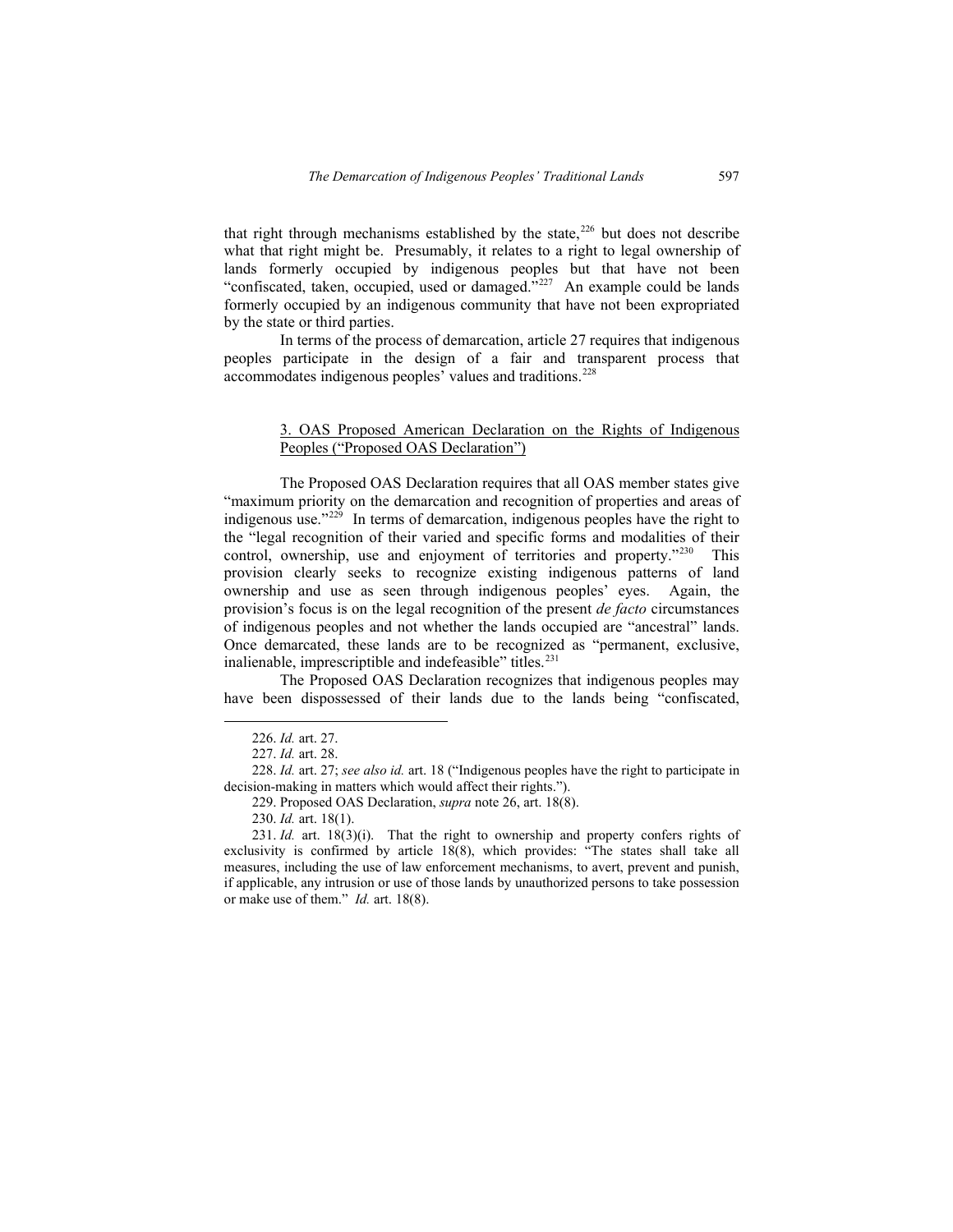that right through mechanisms established by the state,[226] but does not describe what that right might be. Presumably, it relates to a right to legal ownership of lands formerly occupied by indigenous peoples but that have not been "confiscated, taken, occupied, used or damaged."[227] An example could be lands formerly occupied by an indigenous community that have not been expropriated by the state or third parties.

In terms of the process of demarcation, article 27 requires that indigenous peoples participate in the design of a fair and transparent process that accommodates indigenous peoples' values and traditions.[228]

### 3. OAS Proposed American Declaration on the Rights of Indigenous Peoples ("Proposed OAS Declaration")

The Proposed OAS Declaration requires that all OAS member states give "maximum priority on the demarcation and recognition of properties and areas of indigenous use."[229] In terms of demarcation, indigenous peoples have the right to the "legal recognition of their varied and specific forms and modalities of their control, ownership, use and enjoyment of territories and property."[230] This provision clearly seeks to recognize existing indigenous patterns of land ownership and use as seen through indigenous peoples' eyes. Again, the provision's focus is on the legal recognition of the present *de facto* circumstances of indigenous peoples and not whether the lands occupied are "ancestral" lands. Once demarcated, these lands are to be recognized as "permanent, exclusive, inalienable, imprescriptible and indefeasible" titles.[231]

The Proposed OAS Declaration recognizes that indigenous peoples may have been dispossessed of their lands due to the lands being "confiscated,

---

226. *Id.* art. 27.

227. *Id.* art. 28.

228. *Id.* art. 27; *see also id.* art. 18 ("Indigenous peoples have the right to participate in decision-making in matters which would affect their rights.").

229. Proposed OAS Declaration, *supra* note 26, art. 18(8).

230. *Id.* art. 18(1).

231. *Id.* art. 18(3)(i). That the right to ownership and property confers rights of exclusivity is confirmed by article 18(8), which provides: "The states shall take all measures, including the use of law enforcement mechanisms, to avert, prevent and punish, if applicable, any intrusion or use of those lands by unauthorized persons to take possession or make use of them." *Id.* art. 18(8).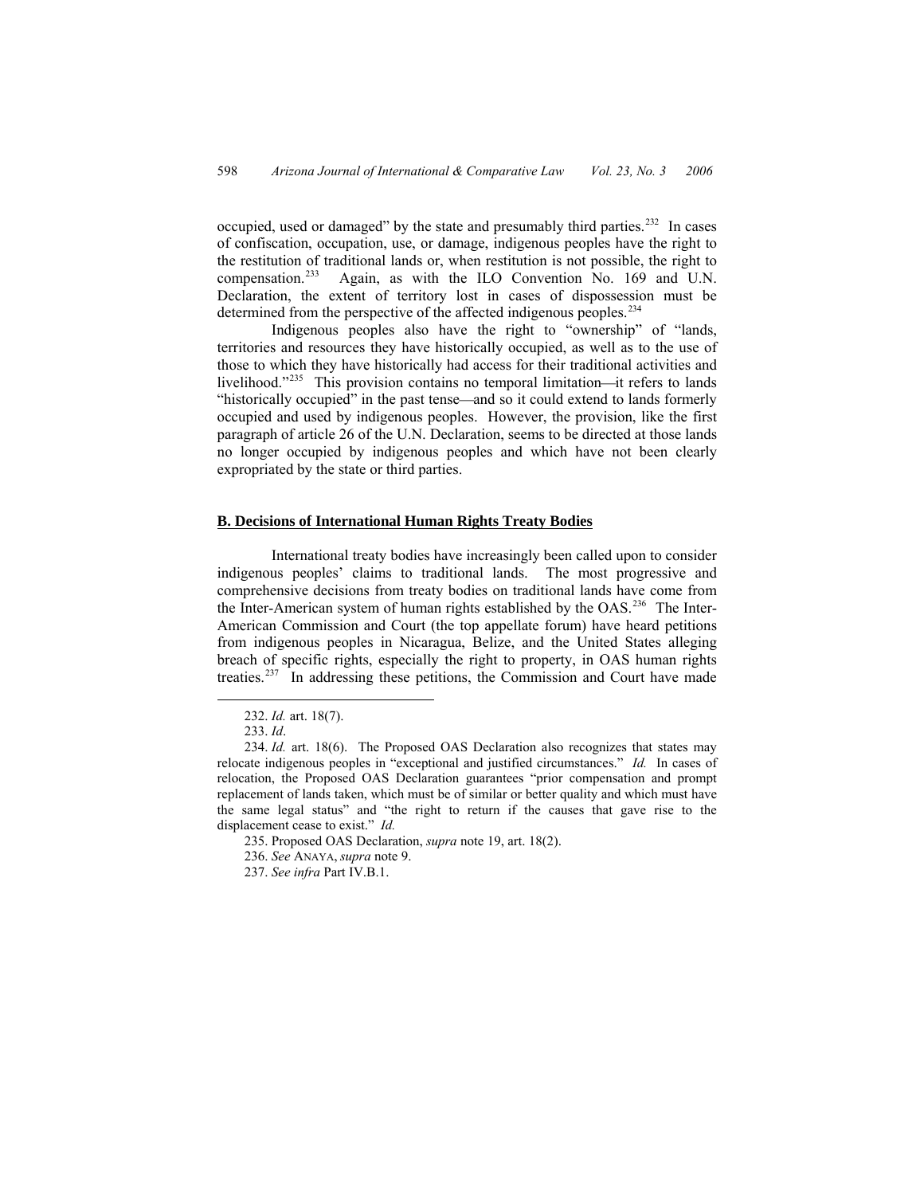occupied, used or damaged" by the state and presumably third parties.[232] In cases of confiscation, occupation, use, or damage, indigenous peoples have the right to the restitution of traditional lands or, when restitution is not possible, the right to compensation.[233] Again, as with the ILO Convention No. 169 and U.N. Declaration, the extent of territory lost in cases of dispossession must be determined from the perspective of the affected indigenous peoples.[234]

Indigenous peoples also have the right to "ownership" of "lands, territories and resources they have historically occupied, as well as to the use of those to which they have historically had access for their traditional activities and livelihood."[235] This provision contains no temporal limitation—it refers to lands "historically occupied" in the past tense—and so it could extend to lands formerly occupied and used by indigenous peoples. However, the provision, like the first paragraph of article 26 of the U.N. Declaration, seems to be directed at those lands no longer occupied by indigenous peoples and which have not been clearly expropriated by the state or third parties.

**B. Decisions of International Human Rights Treaty Bodies**

International treaty bodies have increasingly been called upon to consider indigenous peoples' claims to traditional lands. The most progressive and comprehensive decisions from treaty bodies on traditional lands have come from the Inter-American system of human rights established by the OAS.[236] The Inter-American Commission and Court (the top appellate forum) have heard petitions from indigenous peoples in Nicaragua, Belize, and the United States alleging breach of specific rights, especially the right to property, in OAS human rights treaties.[237] In addressing these petitions, the Commission and Court have made

---

232. *Id.* art. 18(7).

233. *Id*.

234. *Id.* art. 18(6). The Proposed OAS Declaration also recognizes that states may relocate indigenous peoples in "exceptional and justified circumstances." *Id.* In cases of relocation, the Proposed OAS Declaration guarantees "prior compensation and prompt replacement of lands taken, which must be of similar or better quality and which must have the same legal status" and "the right to return if the causes that gave rise to the displacement cease to exist." *Id.*

235. Proposed OAS Declaration, *supra* note 19, art. 18(2).

236. *See* ANAYA, *supra* note 9.

237. *See infra* Part IV.B.1.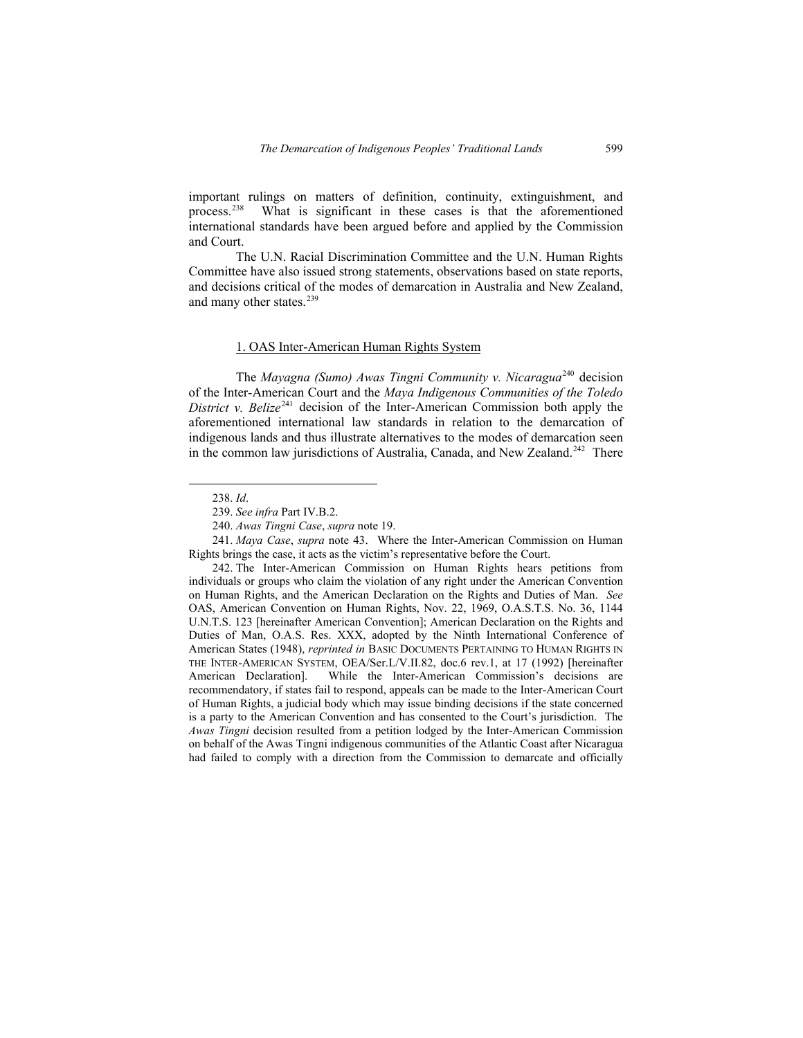important rulings on matters of definition, continuity, extinguishment, and process.[238] What is significant in these cases is that the aforementioned international standards have been argued before and applied by the Commission and Court.

The U.N. Racial Discrimination Committee and the U.N. Human Rights Committee have also issued strong statements, observations based on state reports, and decisions critical of the modes of demarcation in Australia and New Zealand, and many other states.[239]

### 1. OAS Inter-American Human Rights System

The *Mayagna (Sumo) Awas Tingni Community v. Nicaragua*[240] decision of the Inter-American Court and the *Maya Indigenous Communities of the Toledo District v. Belize*[241] decision of the Inter-American Commission both apply the aforementioned international law standards in relation to the demarcation of indigenous lands and thus illustrate alternatives to the modes of demarcation seen in the common law jurisdictions of Australia, Canada, and New Zealand.[242] There

---

238. *Id*.

239. *See infra* Part IV.B.2.

240. *Awas Tingni Case*, *supra* note 19.

241. *Maya Case*, *supra* note 43. Where the Inter-American Commission on Human Rights brings the case, it acts as the victim's representative before the Court.

242. The Inter-American Commission on Human Rights hears petitions from individuals or groups who claim the violation of any right under the American Convention on Human Rights, and the American Declaration on the Rights and Duties of Man. *See* OAS, American Convention on Human Rights, Nov. 22, 1969, O.A.S.T.S. No. 36, 1144 U.N.T.S. 123 [hereinafter American Convention]; American Declaration on the Rights and Duties of Man, O.A.S. Res. XXX, adopted by the Ninth International Conference of American States (1948), *reprinted in* BASIC DOCUMENTS PERTAINING TO HUMAN RIGHTS IN THE INTER-AMERICAN SYSTEM, OEA/Ser.L/V.II.82, doc.6 rev.1, at 17 (1992) [hereinafter American Declaration]. While the Inter-American Commission's decisions are recommendatory, if states fail to respond, appeals can be made to the Inter-American Court of Human Rights, a judicial body which may issue binding decisions if the state concerned is a party to the American Convention and has consented to the Court's jurisdiction. The *Awas Tingni* decision resulted from a petition lodged by the Inter-American Commission on behalf of the Awas Tingni indigenous communities of the Atlantic Coast after Nicaragua had failed to comply with a direction from the Commission to demarcate and officially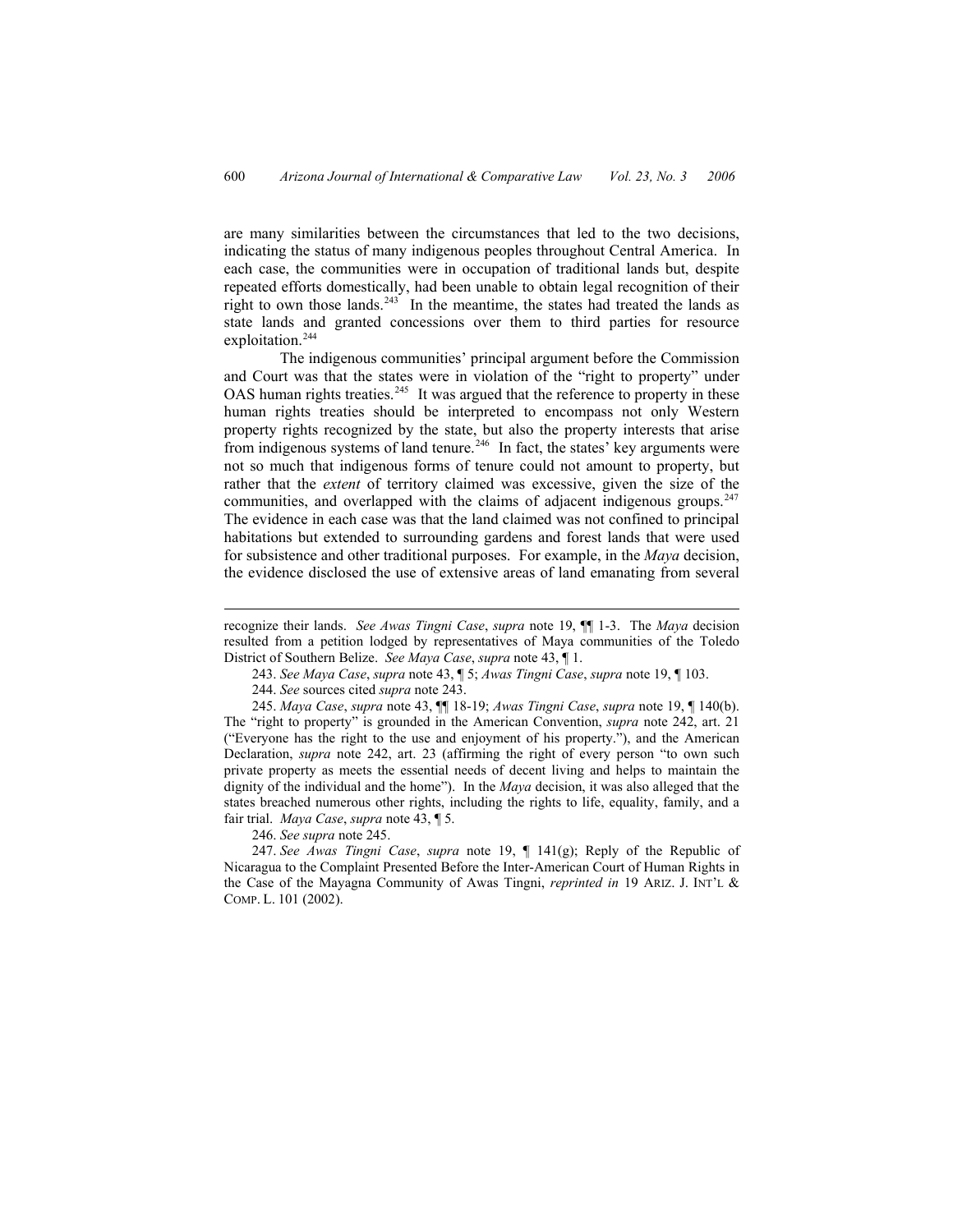are many similarities between the circumstances that led to the two decisions, indicating the status of many indigenous peoples throughout Central America. In each case, the communities were in occupation of traditional lands but, despite repeated efforts domestically, had been unable to obtain legal recognition of their right to own those lands.[243] In the meantime, the states had treated the lands as state lands and granted concessions over them to third parties for resource exploitation.[244]

The indigenous communities' principal argument before the Commission and Court was that the states were in violation of the "right to property" under OAS human rights treaties.[245] It was argued that the reference to property in these human rights treaties should be interpreted to encompass not only Western property rights recognized by the state, but also the property interests that arise from indigenous systems of land tenure.[246] In fact, the states' key arguments were not so much that indigenous forms of tenure could not amount to property, but rather that the *extent* of territory claimed was excessive, given the size of the communities, and overlapped with the claims of adjacent indigenous groups.[247] The evidence in each case was that the land claimed was not confined to principal habitations but extended to surrounding gardens and forest lands that were used for subsistence and other traditional purposes. For example, in the *Maya* decision, the evidence disclosed the use of extensive areas of land emanating from several

---

recognize their lands. *See Awas Tingni Case*, *supra* note 19, ¶¶ 1-3. The *Maya* decision resulted from a petition lodged by representatives of Maya communities of the Toledo District of Southern Belize. *See Maya Case*, *supra* note 43, ¶ 1.

243. *See Maya Case*, *supra* note 43, ¶ 5; *Awas Tingni Case*, *supra* note 19, ¶ 103.

244. *See* sources cited *supra* note 243.

245. *Maya Case*, *supra* note 43, ¶¶ 18-19; *Awas Tingni Case*, *supra* note 19, ¶ 140(b). The "right to property" is grounded in the American Convention, *supra* note 242, art. 21 ("Everyone has the right to the use and enjoyment of his property."), and the American Declaration, *supra* note 242, art. 23 (affirming the right of every person "to own such private property as meets the essential needs of decent living and helps to maintain the dignity of the individual and the home"). In the *Maya* decision, it was also alleged that the states breached numerous other rights, including the rights to life, equality, family, and a fair trial. *Maya Case*, *supra* note 43, ¶ 5.

246. *See supra* note 245.

247. *See Awas Tingni Case*, *supra* note 19, ¶ 141(g); Reply of the Republic of Nicaragua to the Complaint Presented Before the Inter-American Court of Human Rights in the Case of the Mayagna Community of Awas Tingni, *reprinted in* 19 ARIZ. J. INT'L & COMP. L. 101 (2002).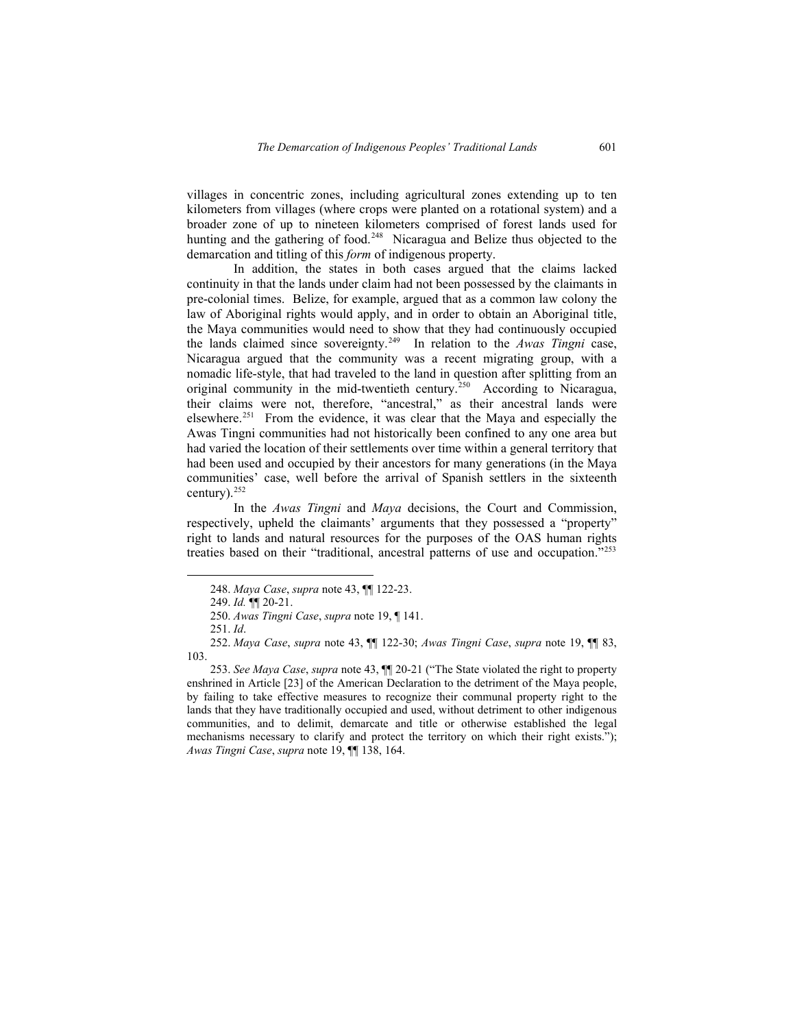villages in concentric zones, including agricultural zones extending up to ten kilometers from villages (where crops were planted on a rotational system) and a broader zone of up to nineteen kilometers comprised of forest lands used for hunting and the gathering of food.[248] Nicaragua and Belize thus objected to the demarcation and titling of this *form* of indigenous property.

In addition, the states in both cases argued that the claims lacked continuity in that the lands under claim had not been possessed by the claimants in pre-colonial times. Belize, for example, argued that as a common law colony the law of Aboriginal rights would apply, and in order to obtain an Aboriginal title, the Maya communities would need to show that they had continuously occupied the lands claimed since sovereignty.[249] In relation to the *Awas Tingni* case, Nicaragua argued that the community was a recent migrating group, with a nomadic life-style, that had traveled to the land in question after splitting from an original community in the mid-twentieth century.[250] According to Nicaragua, their claims were not, therefore, "ancestral," as their ancestral lands were elsewhere.[251] From the evidence, it was clear that the Maya and especially the Awas Tingni communities had not historically been confined to any one area but had varied the location of their settlements over time within a general territory that had been used and occupied by their ancestors for many generations (in the Maya communities' case, well before the arrival of Spanish settlers in the sixteenth century).[252]

In the *Awas Tingni* and *Maya* decisions, the Court and Commission, respectively, upheld the claimants' arguments that they possessed a "property" right to lands and natural resources for the purposes of the OAS human rights treaties based on their "traditional, ancestral patterns of use and occupation."[253]

---

248. *Maya Case*, *supra* note 43, ¶¶ 122-23.

249. *Id.* ¶¶ 20-21.

250. *Awas Tingni Case*, *supra* note 19, ¶ 141.

251. *Id*.

252. *Maya Case*, *supra* note 43, ¶¶ 122-30; *Awas Tingni Case*, *supra* note 19, ¶¶ 83, 103.

253. *See Maya Case*, *supra* note 43, ¶¶ 20-21 ("The State violated the right to property enshrined in Article [23] of the American Declaration to the detriment of the Maya people, by failing to take effective measures to recognize their communal property right to the lands that they have traditionally occupied and used, without detriment to other indigenous communities, and to delimit, demarcate and title or otherwise established the legal mechanisms necessary to clarify and protect the territory on which their right exists."); *Awas Tingni Case*, *supra* note 19, ¶¶ 138, 164.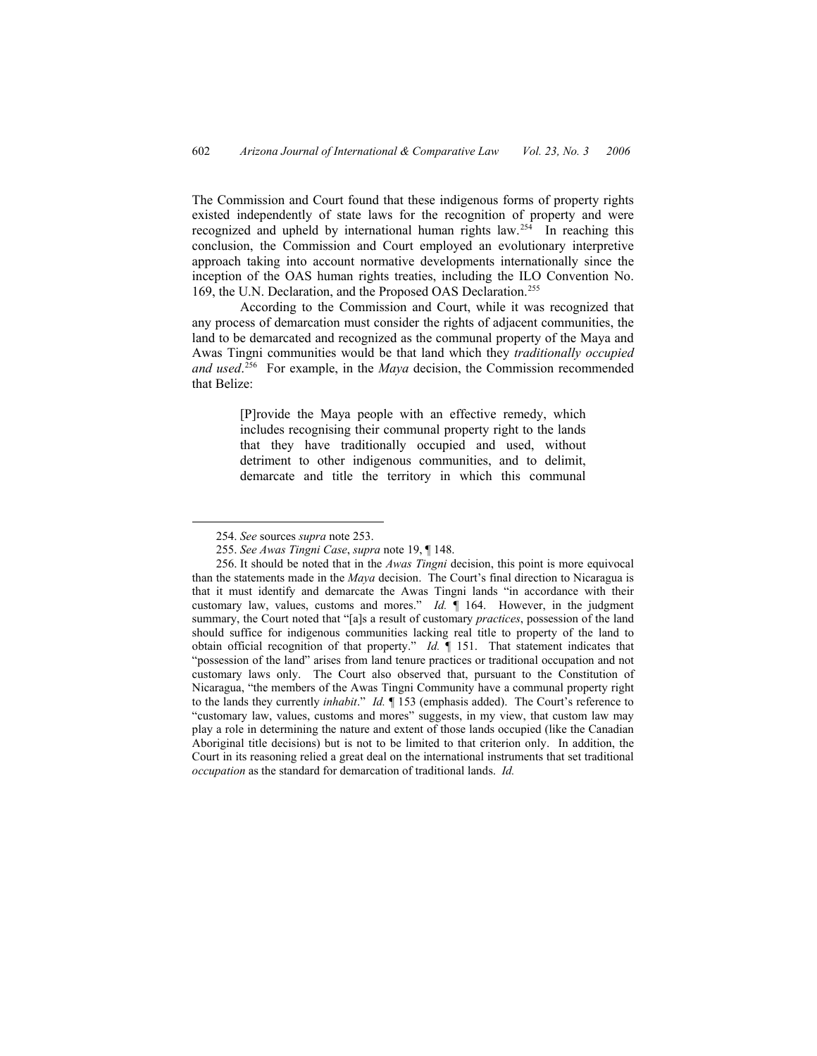The Commission and Court found that these indigenous forms of property rights existed independently of state laws for the recognition of property and were recognized and upheld by international human rights law.[254] In reaching this conclusion, the Commission and Court employed an evolutionary interpretive approach taking into account normative developments internationally since the inception of the OAS human rights treaties, including the ILO Convention No. 169, the U.N. Declaration, and the Proposed OAS Declaration.[255]

According to the Commission and Court, while it was recognized that any process of demarcation must consider the rights of adjacent communities, the land to be demarcated and recognized as the communal property of the Maya and Awas Tingni communities would be that land which they *traditionally occupied and used*.[256] For example, in the *Maya* decision, the Commission recommended that Belize:

> [P]rovide the Maya people with an effective remedy, which includes recognising their communal property right to the lands that they have traditionally occupied and used, without detriment to other indigenous communities, and to delimit, demarcate and title the territory in which this communal

---

254. *See* sources *supra* note 253.

255. *See Awas Tingni Case*, *supra* note 19, ¶ 148.

256. It should be noted that in the *Awas Tingni* decision, this point is more equivocal than the statements made in the *Maya* decision. The Court's final direction to Nicaragua is that it must identify and demarcate the Awas Tingni lands "in accordance with their customary law, values, customs and mores." *Id.* ¶ 164. However, in the judgment summary, the Court noted that "[a]s a result of customary *practices*, possession of the land should suffice for indigenous communities lacking real title to property of the land to obtain official recognition of that property." *Id.* ¶ 151. That statement indicates that "possession of the land" arises from land tenure practices or traditional occupation and not customary laws only. The Court also observed that, pursuant to the Constitution of Nicaragua, "the members of the Awas Tingni Community have a communal property right to the lands they currently *inhabit*." *Id.* ¶ 153 (emphasis added). The Court's reference to "customary law, values, customs and mores" suggests, in my view, that custom law may play a role in determining the nature and extent of those lands occupied (like the Canadian Aboriginal title decisions) but is not to be limited to that criterion only. In addition, the Court in its reasoning relied a great deal on the international instruments that set traditional *occupation* as the standard for demarcation of traditional lands. *Id.*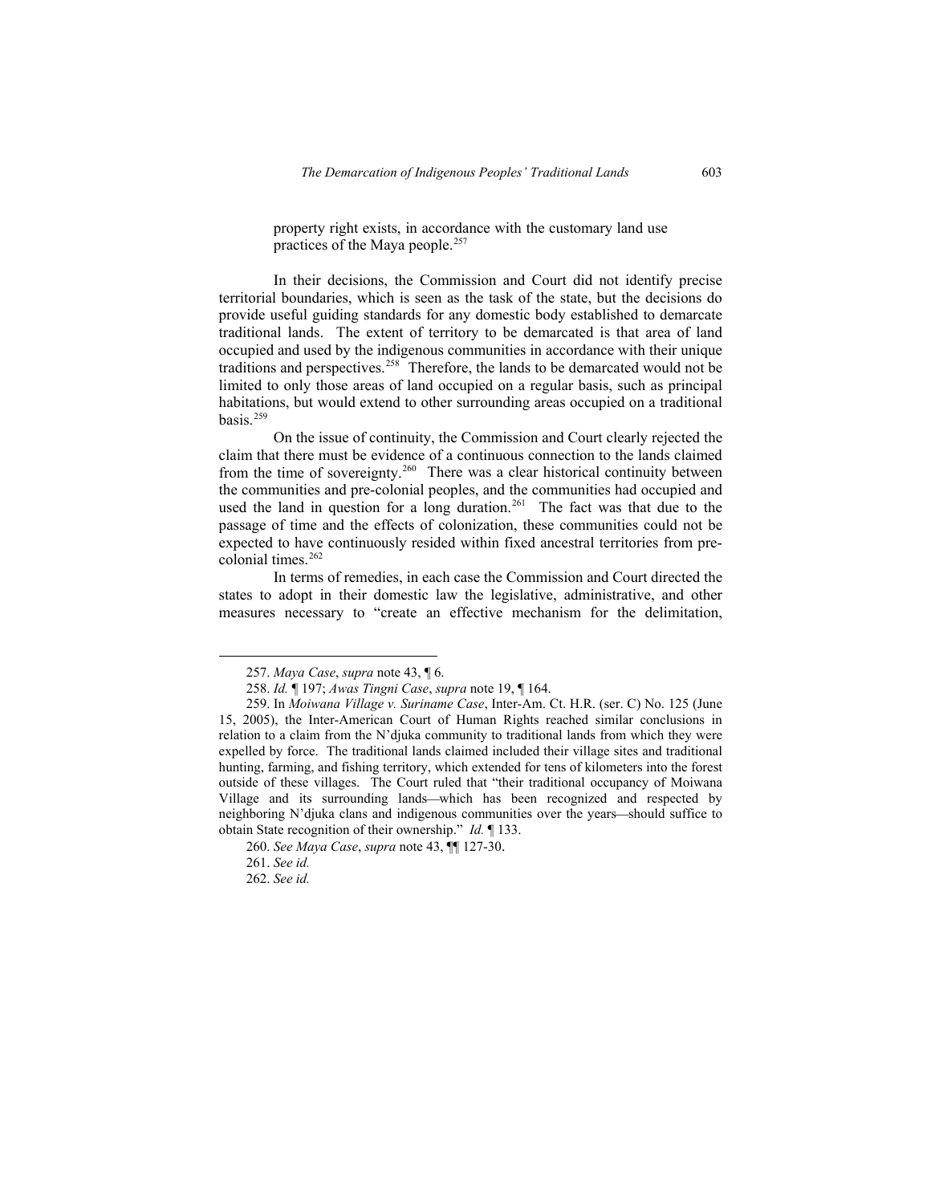property right exists, in accordance with the customary land use practices of the Maya people.[257]

In their decisions, the Commission and Court did not identify precise territorial boundaries, which is seen as the task of the state, but the decisions do provide useful guiding standards for any domestic body established to demarcate traditional lands. The extent of territory to be demarcated is that area of land occupied and used by the indigenous communities in accordance with their unique traditions and perspectives.[258] Therefore, the lands to be demarcated would not be limited to only those areas of land occupied on a regular basis, such as principal habitations, but would extend to other surrounding areas occupied on a traditional basis.[259]

On the issue of continuity, the Commission and Court clearly rejected the claim that there must be evidence of a continuous connection to the lands claimed from the time of sovereignty.[260] There was a clear historical continuity between the communities and pre-colonial peoples, and the communities had occupied and used the land in question for a long duration.[261] The fact was that due to the passage of time and the effects of colonization, these communities could not be expected to have continuously resided within fixed ancestral territories from pre-colonial times.[262]

In terms of remedies, in each case the Commission and Court directed the states to adopt in their domestic law the legislative, administrative, and other measures necessary to "create an effective mechanism for the delimitation,

---

257. *Maya Case*, *supra* note 43, ¶ 6.

258. *Id.* ¶ 197; *Awas Tingni Case*, *supra* note 19, ¶ 164.

259. In *Moiwana Village v. Suriname Case*, Inter-Am. Ct. H.R. (ser. C) No. 125 (June 15, 2005), the Inter-American Court of Human Rights reached similar conclusions in relation to a claim from the N'djuka community to traditional lands from which they were expelled by force. The traditional lands claimed included their village sites and traditional hunting, farming, and fishing territory, which extended for tens of kilometers into the forest outside of these villages. The Court ruled that "their traditional occupancy of Moiwana Village and its surrounding lands—which has been recognized and respected by neighboring N'djuka clans and indigenous communities over the years—should suffice to obtain State recognition of their ownership." *Id.* ¶ 133.

260. *See Maya Case*, *supra* note 43, ¶¶ 127-30.

261. *See id.*

262. *See id.*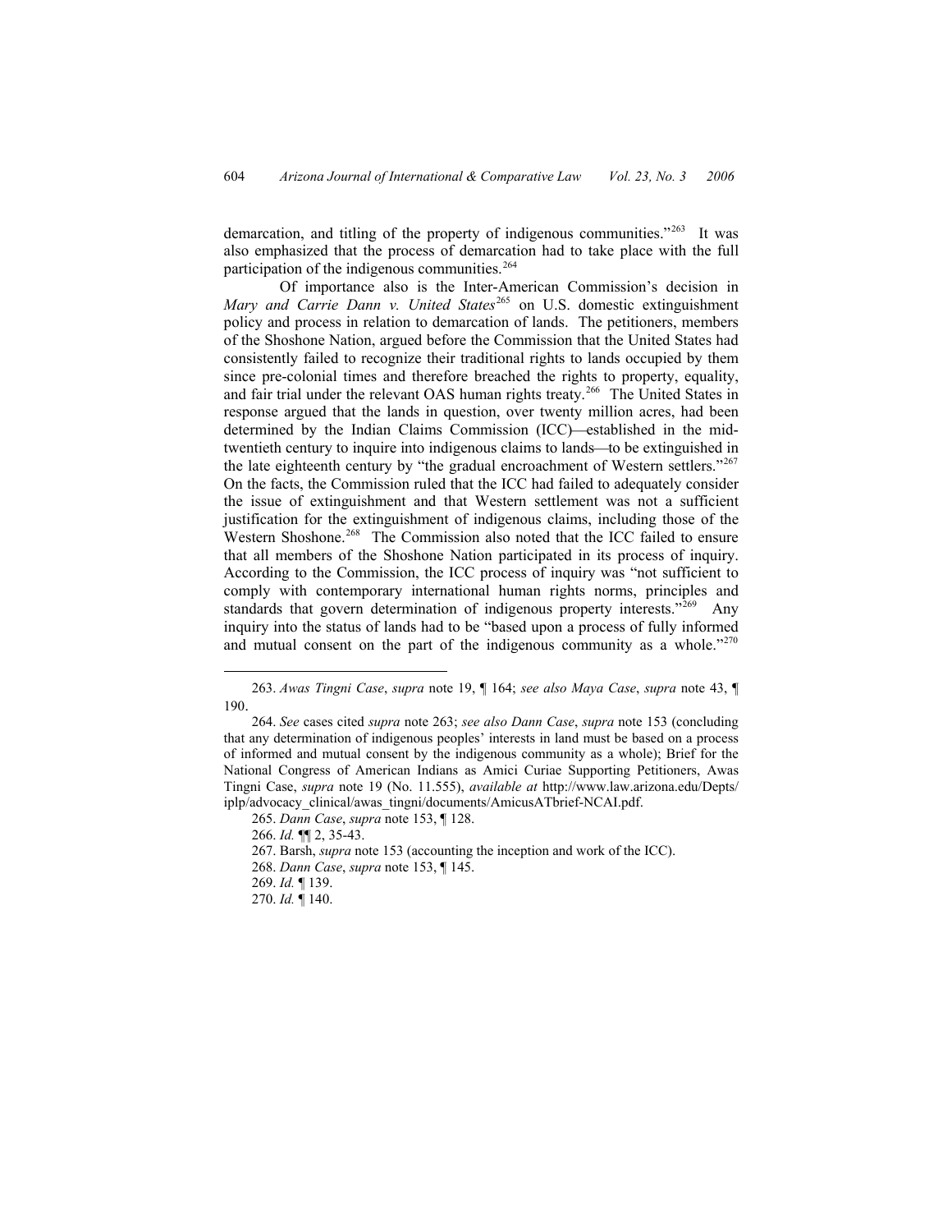demarcation, and titling of the property of indigenous communities."[263] It was also emphasized that the process of demarcation had to take place with the full participation of the indigenous communities.[264]

Of importance also is the Inter-American Commission's decision in *Mary and Carrie Dann v. United States*[265] on U.S. domestic extinguishment policy and process in relation to demarcation of lands. The petitioners, members of the Shoshone Nation, argued before the Commission that the United States had consistently failed to recognize their traditional rights to lands occupied by them since pre-colonial times and therefore breached the rights to property, equality, and fair trial under the relevant OAS human rights treaty.[266] The United States in response argued that the lands in question, over twenty million acres, had been determined by the Indian Claims Commission (ICC)—established in the mid-twentieth century to inquire into indigenous claims to lands—to be extinguished in the late eighteenth century by "the gradual encroachment of Western settlers."[267] On the facts, the Commission ruled that the ICC had failed to adequately consider the issue of extinguishment and that Western settlement was not a sufficient justification for the extinguishment of indigenous claims, including those of the Western Shoshone.[268] The Commission also noted that the ICC failed to ensure that all members of the Shoshone Nation participated in its process of inquiry. According to the Commission, the ICC process of inquiry was "not sufficient to comply with contemporary international human rights norms, principles and standards that govern determination of indigenous property interests."[269] Any inquiry into the status of lands had to be "based upon a process of fully informed and mutual consent on the part of the indigenous community as a whole."[270]

---

263. *Awas Tingni Case*, *supra* note 19, ¶ 164; *see also Maya Case*, *supra* note 43, ¶ 190.

264. *See* cases cited *supra* note 263; *see also Dann Case*, *supra* note 153 (concluding that any determination of indigenous peoples' interests in land must be based on a process of informed and mutual consent by the indigenous community as a whole); Brief for the National Congress of American Indians as Amici Curiae Supporting Petitioners, Awas Tingni Case, *supra* note 19 (No. 11.555), *available at* http://www.law.arizona.edu/Depts/iplp/advocacy_clinical/awas_tingni/documents/AmicusATbrief-NCAI.pdf.

265. *Dann Case*, *supra* note 153, ¶ 128.

266. *Id.* ¶¶ 2, 35-43.

267. Barsh, *supra* note 153 (accounting the inception and work of the ICC).

268. *Dann Case*, *supra* note 153, ¶ 145.

269. *Id.* ¶ 139.

270. *Id.* ¶ 140.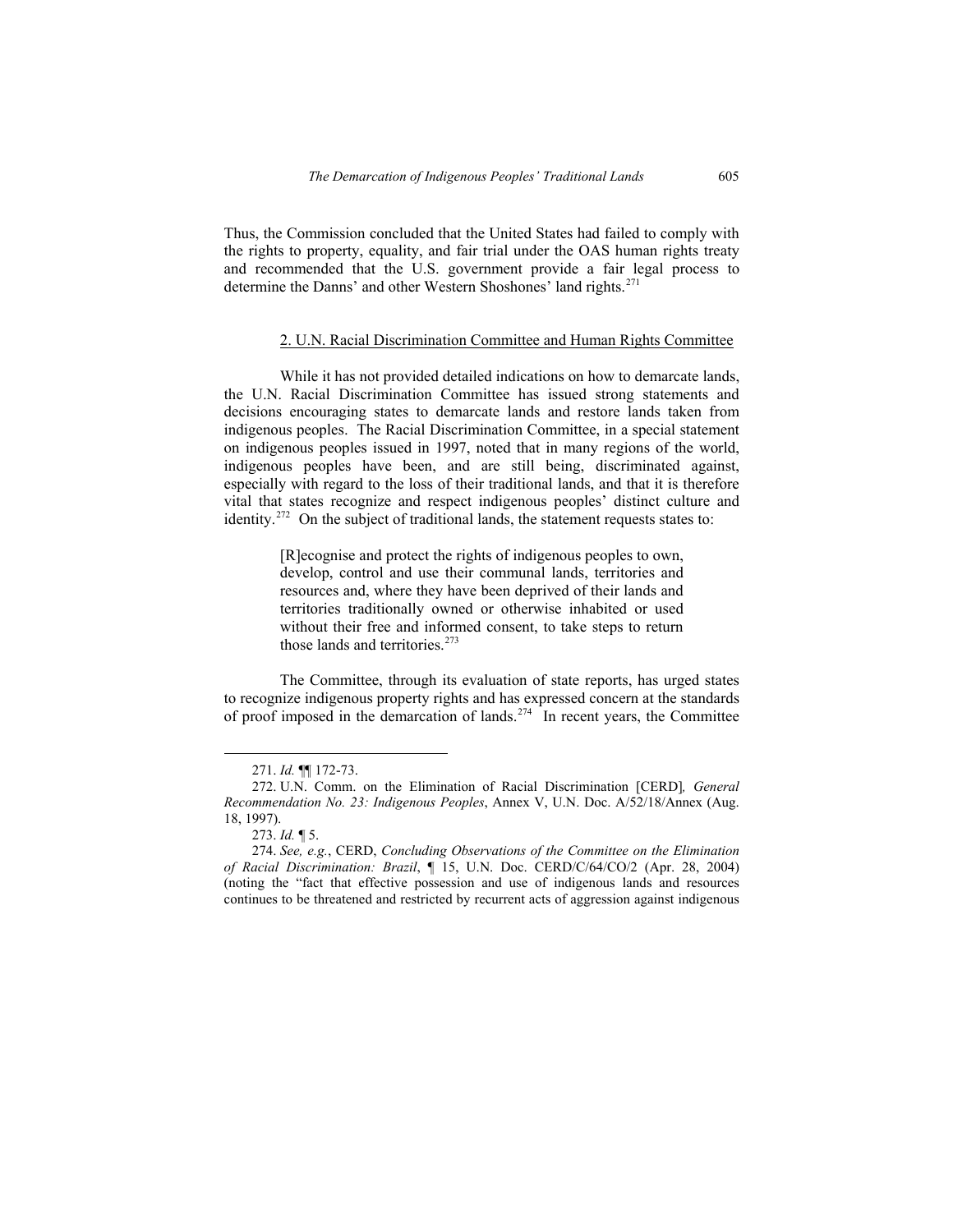Thus, the Commission concluded that the United States had failed to comply with the rights to property, equality, and fair trial under the OAS human rights treaty and recommended that the U.S. government provide a fair legal process to determine the Danns' and other Western Shoshones' land rights.[271]

### 2. U.N. Racial Discrimination Committee and Human Rights Committee

While it has not provided detailed indications on how to demarcate lands, the U.N. Racial Discrimination Committee has issued strong statements and decisions encouraging states to demarcate lands and restore lands taken from indigenous peoples. The Racial Discrimination Committee, in a special statement on indigenous peoples issued in 1997, noted that in many regions of the world, indigenous peoples have been, and are still being, discriminated against, especially with regard to the loss of their traditional lands, and that it is therefore vital that states recognize and respect indigenous peoples' distinct culture and identity.[272] On the subject of traditional lands, the statement requests states to:

> [R]ecognise and protect the rights of indigenous peoples to own, develop, control and use their communal lands, territories and resources and, where they have been deprived of their lands and territories traditionally owned or otherwise inhabited or used without their free and informed consent, to take steps to return those lands and territories.[273]

The Committee, through its evaluation of state reports, has urged states to recognize indigenous property rights and has expressed concern at the standards of proof imposed in the demarcation of lands.[274] In recent years, the Committee

---

271. *Id.* ¶¶ 172-73.

272. U.N. Comm. on the Elimination of Racial Discrimination [CERD]*, General Recommendation No. 23: Indigenous Peoples*, Annex V, U.N. Doc. A/52/18/Annex (Aug. 18, 1997).

273. *Id.* ¶ 5.

274. *See, e.g.*, CERD, *Concluding Observations of the Committee on the Elimination of Racial Discrimination: Brazil*, ¶ 15, U.N. Doc. CERD/C/64/CO/2 (Apr. 28, 2004) (noting the "fact that effective possession and use of indigenous lands and resources continues to be threatened and restricted by recurrent acts of aggression against indigenous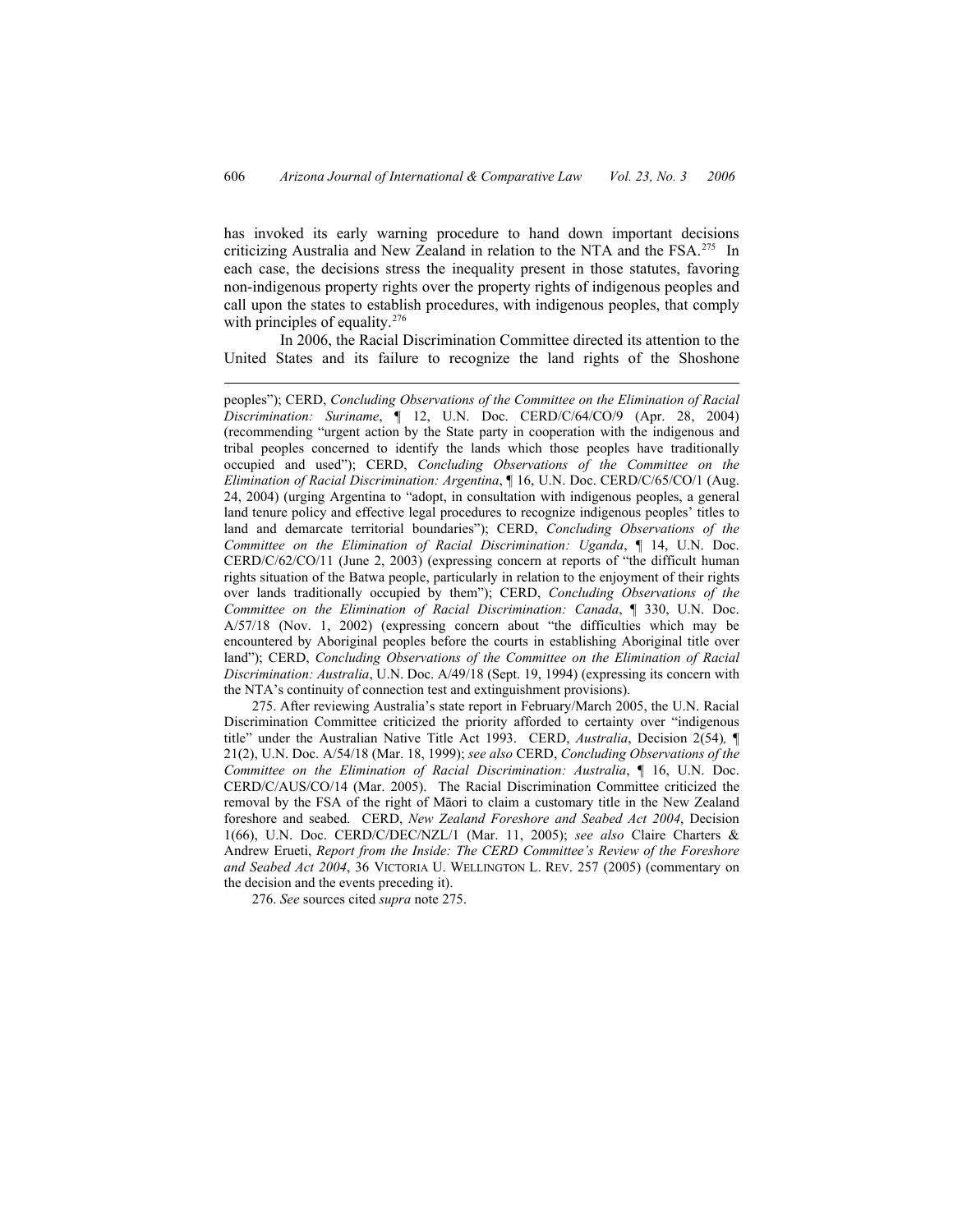has invoked its early warning procedure to hand down important decisions criticizing Australia and New Zealand in relation to the NTA and the FSA.[275] In each case, the decisions stress the inequality present in those statutes, favoring non-indigenous property rights over the property rights of indigenous peoples and call upon the states to establish procedures, with indigenous peoples, that comply with principles of equality.[276]

In 2006, the Racial Discrimination Committee directed its attention to the United States and its failure to recognize the land rights of the Shoshone

---

peoples"); CERD, *Concluding Observations of the Committee on the Elimination of Racial Discrimination: Suriname*, ¶ 12, U.N. Doc. CERD/C/64/CO/9 (Apr. 28, 2004) (recommending "urgent action by the State party in cooperation with the indigenous and tribal peoples concerned to identify the lands which those peoples have traditionally occupied and used"); CERD, *Concluding Observations of the Committee on the Elimination of Racial Discrimination: Argentina*, ¶ 16, U.N. Doc. CERD/C/65/CO/1 (Aug. 24, 2004) (urging Argentina to "adopt, in consultation with indigenous peoples, a general land tenure policy and effective legal procedures to recognize indigenous peoples' titles to land and demarcate territorial boundaries"); CERD, *Concluding Observations of the Committee on the Elimination of Racial Discrimination: Uganda*, ¶ 14, U.N. Doc. CERD/C/62/CO/11 (June 2, 2003) (expressing concern at reports of "the difficult human rights situation of the Batwa people, particularly in relation to the enjoyment of their rights over lands traditionally occupied by them"); CERD, *Concluding Observations of the Committee on the Elimination of Racial Discrimination: Canada*, ¶ 330, U.N. Doc. A/57/18 (Nov. 1, 2002) (expressing concern about "the difficulties which may be encountered by Aboriginal peoples before the courts in establishing Aboriginal title over land"); CERD, *Concluding Observations of the Committee on the Elimination of Racial Discrimination: Australia*, U.N. Doc. A/49/18 (Sept. 19, 1994) (expressing its concern with the NTA's continuity of connection test and extinguishment provisions).

275. After reviewing Australia's state report in February/March 2005, the U.N. Racial Discrimination Committee criticized the priority afforded to certainty over "indigenous title" under the Australian Native Title Act 1993. CERD, *Australia*, Decision 2(54), ¶ 21(2), U.N. Doc. A/54/18 (Mar. 18, 1999); *see also* CERD, *Concluding Observations of the Committee on the Elimination of Racial Discrimination: Australia*, ¶ 16, U.N. Doc. CERD/C/AUS/CO/14 (Mar. 2005). The Racial Discrimination Committee criticized the removal by the FSA of the right of Māori to claim a customary title in the New Zealand foreshore and seabed. CERD, *New Zealand Foreshore and Seabed Act 2004*, Decision 1(66), U.N. Doc. CERD/C/DEC/NZL/1 (Mar. 11, 2005); *see also* Claire Charters & Andrew Erueti, *Report from the Inside: The CERD Committee's Review of the Foreshore and Seabed Act 2004*, 36 VICTORIA U. WELLINGTON L. REV. 257 (2005) (commentary on the decision and the events preceding it).

276. *See* sources cited *supra* note 275.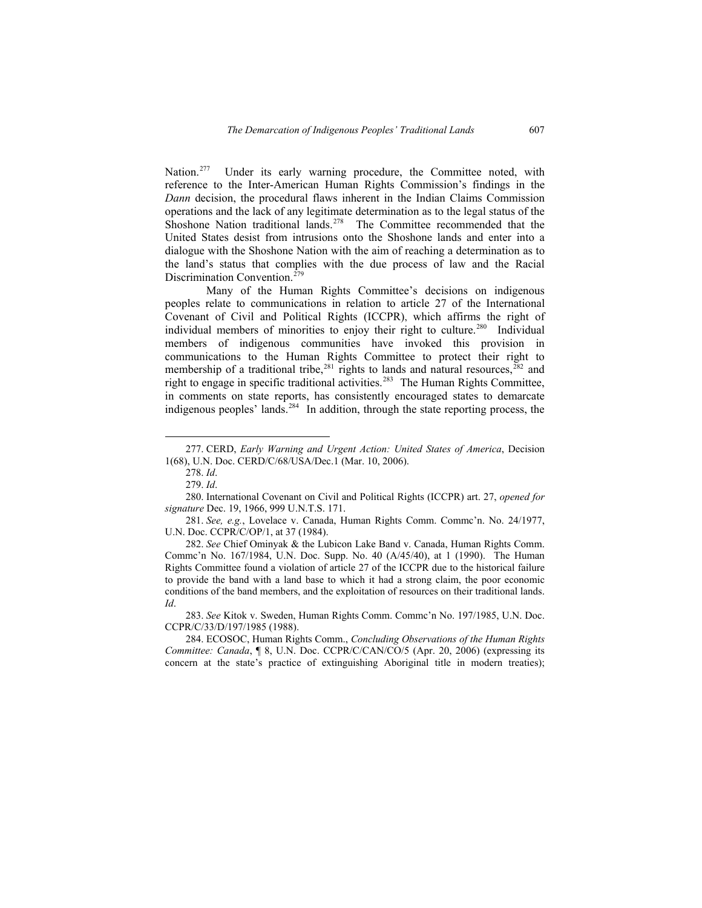Nation.[277] Under its early warning procedure, the Committee noted, with reference to the Inter-American Human Rights Commission's findings in the *Dann* decision, the procedural flaws inherent in the Indian Claims Commission operations and the lack of any legitimate determination as to the legal status of the Shoshone Nation traditional lands.[278] The Committee recommended that the United States desist from intrusions onto the Shoshone lands and enter into a dialogue with the Shoshone Nation with the aim of reaching a determination as to the land's status that complies with the due process of law and the Racial Discrimination Convention.[279]

Many of the Human Rights Committee's decisions on indigenous peoples relate to communications in relation to article 27 of the International Covenant of Civil and Political Rights (ICCPR), which affirms the right of individual members of minorities to enjoy their right to culture.[280] Individual members of indigenous communities have invoked this provision in communications to the Human Rights Committee to protect their right to membership of a traditional tribe,[281] rights to lands and natural resources,[282] and right to engage in specific traditional activities.[283] The Human Rights Committee, in comments on state reports, has consistently encouraged states to demarcate indigenous peoples' lands.[284] In addition, through the state reporting process, the

---

277. CERD, *Early Warning and Urgent Action: United States of America*, Decision 1(68), U.N. Doc. CERD/C/68/USA/Dec.1 (Mar. 10, 2006).

278. *Id*.

279. *Id*.

280. International Covenant on Civil and Political Rights (ICCPR) art. 27, *opened for signature* Dec. 19, 1966, 999 U.N.T.S. 171.

281. *See, e.g.*, Lovelace v. Canada, Human Rights Comm. Commc'n. No. 24/1977, U.N. Doc. CCPR/C/OP/1, at 37 (1984).

282. *See* Chief Ominyak & the Lubicon Lake Band v. Canada, Human Rights Comm. Commc'n No. 167/1984, U.N. Doc. Supp. No. 40 (A/45/40), at 1 (1990). The Human Rights Committee found a violation of article 27 of the ICCPR due to the historical failure to provide the band with a land base to which it had a strong claim, the poor economic conditions of the band members, and the exploitation of resources on their traditional lands. *Id*.

283. *See* Kitok v. Sweden, Human Rights Comm. Commc'n No. 197/1985, U.N. Doc. CCPR/C/33/D/197/1985 (1988).

284. ECOSOC, Human Rights Comm., *Concluding Observations of the Human Rights Committee: Canada*, ¶ 8, U.N. Doc. CCPR/C/CAN/CO/5 (Apr. 20, 2006) (expressing its concern at the state's practice of extinguishing Aboriginal title in modern treaties);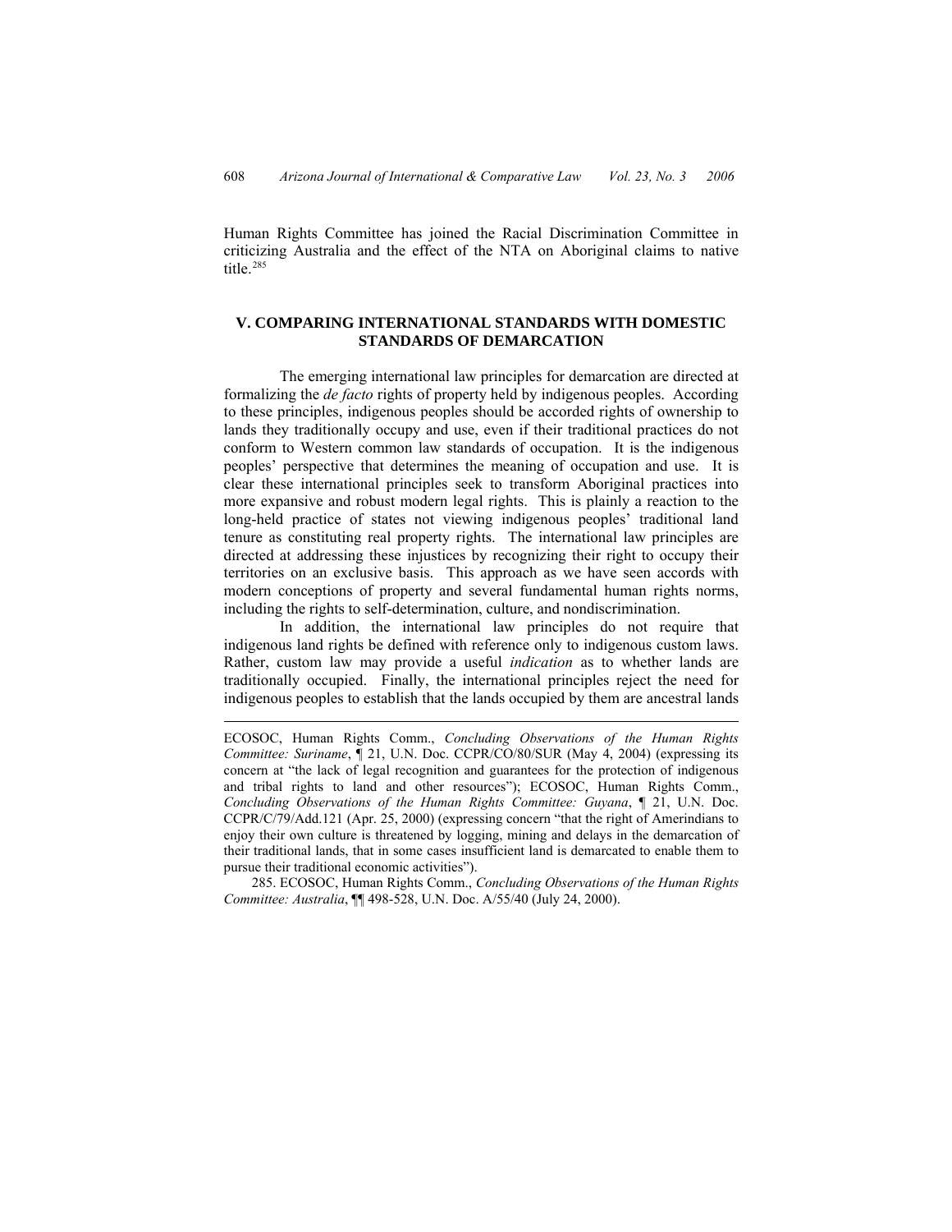Human Rights Committee has joined the Racial Discrimination Committee in criticizing Australia and the effect of the NTA on Aboriginal claims to native title.[285]

## V. COMPARING INTERNATIONAL STANDARDS WITH DOMESTIC STANDARDS OF DEMARCATION

The emerging international law principles for demarcation are directed at formalizing the *de facto* rights of property held by indigenous peoples. According to these principles, indigenous peoples should be accorded rights of ownership to lands they traditionally occupy and use, even if their traditional practices do not conform to Western common law standards of occupation. It is the indigenous peoples' perspective that determines the meaning of occupation and use. It is clear these international principles seek to transform Aboriginal practices into more expansive and robust modern legal rights. This is plainly a reaction to the long-held practice of states not viewing indigenous peoples' traditional land tenure as constituting real property rights. The international law principles are directed at addressing these injustices by recognizing their right to occupy their territories on an exclusive basis. This approach as we have seen accords with modern conceptions of property and several fundamental human rights norms, including the rights to self-determination, culture, and nondiscrimination.

In addition, the international law principles do not require that indigenous land rights be defined with reference only to indigenous custom laws. Rather, custom law may provide a useful *indication* as to whether lands are traditionally occupied. Finally, the international principles reject the need for indigenous peoples to establish that the lands occupied by them are ancestral lands

---

ECOSOC, Human Rights Comm., *Concluding Observations of the Human Rights Committee: Suriname*, ¶ 21, U.N. Doc. CCPR/CO/80/SUR (May 4, 2004) (expressing its concern at "the lack of legal recognition and guarantees for the protection of indigenous and tribal rights to land and other resources"); ECOSOC, Human Rights Comm., *Concluding Observations of the Human Rights Committee: Guyana*, ¶ 21, U.N. Doc. CCPR/C/79/Add.121 (Apr. 25, 2000) (expressing concern "that the right of Amerindians to enjoy their own culture is threatened by logging, mining and delays in the demarcation of their traditional lands, that in some cases insufficient land is demarcated to enable them to pursue their traditional economic activities").

285. ECOSOC, Human Rights Comm., *Concluding Observations of the Human Rights Committee: Australia*, ¶¶ 498-528, U.N. Doc. A/55/40 (July 24, 2000).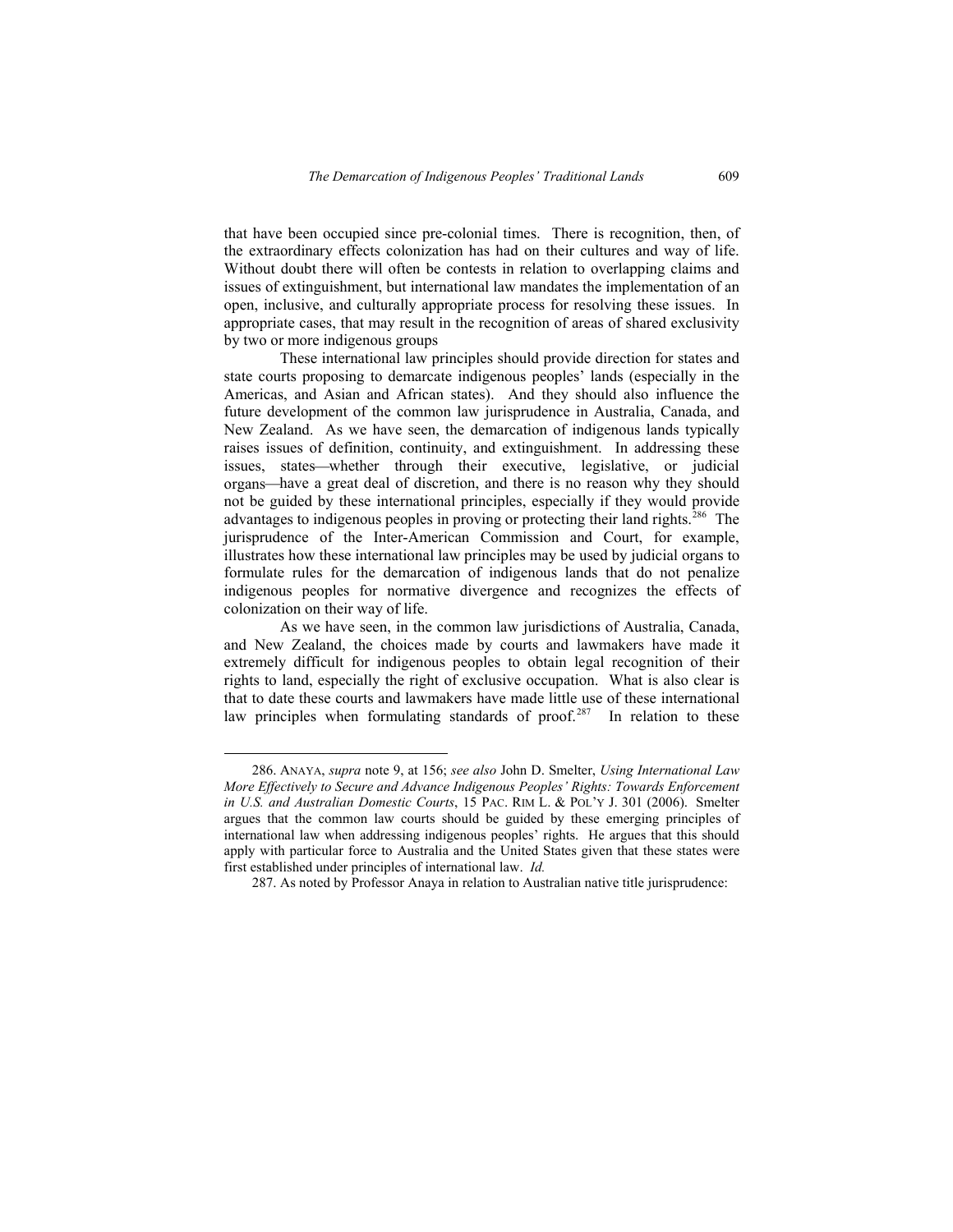that have been occupied since pre-colonial times. There is recognition, then, of the extraordinary effects colonization has had on their cultures and way of life. Without doubt there will often be contests in relation to overlapping claims and issues of extinguishment, but international law mandates the implementation of an open, inclusive, and culturally appropriate process for resolving these issues. In appropriate cases, that may result in the recognition of areas of shared exclusivity by two or more indigenous groups

These international law principles should provide direction for states and state courts proposing to demarcate indigenous peoples' lands (especially in the Americas, and Asian and African states). And they should also influence the future development of the common law jurisprudence in Australia, Canada, and New Zealand. As we have seen, the demarcation of indigenous lands typically raises issues of definition, continuity, and extinguishment. In addressing these issues, states—whether through their executive, legislative, or judicial organs—have a great deal of discretion, and there is no reason why they should not be guided by these international principles, especially if they would provide advantages to indigenous peoples in proving or protecting their land rights.[286] The jurisprudence of the Inter-American Commission and Court, for example, illustrates how these international law principles may be used by judicial organs to formulate rules for the demarcation of indigenous lands that do not penalize indigenous peoples for normative divergence and recognizes the effects of colonization on their way of life.

As we have seen, in the common law jurisdictions of Australia, Canada, and New Zealand, the choices made by courts and lawmakers have made it extremely difficult for indigenous peoples to obtain legal recognition of their rights to land, especially the right of exclusive occupation. What is also clear is that to date these courts and lawmakers have made little use of these international law principles when formulating standards of proof.[287] In relation to these

---

286. ANAYA, *supra* note 9, at 156; *see also* John D. Smelter, *Using International Law More Effectively to Secure and Advance Indigenous Peoples' Rights: Towards Enforcement in U.S. and Australian Domestic Courts*, 15 PAC. RIM L. & POL'Y J. 301 (2006). Smelter argues that the common law courts should be guided by these emerging principles of international law when addressing indigenous peoples' rights. He argues that this should apply with particular force to Australia and the United States given that these states were first established under principles of international law. *Id.*

287. As noted by Professor Anaya in relation to Australian native title jurisprudence: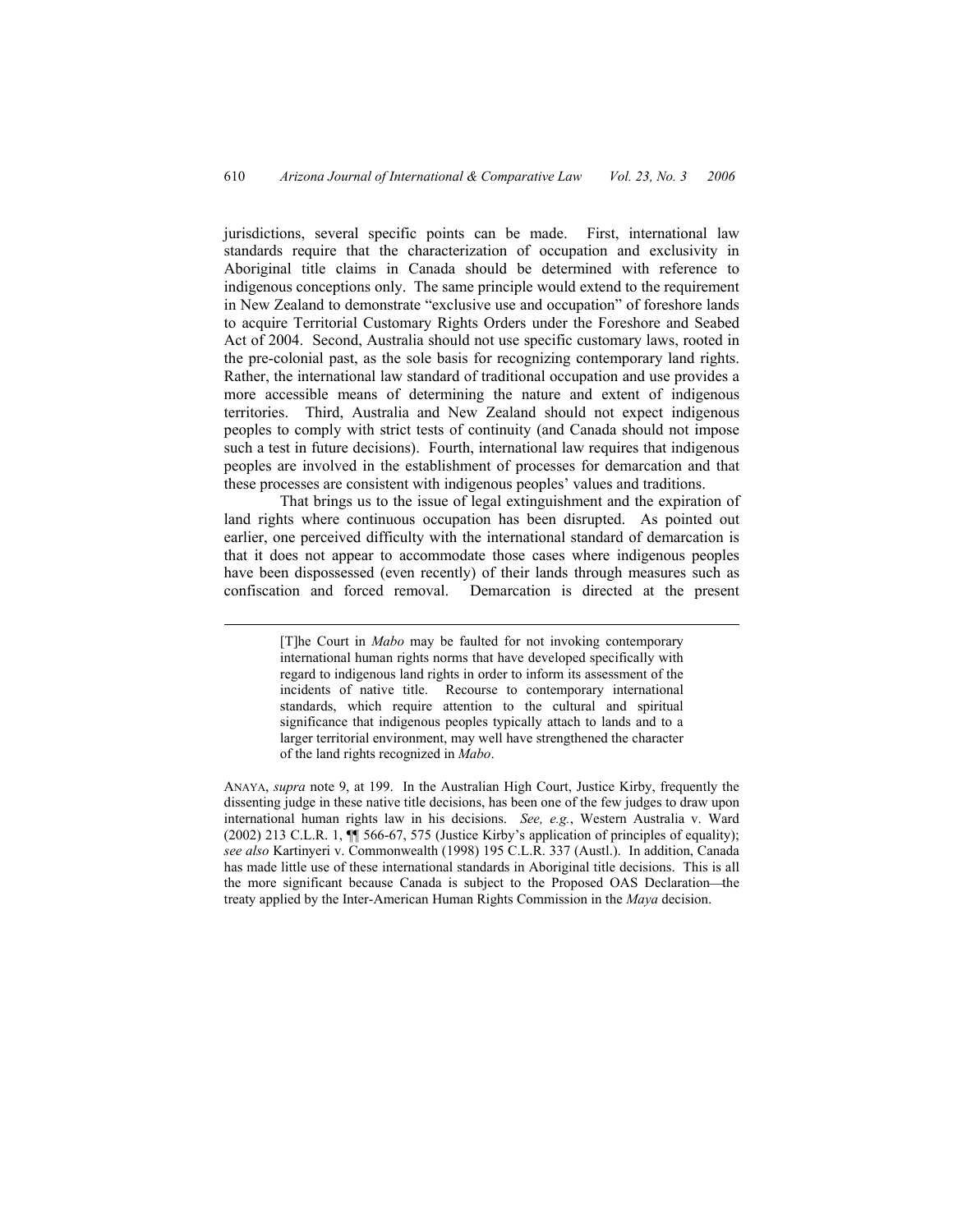jurisdictions, several specific points can be made. First, international law standards require that the characterization of occupation and exclusivity in Aboriginal title claims in Canada should be determined with reference to indigenous conceptions only. The same principle would extend to the requirement in New Zealand to demonstrate "exclusive use and occupation" of foreshore lands to acquire Territorial Customary Rights Orders under the Foreshore and Seabed Act of 2004. Second, Australia should not use specific customary laws, rooted in the pre-colonial past, as the sole basis for recognizing contemporary land rights. Rather, the international law standard of traditional occupation and use provides a more accessible means of determining the nature and extent of indigenous territories. Third, Australia and New Zealand should not expect indigenous peoples to comply with strict tests of continuity (and Canada should not impose such a test in future decisions). Fourth, international law requires that indigenous peoples are involved in the establishment of processes for demarcation and that these processes are consistent with indigenous peoples' values and traditions.

That brings us to the issue of legal extinguishment and the expiration of land rights where continuous occupation has been disrupted. As pointed out earlier, one perceived difficulty with the international standard of demarcation is that it does not appear to accommodate those cases where indigenous peoples have been dispossessed (even recently) of their lands through measures such as confiscation and forced removal. Demarcation is directed at the present

---

> [T]he Court in *Mabo* may be faulted for not invoking contemporary international human rights norms that have developed specifically with regard to indigenous land rights in order to inform its assessment of the incidents of native title. Recourse to contemporary international standards, which require attention to the cultural and spiritual significance that indigenous peoples typically attach to lands and to a larger territorial environment, may well have strengthened the character of the land rights recognized in *Mabo*.

ANAYA, *supra* note 9, at 199. In the Australian High Court, Justice Kirby, frequently the dissenting judge in these native title decisions, has been one of the few judges to draw upon international human rights law in his decisions. *See, e.g.*, Western Australia v. Ward (2002) 213 C.L.R. 1, ¶¶ 566-67, 575 (Justice Kirby's application of principles of equality); *see also* Kartinyeri v. Commonwealth (1998) 195 C.L.R. 337 (Austl.). In addition, Canada has made little use of these international standards in Aboriginal title decisions. This is all the more significant because Canada is subject to the Proposed OAS Declaration—the treaty applied by the Inter-American Human Rights Commission in the *Maya* decision.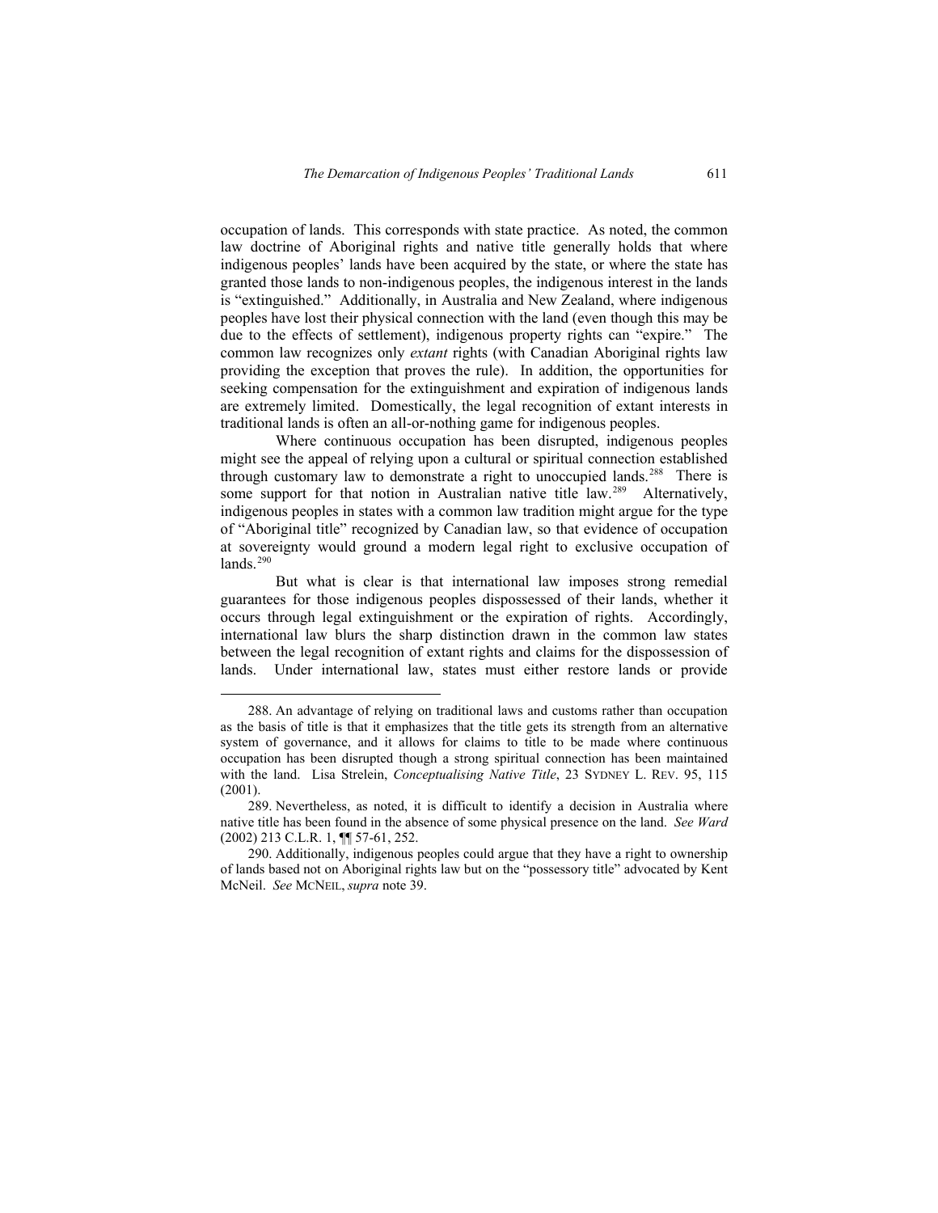occupation of lands. This corresponds with state practice. As noted, the common law doctrine of Aboriginal rights and native title generally holds that where indigenous peoples' lands have been acquired by the state, or where the state has granted those lands to non-indigenous peoples, the indigenous interest in the lands is "extinguished." Additionally, in Australia and New Zealand, where indigenous peoples have lost their physical connection with the land (even though this may be due to the effects of settlement), indigenous property rights can "expire." The common law recognizes only *extant* rights (with Canadian Aboriginal rights law providing the exception that proves the rule). In addition, the opportunities for seeking compensation for the extinguishment and expiration of indigenous lands are extremely limited. Domestically, the legal recognition of extant interests in traditional lands is often an all-or-nothing game for indigenous peoples.

Where continuous occupation has been disrupted, indigenous peoples might see the appeal of relying upon a cultural or spiritual connection established through customary law to demonstrate a right to unoccupied lands.[288] There is some support for that notion in Australian native title law.[289] Alternatively, indigenous peoples in states with a common law tradition might argue for the type of "Aboriginal title" recognized by Canadian law, so that evidence of occupation at sovereignty would ground a modern legal right to exclusive occupation of lands.[290]

But what is clear is that international law imposes strong remedial guarantees for those indigenous peoples dispossessed of their lands, whether it occurs through legal extinguishment or the expiration of rights. Accordingly, international law blurs the sharp distinction drawn in the common law states between the legal recognition of extant rights and claims for the dispossession of lands. Under international law, states must either restore lands or provide

---

288. An advantage of relying on traditional laws and customs rather than occupation as the basis of title is that it emphasizes that the title gets its strength from an alternative system of governance, and it allows for claims to title to be made where continuous occupation has been disrupted though a strong spiritual connection has been maintained with the land. Lisa Strelein, *Conceptualising Native Title*, 23 SYDNEY L. REV. 95, 115 (2001).

289. Nevertheless, as noted, it is difficult to identify a decision in Australia where native title has been found in the absence of some physical presence on the land. *See Ward* (2002) 213 C.L.R. 1, ¶¶ 57-61, 252.

290. Additionally, indigenous peoples could argue that they have a right to ownership of lands based not on Aboriginal rights law but on the "possessory title" advocated by Kent McNeil. *See* MCNEIL, *supra* note 39.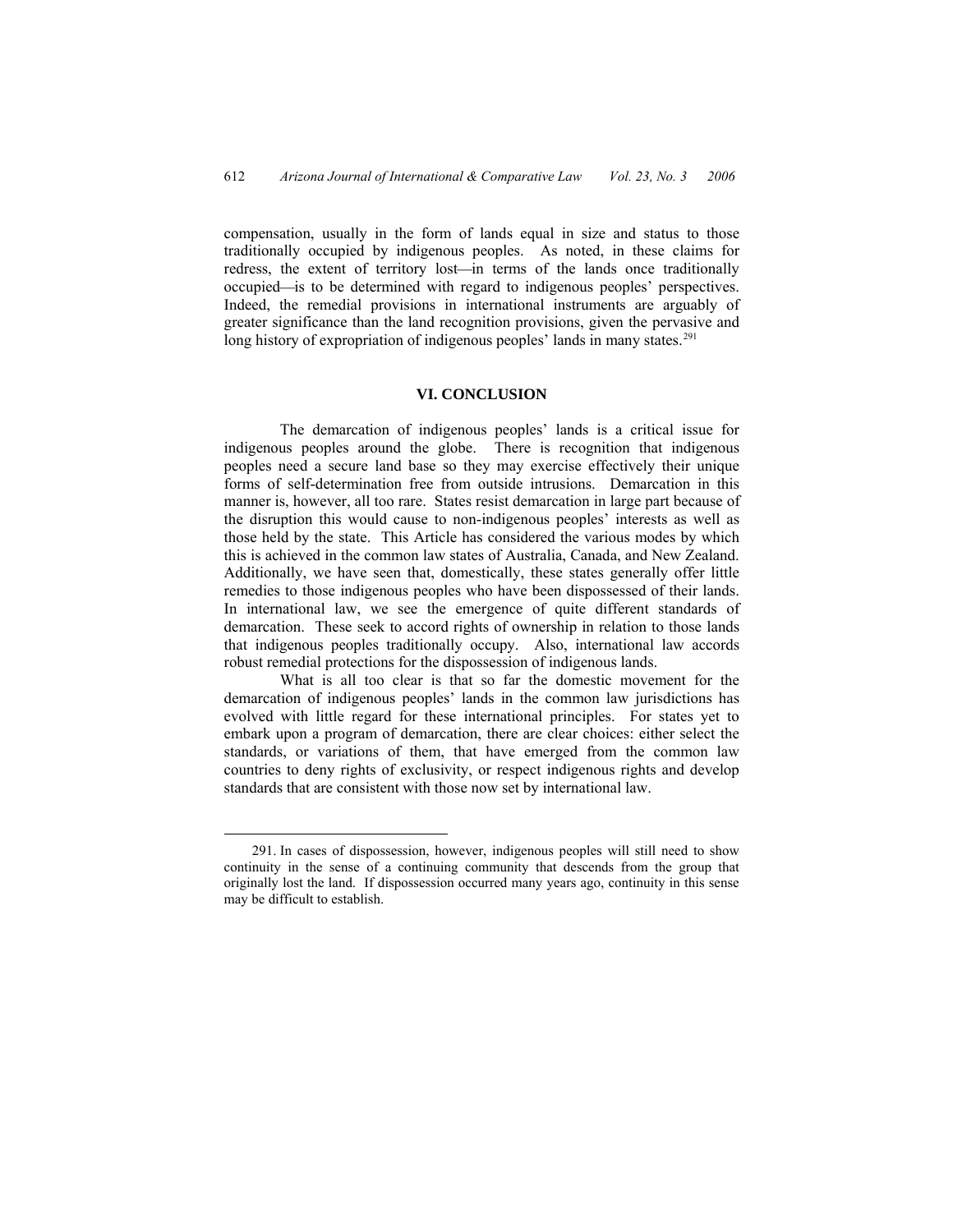compensation, usually in the form of lands equal in size and status to those traditionally occupied by indigenous peoples. As noted, in these claims for redress, the extent of territory lost—in terms of the lands once traditionally occupied—is to be determined with regard to indigenous peoples' perspectives. Indeed, the remedial provisions in international instruments are arguably of greater significance than the land recognition provisions, given the pervasive and long history of expropriation of indigenous peoples' lands in many states.[291]

## VI. CONCLUSION

The demarcation of indigenous peoples' lands is a critical issue for indigenous peoples around the globe. There is recognition that indigenous peoples need a secure land base so they may exercise effectively their unique forms of self-determination free from outside intrusions. Demarcation in this manner is, however, all too rare. States resist demarcation in large part because of the disruption this would cause to non-indigenous peoples' interests as well as those held by the state. This Article has considered the various modes by which this is achieved in the common law states of Australia, Canada, and New Zealand. Additionally, we have seen that, domestically, these states generally offer little remedies to those indigenous peoples who have been dispossessed of their lands. In international law, we see the emergence of quite different standards of demarcation. These seek to accord rights of ownership in relation to those lands that indigenous peoples traditionally occupy. Also, international law accords robust remedial protections for the dispossession of indigenous lands.

What is all too clear is that so far the domestic movement for the demarcation of indigenous peoples' lands in the common law jurisdictions has evolved with little regard for these international principles. For states yet to embark upon a program of demarcation, there are clear choices: either select the standards, or variations of them, that have emerged from the common law countries to deny rights of exclusivity, or respect indigenous rights and develop standards that are consistent with those now set by international law.

---

291. In cases of dispossession, however, indigenous peoples will still need to show continuity in the sense of a continuing community that descends from the group that originally lost the land. If dispossession occurred many years ago, continuity in this sense may be difficult to establish.